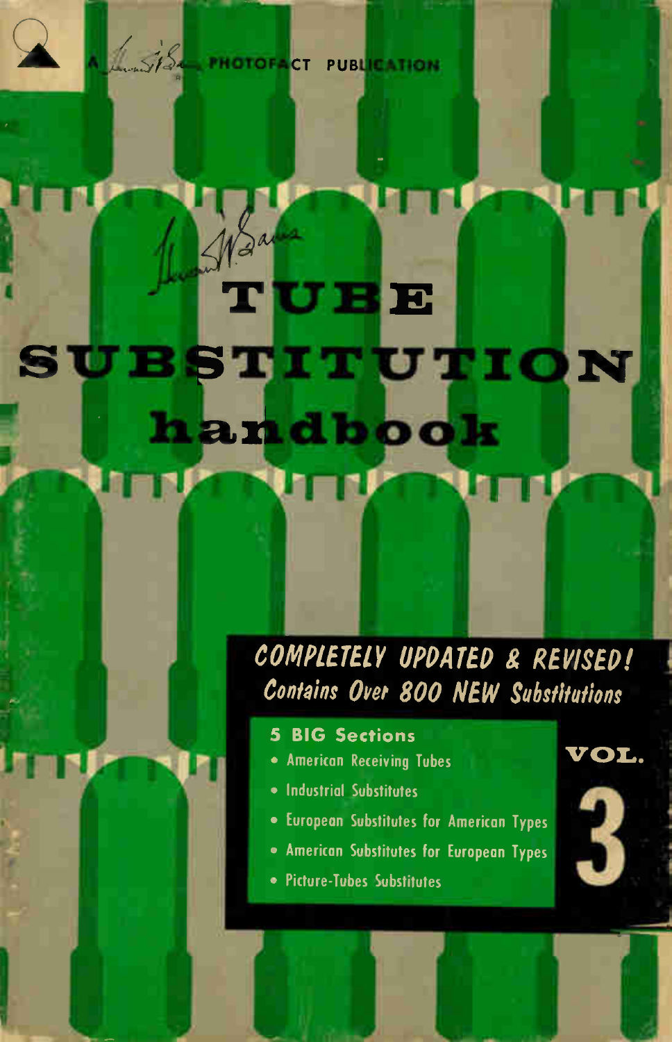A Howard W. Sams PHOTOFACT PUBLICATION

# Howard W. Sams TUBE SUBSTITUTION handbook

**COMPLETELY UPDATED & REVISED!**

*Contains Over 800 NEW Substitutions*

**5 BIG Sections**

- American Receiving Tubes
- Industrial Substitutes
- European Substitutes for American Types
- American Substitutes for European Types
- Picture-Tubes Substitutes

**VOL. 3**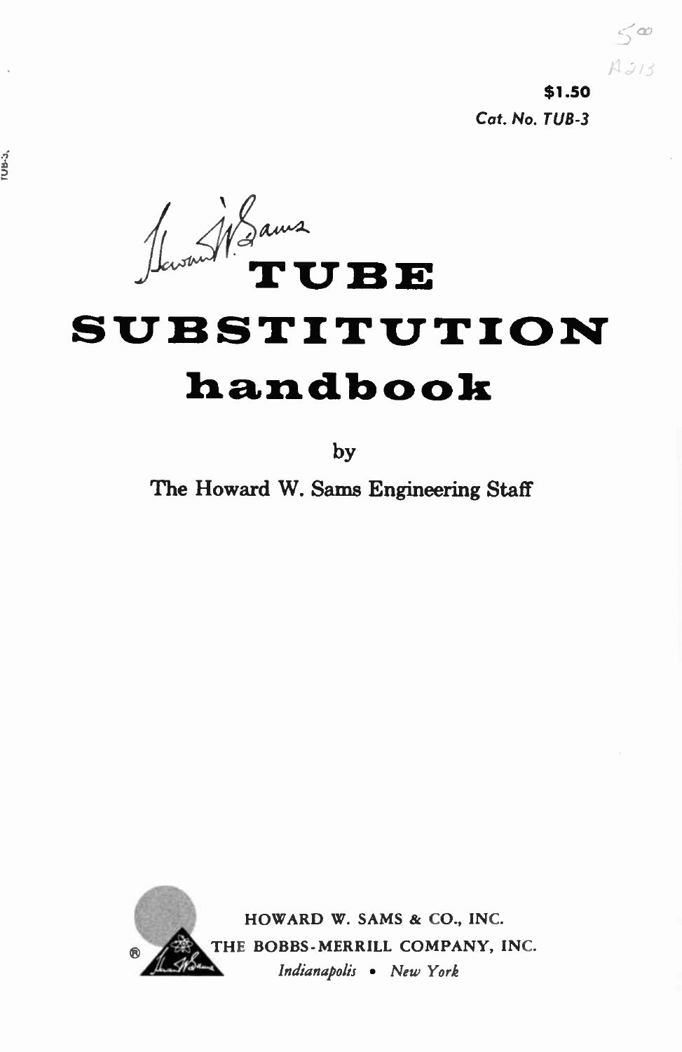$1.50

*Cat. No. TUB-3*

# TUBE SUBSTITUTION handbook

by

The Howard W. Sams Engineering Staff

HOWARD W. SAMS & CO., INC.

THE BOBBS-MERRILL COMPANY, INC.

*Indianapolis • New York*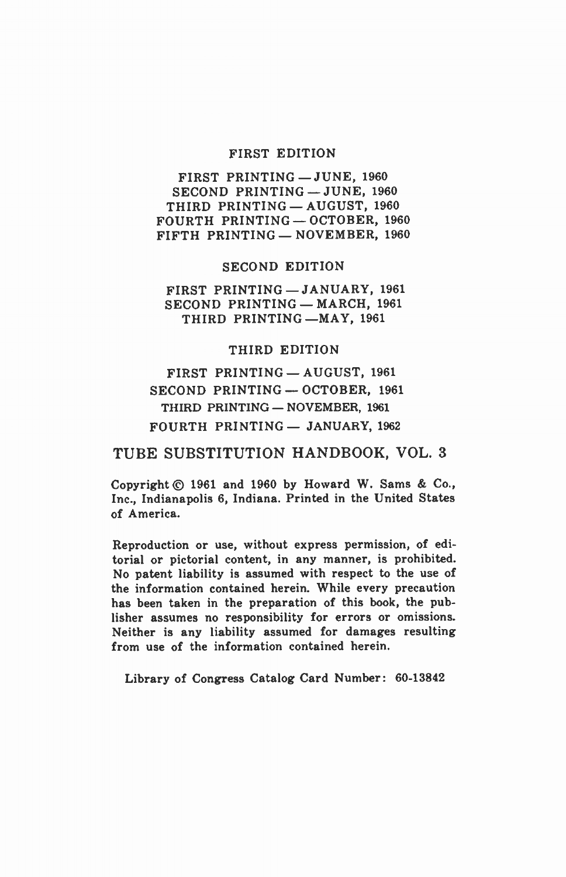FIRST EDITION

FIRST PRINTING — JUNE, 1960
SECOND PRINTING — JUNE, 1960
THIRD PRINTING — AUGUST, 1960
FOURTH PRINTING — OCTOBER, 1960
FIFTH PRINTING — NOVEMBER, 1960

SECOND EDITION

FIRST PRINTING — JANUARY, 1961
SECOND PRINTING — MARCH, 1961
THIRD PRINTING — MAY, 1961

THIRD EDITION

FIRST PRINTING — AUGUST, 1961
SECOND PRINTING — OCTOBER, 1961
THIRD PRINTING — NOVEMBER, 1961
FOURTH PRINTING — JANUARY, 1962

## TUBE SUBSTITUTION HANDBOOK, VOL. 3

Copyright © 1961 and 1960 by Howard W. Sams & Co., Inc., Indianapolis 6, Indiana. Printed in the United States of America.

Reproduction or use, without express permission, of editorial or pictorial content, in any manner, is prohibited. No patent liability is assumed with respect to the use of the information contained herein. While every precaution has been taken in the preparation of this book, the publisher assumes no responsibility for errors or omissions. Neither is any liability assumed for damages resulting from use of the information contained herein.

Library of Congress Catalog Card Number: 60-13842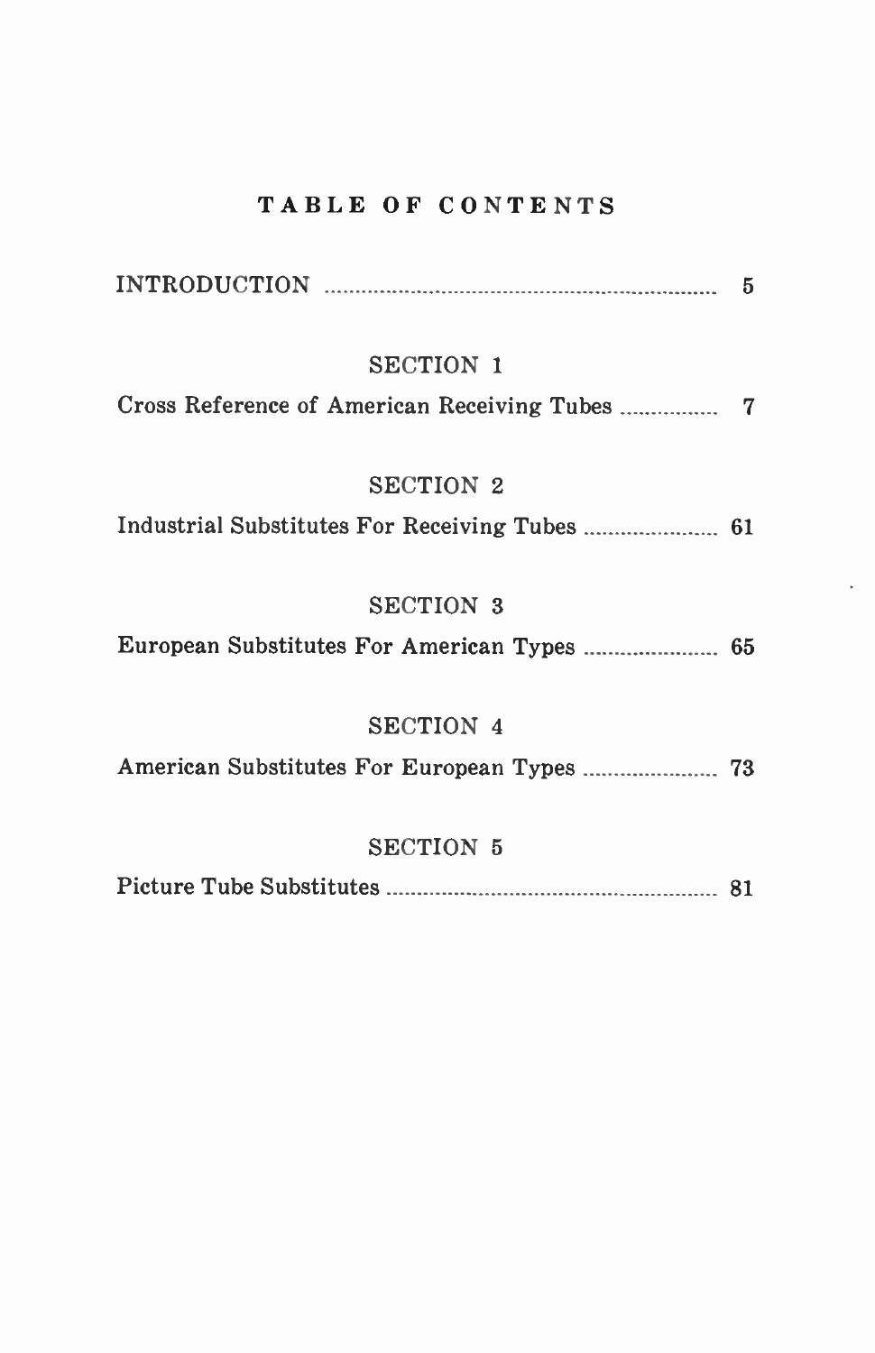# TABLE OF CONTENTS

INTRODUCTION ........................................................................ 5

## SECTION 1

Cross Reference of American Receiving Tubes ................ 7

## SECTION 2

Industrial Substitutes For Receiving Tubes ...................... 61

## SECTION 3

European Substitutes For American Types ...................... 65

## SECTION 4

American Substitutes For European Types ...................... 73

## SECTION 5

Picture Tube Substitutes ........................................................ 81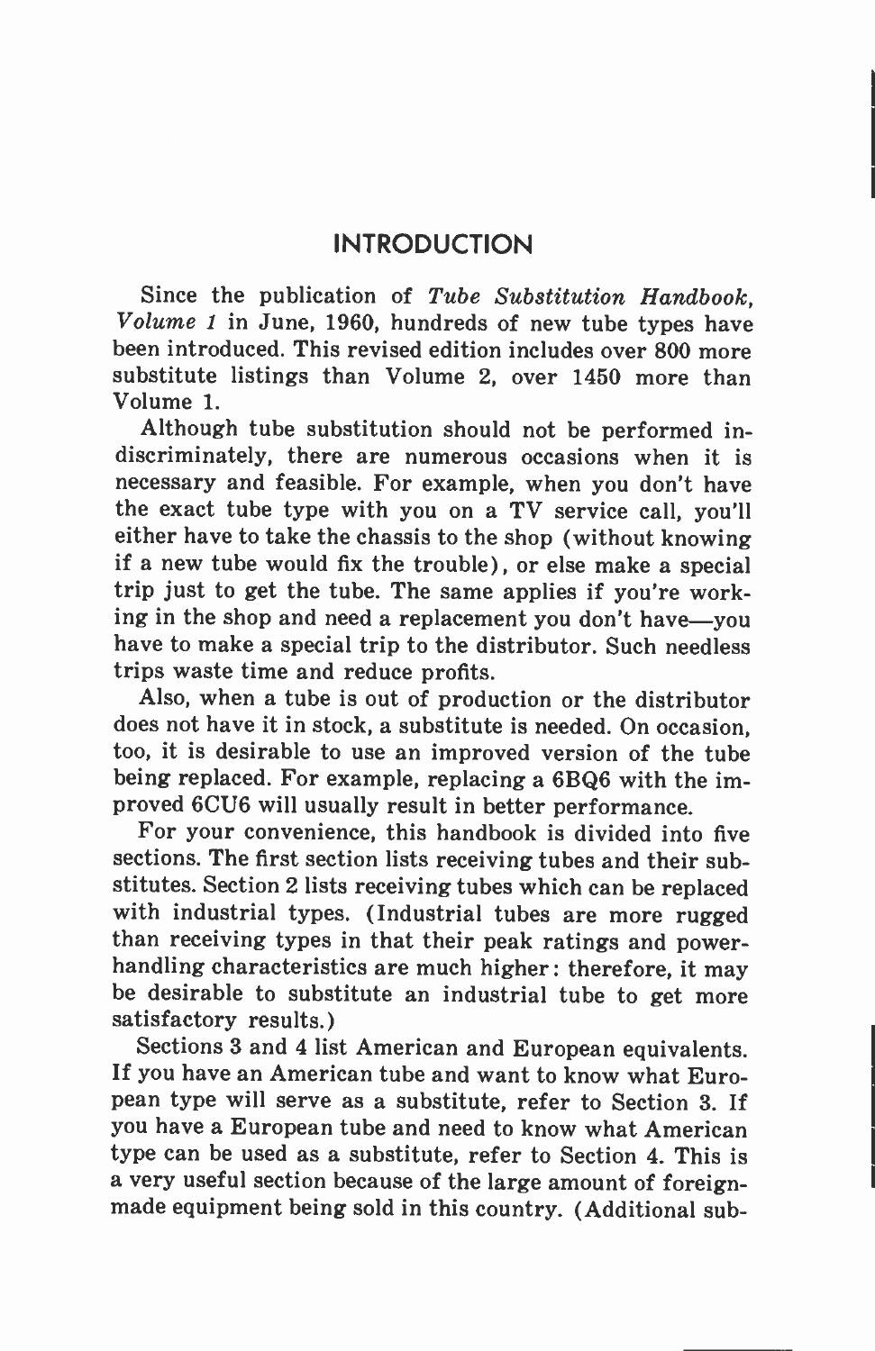# INTRODUCTION

Since the publication of *Tube Substitution Handbook, Volume 1* in June, 1960, hundreds of new tube types have been introduced. This revised edition includes over 800 more substitute listings than Volume 2, over 1450 more than Volume 1.

Although tube substitution should not be performed indiscriminately, there are numerous occasions when it is necessary and feasible. For example, when you don't have the exact tube type with you on a TV service call, you'll either have to take the chassis to the shop (without knowing if a new tube would fix the trouble), or else make a special trip just to get the tube. The same applies if you're working in the shop and need a replacement you don't have—you have to make a special trip to the distributor. Such needless trips waste time and reduce profits.

Also, when a tube is out of production or the distributor does not have it in stock, a substitute is needed. On occasion, too, it is desirable to use an improved version of the tube being replaced. For example, replacing a 6BQ6 with the improved 6CU6 will usually result in better performance.

For your convenience, this handbook is divided into five sections. The first section lists receiving tubes and their substitutes. Section 2 lists receiving tubes which can be replaced with industrial types. (Industrial tubes are more rugged than receiving types in that their peak ratings and power-handling characteristics are much higher: therefore, it may be desirable to substitute an industrial tube to get more satisfactory results.)

Sections 3 and 4 list American and European equivalents. If you have an American tube and want to know what European type will serve as a substitute, refer to Section 3. If you have a European tube and need to know what American type can be used as a substitute, refer to Section 4. This is a very useful section because of the large amount of foreign-made equipment being sold in this country. (Additional sub-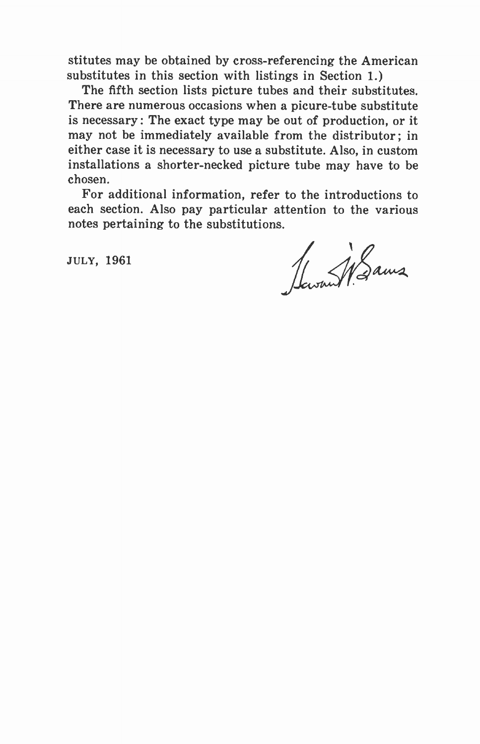stitutes may be obtained by cross-referencing the American substitutes in this section with listings in Section 1.)

The fifth section lists picture tubes and their substitutes. There are numerous occasions when a picure-tube substitute is necessary: The exact type may be out of production, or it may not be immediately available from the distributor; in either case it is necessary to use a substitute. Also, in custom installations a shorter-necked picture tube may have to be chosen.

For additional information, refer to the introductions to each section. Also pay particular attention to the various notes pertaining to the substitutions.

JULY, 1961

Howard W. Sams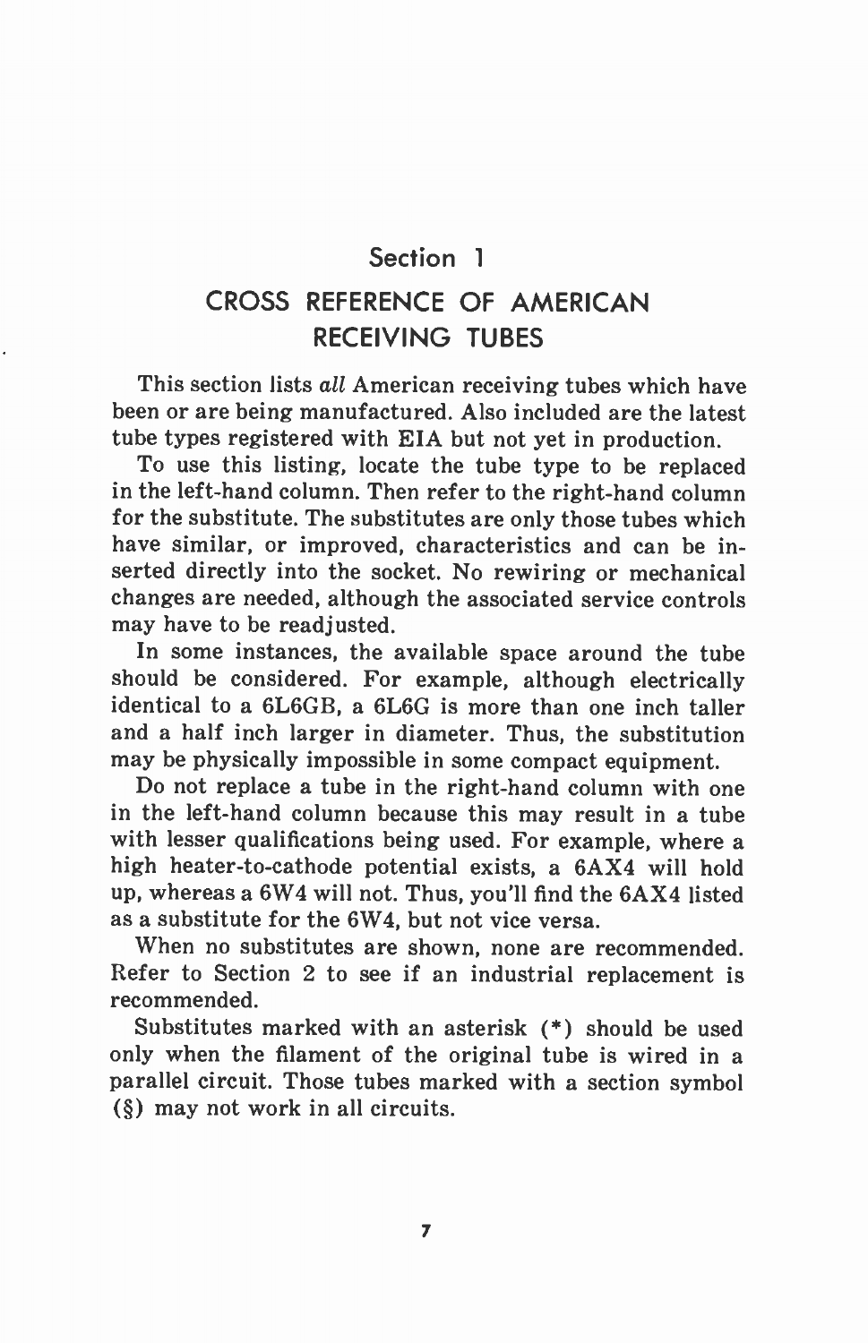## Section 1

# CROSS REFERENCE OF AMERICAN RECEIVING TUBES

This section lists *all* American receiving tubes which have been or are being manufactured. Also included are the latest tube types registered with EIA but not yet in production.

To use this listing, locate the tube type to be replaced in the left-hand column. Then refer to the right-hand column for the substitute. The substitutes are only those tubes which have similar, or improved, characteristics and can be inserted directly into the socket. No rewiring or mechanical changes are needed, although the associated service controls may have to be readjusted.

In some instances, the available space around the tube should be considered. For example, although electrically identical to a 6L6GB, a 6L6G is more than one inch taller and a half inch larger in diameter. Thus, the substitution may be physically impossible in some compact equipment.

Do not replace a tube in the right-hand column with one in the left-hand column because this may result in a tube with lesser qualifications being used. For example, where a high heater-to-cathode potential exists, a 6AX4 will hold up, whereas a 6W4 will not. Thus, you'll find the 6AX4 listed as a substitute for the 6W4, but not vice versa.

When no substitutes are shown, none are recommended. Refer to Section 2 to see if an industrial replacement is recommended.

Substitutes marked with an asterisk (*) should be used only when the filament of the original tube is wired in a parallel circuit. Those tubes marked with a section symbol (§) may not work in all circuits.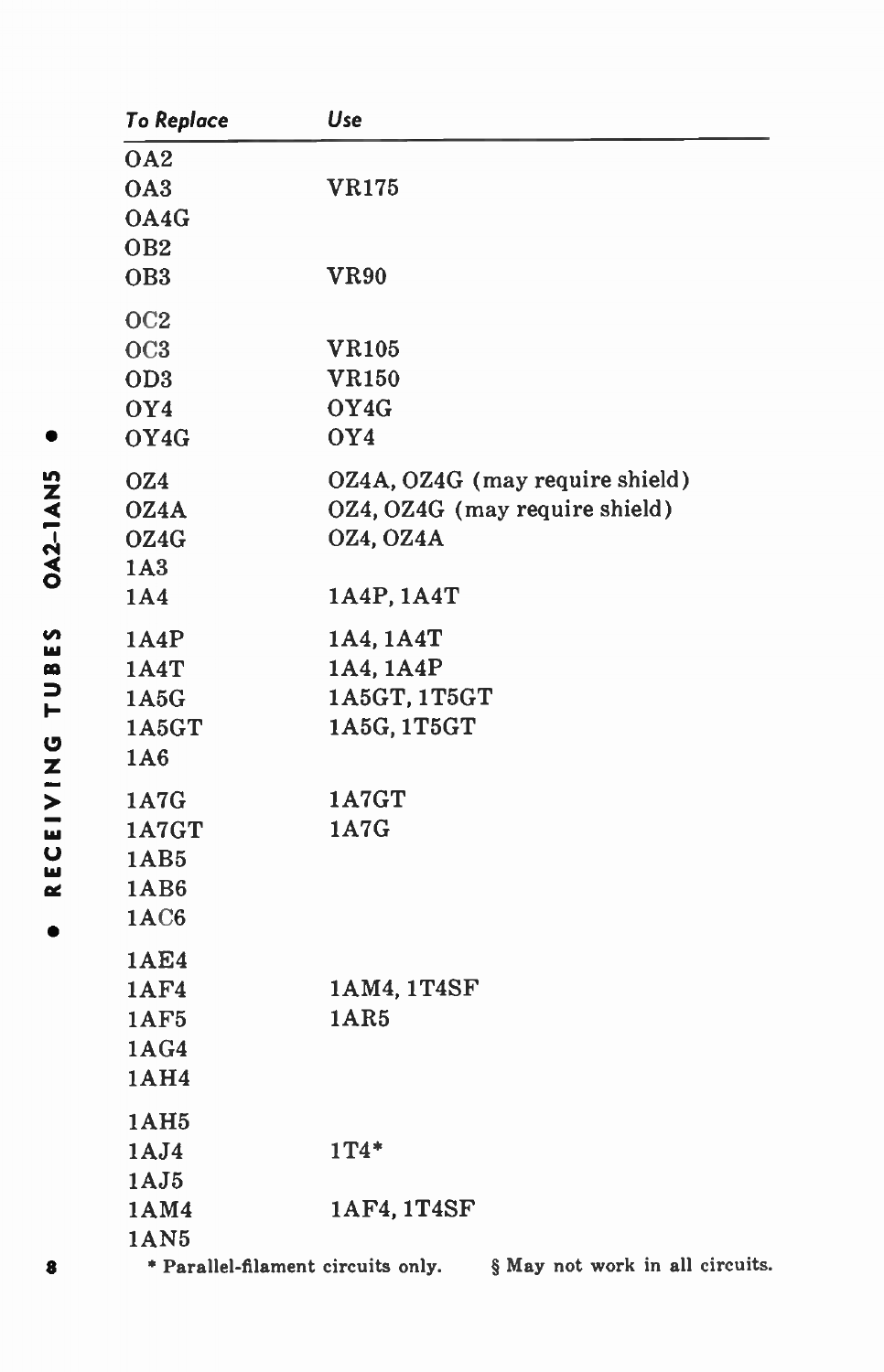| To Replace | Use |
| --- | --- |
| OA2 | |
| OA3 | VR175 |
| OA4G | |
| OB2 | |
| OB3 | VR90 |
| OC2 | |
| OC3 | VR105 |
| OD3 | VR150 |
| OY4 | OY4G |
| OY4G | OY4 |
| OZ4 | OZ4A, OZ4G (may require shield) |
| OZ4A | OZ4, OZ4G (may require shield) |
| OZ4G | OZ4, OZ4A |
| 1A3 | |
| 1A4 | 1A4P, 1A4T |
| 1A4P | 1A4, 1A4T |
| 1A4T | 1A4, 1A4P |
| 1A5G | 1A5GT, 1T5GT |
| 1A5GT | 1A5G, 1T5GT |
| 1A6 | |
| 1A7G | 1A7GT |
| 1A7GT | 1A7G |
| 1AB5 | |
| 1AB6 | |
| 1AC6 | |
| 1AE4 | |
| 1AF4 | 1AM4, 1T4SF |
| 1AF5 | 1AR5 |
| 1AG4 | |
| 1AH4 | |
| 1AH5 | |
| 1AJ4 | 1T4* |
| 1AJ5 | |
| 1AM4 | 1AF4, 1T4SF |
| 1AN5 | |

* Parallel-filament circuits only. § May not work in all circuits.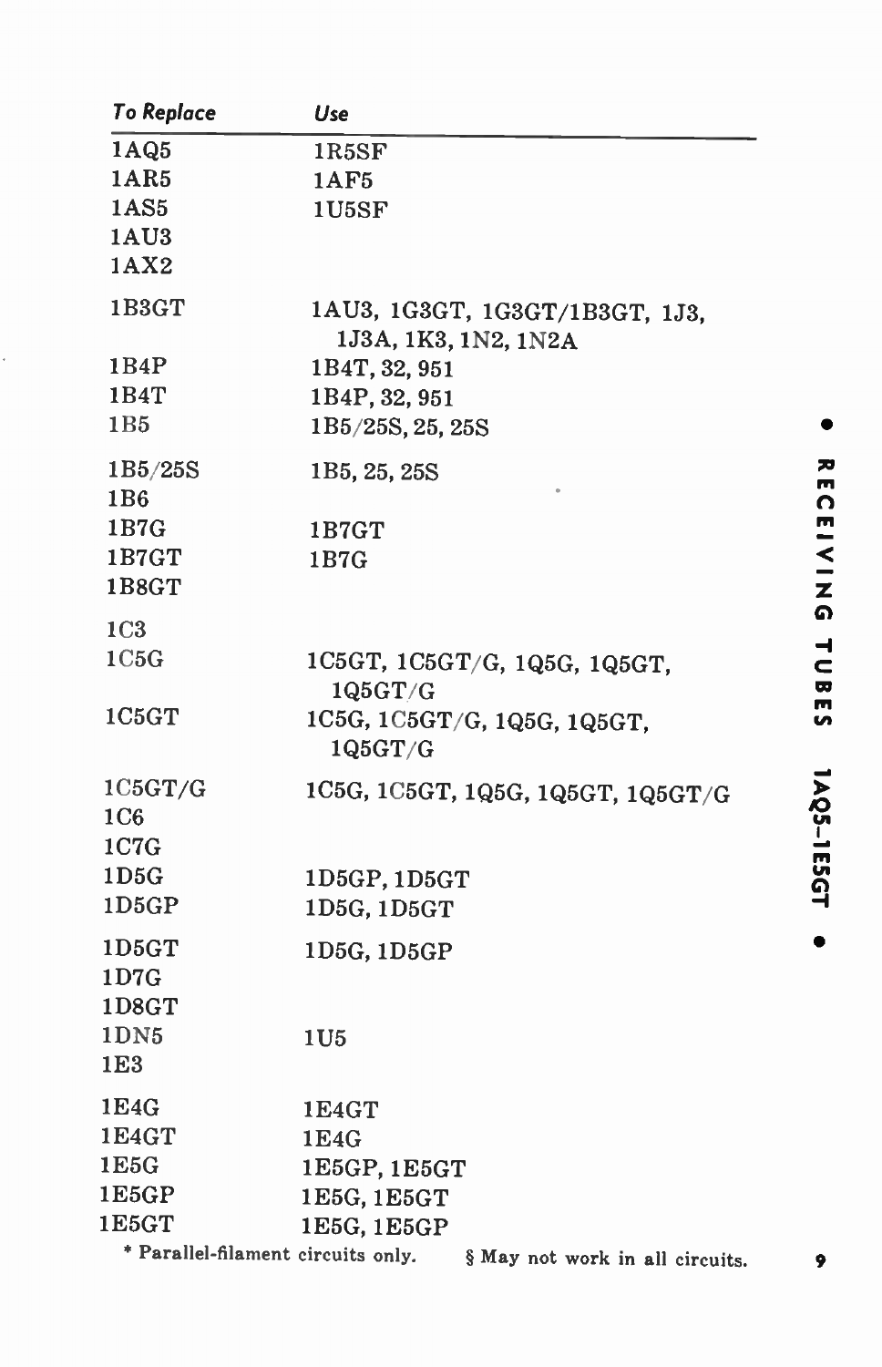| To Replace | Use |
|---|---|
| 1AQ5 | 1R5SF |
| 1AR5 | 1AF5 |
| 1AS5 | 1U5SF |
| 1AU3 | |
| 1AX2 | |
| 1B3GT | 1AU3, 1G3GT, 1G3GT/1B3GT, 1J3, 1J3A, 1K3, 1N2, 1N2A |
| 1B4P | 1B4T, 32, 951 |
| 1B4T | 1B4P, 32, 951 |
| 1B5 | 1B5/25S, 25, 25S |
| 1B5/25S | 1B5, 25, 25S |
| 1B6 | |
| 1B7G | 1B7GT |
| 1B7GT | 1B7G |
| 1B8GT | |
| 1C3 | |
| 1C5G | 1C5GT, 1C5GT/G, 1Q5G, 1Q5GT, 1Q5GT/G |
| 1C5GT | 1C5G, 1C5GT/G, 1Q5G, 1Q5GT, 1Q5GT/G |
| 1C5GT/G | 1C5G, 1C5GT, 1Q5G, 1Q5GT, 1Q5GT/G |
| 1C6 | |
| 1C7G | |
| 1D5G | 1D5GP, 1D5GT |
| 1D5GP | 1D5G, 1D5GT |
| 1D5GT | 1D5G, 1D5GP |
| 1D7G | |
| 1D8GT | |
| 1DN5 | 1U5 |
| 1E3 | |
| 1E4G | 1E4GT |
| 1E4GT | 1E4G |
| 1E5G | 1E5GP, 1E5GT |
| 1E5GP | 1E5G, 1E5GT |
| 1E5GT | 1E5G, 1E5GP |

* Parallel-filament circuits only. § May not work in all circuits.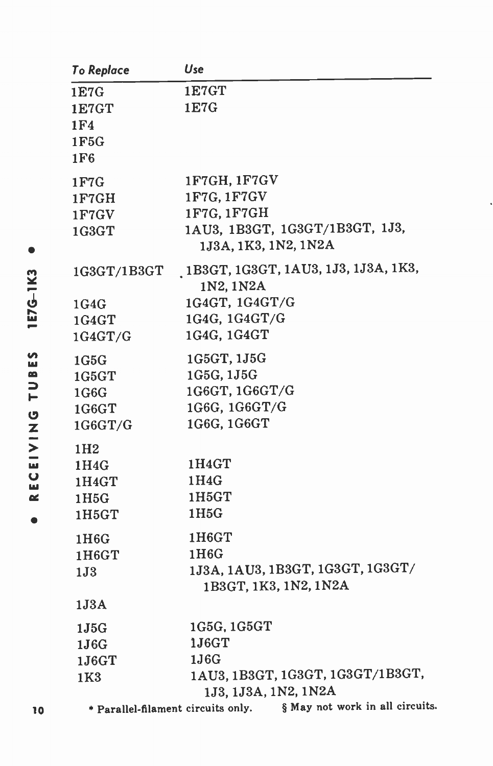| To Replace | Use |
|---|---|
| 1E7G | 1E7GT |
| 1E7GT | 1E7G |
| 1F4 | |
| 1F5G | |
| 1F6 | |
| 1F7G | 1F7GH, 1F7GV |
| 1F7GH | 1F7G, 1F7GV |
| 1F7GV | 1F7G, 1F7GH |
| 1G3GT | 1AU3, 1B3GT, 1G3GT/1B3GT, 1J3, 1J3A, 1K3, 1N2, 1N2A |
| 1G3GT/1B3GT | 1B3GT, 1G3GT, 1AU3, 1J3, 1J3A, 1K3, 1N2, 1N2A |
| 1G4G | 1G4GT, 1G4GT/G |
| 1G4GT | 1G4G, 1G4GT/G |
| 1G4GT/G | 1G4G, 1G4GT |
| 1G5G | 1G5GT, 1J5G |
| 1G5GT | 1G5G, 1J5G |
| 1G6G | 1G6GT, 1G6GT/G |
| 1G6GT | 1G6G, 1G6GT/G |
| 1G6GT/G | 1G6G, 1G6GT |
| 1H2 | |
| 1H4G | 1H4GT |
| 1H4GT | 1H4G |
| 1H5G | 1H5GT |
| 1H5GT | 1H5G |
| 1H6G | 1H6GT |
| 1H6GT | 1H6G |
| 1J3 | 1J3A, 1AU3, 1B3GT, 1G3GT, 1G3GT/1B3GT, 1K3, 1N2, 1N2A |
| 1J3A | |
| 1J5G | 1G5G, 1G5GT |
| 1J6G | 1J6GT |
| 1J6GT | 1J6G |
| 1K3 | 1AU3, 1B3GT, 1G3GT, 1G3GT/1B3GT, 1J3, 1J3A, 1N2, 1N2A |

* Parallel-filament circuits only. § May not work in all circuits.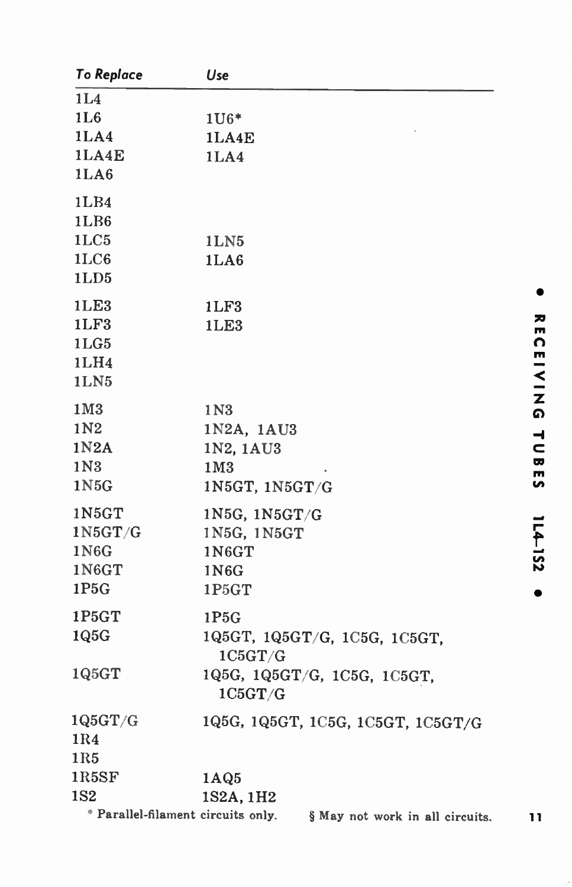| To Replace | Use |
|---|---|
| 1L4 | |
| 1L6 | 1U6* |
| 1LA4 | 1LA4E |
| 1LA4E | 1LA4 |
| 1LA6 | |
| 1LB4 | |
| 1LB6 | |
| 1LC5 | 1LN5 |
| 1LC6 | 1LA6 |
| 1LD5 | |
| 1LE3 | 1LF3 |
| 1LF3 | 1LE3 |
| 1LG5 | |
| 1LH4 | |
| 1LN5 | |
| 1M3 | 1N3 |
| 1N2 | 1N2A, 1AU3 |
| 1N2A | 1N2, 1AU3 |
| 1N3 | 1M3 |
| 1N5G | 1N5GT, 1N5GT/G |
| 1N5GT | 1N5G, 1N5GT/G |
| 1N5GT/G | 1N5G, 1N5GT |
| 1N6G | 1N6GT |
| 1N6GT | 1N6G |
| 1P5G | 1P5GT |
| 1P5GT | 1P5G |
| 1Q5G | 1Q5GT, 1Q5GT/G, 1C5G, 1C5GT, 1C5GT/G |
| 1Q5GT | 1Q5G, 1Q5GT/G, 1C5G, 1C5GT, 1C5GT/G |
| 1Q5GT/G | 1Q5G, 1Q5GT, 1C5G, 1C5GT, 1C5GT/G |
| 1R4 | |
| 1R5 | |
| 1R5SF | 1AQ5 |
| 1S2 | 1S2A, 1H2 |

* Parallel-filament circuits only. § May not work in all circuits.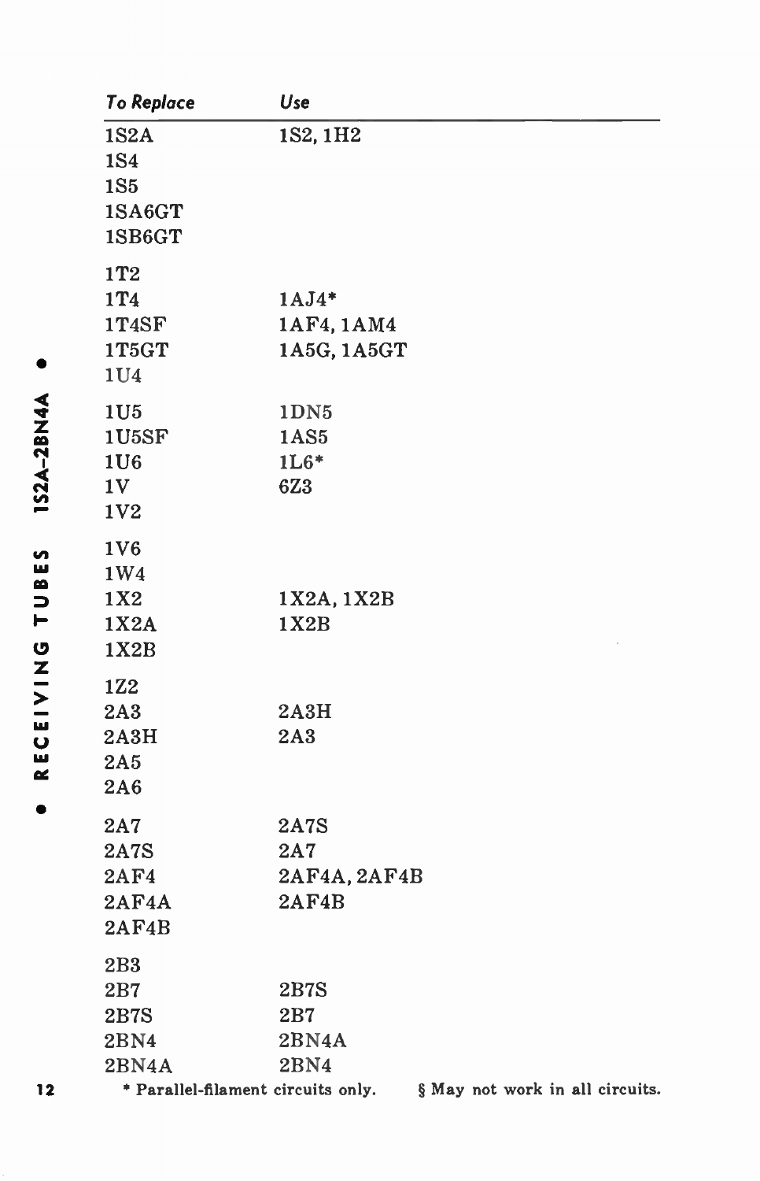| To Replace | Use |
|---|---|
| 1S2A | 1S2, 1H2 |
| 1S4 | |
| 1S5 | |
| 1SA6GT | |
| 1SB6GT | |
| 1T2 | |
| 1T4 | 1AJ4* |
| 1T4SF | 1AF4, 1AM4 |
| 1T5GT | 1A5G, 1A5GT |
| 1U4 | |
| 1U5 | 1DN5 |
| 1U5SF | 1AS5 |
| 1U6 | 1L6* |
| 1V | 6Z3 |
| 1V2 | |
| 1V6 | |
| 1W4 | |
| 1X2 | 1X2A, 1X2B |
| 1X2A | 1X2B |
| 1X2B | |
| 1Z2 | |
| 2A3 | 2A3H |
| 2A3H | 2A3 |
| 2A5 | |
| 2A6 | |
| 2A7 | 2A7S |
| 2A7S | 2A7 |
| 2AF4 | 2AF4A, 2AF4B |
| 2AF4A | 2AF4B |
| 2AF4B | |
| 2B3 | |
| 2B7 | 2B7S |
| 2B7S | 2B7 |
| 2BN4 | 2BN4A |
| 2BN4A | 2BN4 |

\* Parallel-filament circuits only. § May not work in all circuits.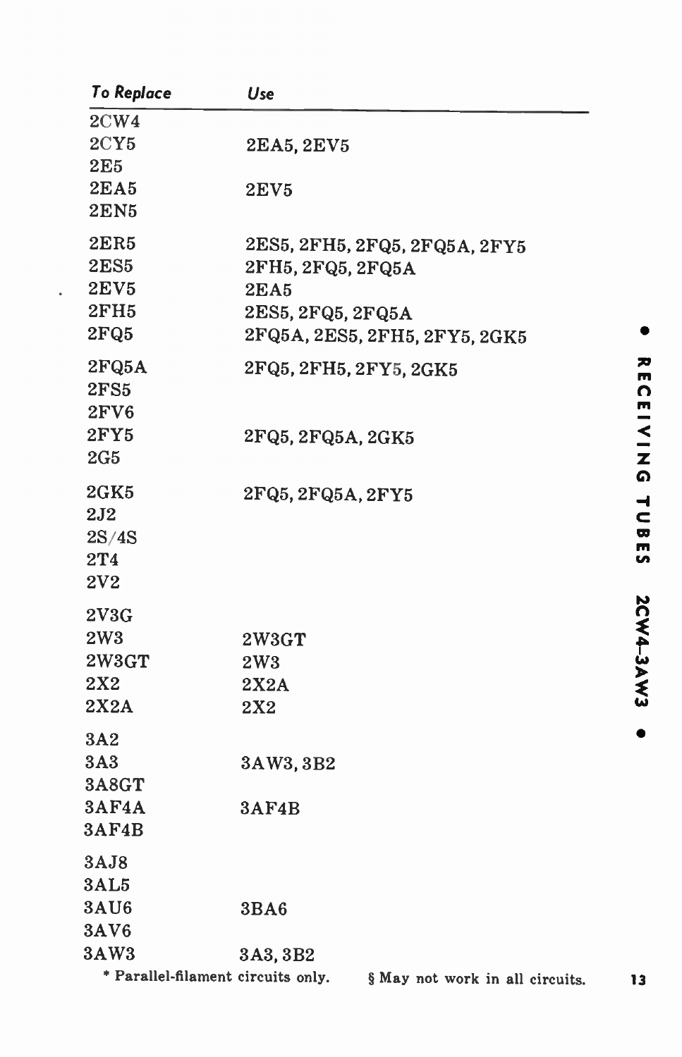| To Replace | Use |
|---|---|
| 2CW4 | |
| 2CY5 | 2EA5, 2EV5 |
| 2E5 | |
| 2EA5 | 2EV5 |
| 2EN5 | |
| 2ER5 | 2ES5, 2FH5, 2FQ5, 2FQ5A, 2FY5 |
| 2ES5 | 2FH5, 2FQ5, 2FQ5A |
| 2EV5 | 2EA5 |
| 2FH5 | 2ES5, 2FQ5, 2FQ5A |
| 2FQ5 | 2FQ5A, 2ES5, 2FH5, 2FY5, 2GK5 |
| 2FQ5A | 2FQ5, 2FH5, 2FY5, 2GK5 |
| 2FS5 | |
| 2FV6 | |
| 2FY5 | 2FQ5, 2FQ5A, 2GK5 |
| 2G5 | |
| 2GK5 | 2FQ5, 2FQ5A, 2FY5 |
| 2J2 | |
| 2S/4S | |
| 2T4 | |
| 2V2 | |
| 2V3G | |
| 2W3 | 2W3GT |
| 2W3GT | 2W3 |
| 2X2 | 2X2A |
| 2X2A | 2X2 |
| 3A2 | |
| 3A3 | 3AW3, 3B2 |
| 3A8GT | |
| 3AF4A | 3AF4B |
| 3AF4B | |
| 3AJ8 | |
| 3AL5 | |
| 3AU6 | 3BA6 |
| 3AV6 | |
| 3AW3 | 3A3, 3B2 |

\* Parallel-filament circuits only. § May not work in all circuits.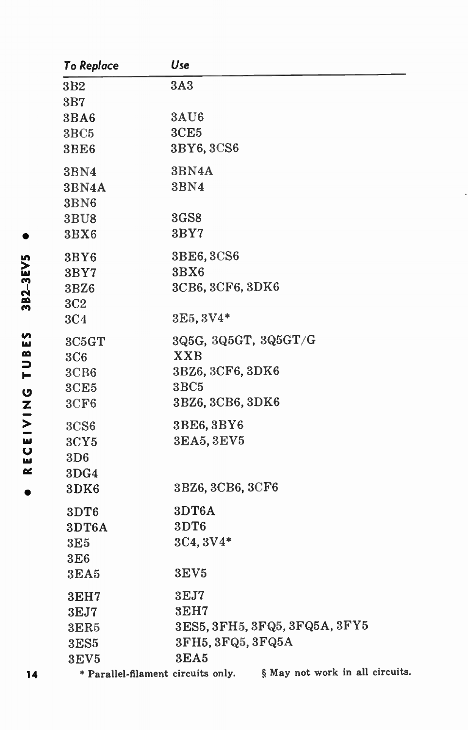| To Replace | Use |
|---|---|
| 3B2 | 3A3 |
| 3B7 | |
| 3BA6 | 3AU6 |
| 3BC5 | 3CE5 |
| 3BE6 | 3BY6, 3CS6 |
| 3BN4 | 3BN4A |
| 3BN4A | 3BN4 |
| 3BN6 | |
| 3BU8 | 3GS8 |
| 3BX6 | 3BY7 |
| 3BY6 | 3BE6, 3CS6 |
| 3BY7 | 3BX6 |
| 3BZ6 | 3CB6, 3CF6, 3DK6 |
| 3C2 | |
| 3C4 | 3E5, 3V4* |
| 3C5GT | 3Q5G, 3Q5GT, 3Q5GT/G |
| 3C6 | XXB |
| 3CB6 | 3BZ6, 3CF6, 3DK6 |
| 3CE5 | 3BC5 |
| 3CF6 | 3BZ6, 3CB6, 3DK6 |
| 3CS6 | 3BE6, 3BY6 |
| 3CY5 | 3EA5, 3EV5 |
| 3D6 | |
| 3DG4 | |
| 3DK6 | 3BZ6, 3CB6, 3CF6 |
| 3DT6 | 3DT6A |
| 3DT6A | 3DT6 |
| 3E5 | 3C4, 3V4* |
| 3E6 | |
| 3EA5 | 3EV5 |
| 3EH7 | 3EJ7 |
| 3EJ7 | 3EH7 |
| 3ER5 | 3ES5, 3FH5, 3FQ5, 3FQ5A, 3FY5 |
| 3ES5 | 3FH5, 3FQ5, 3FQ5A |
| 3EV5 | 3EA5 |

\* Parallel-filament circuits only. § May not work in all circuits.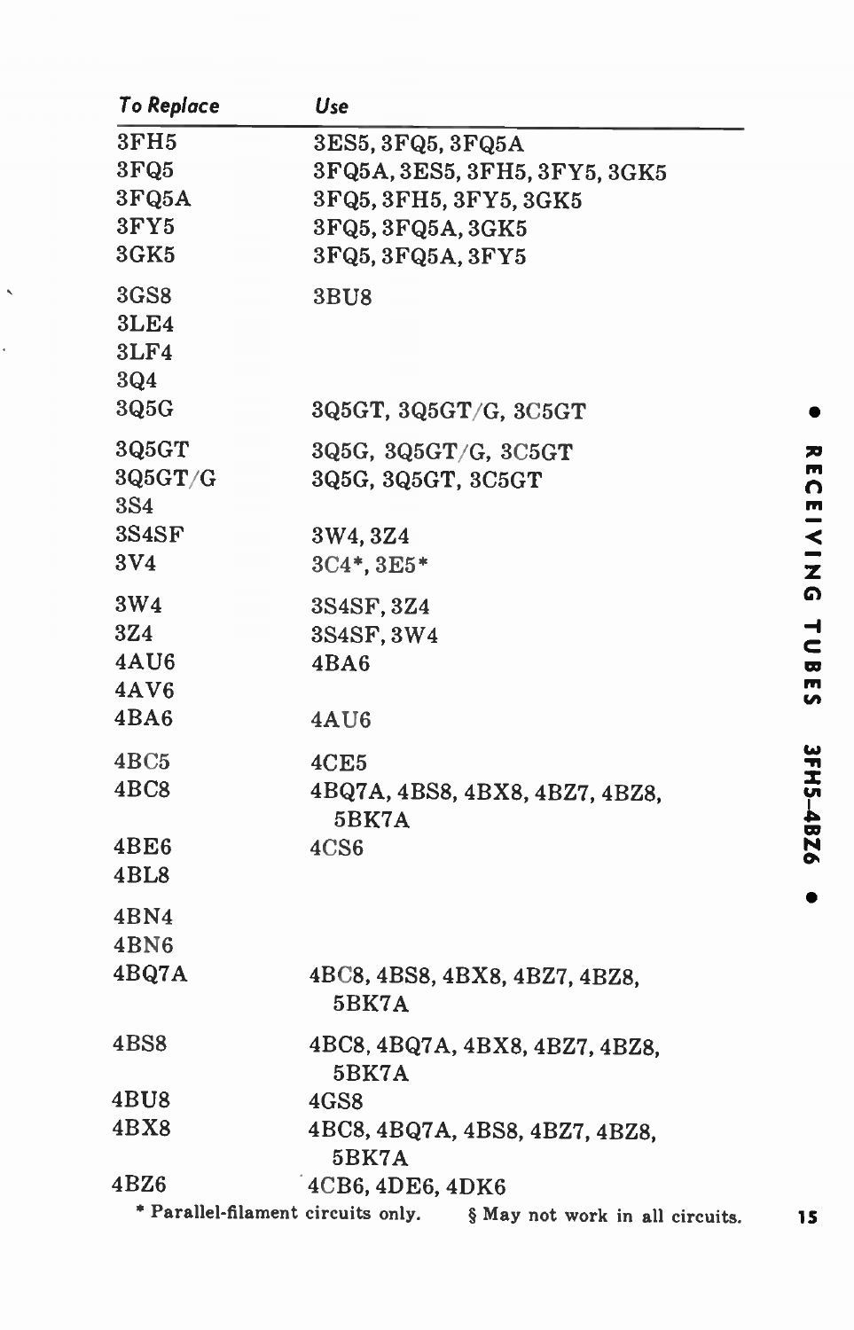| To Replace | Use |
|---|---|
| 3FH5 | 3ES5, 3FQ5, 3FQ5A |
| 3FQ5 | 3FQ5A, 3ES5, 3FH5, 3FY5, 3GK5 |
| 3FQ5A | 3FQ5, 3FH5, 3FY5, 3GK5 |
| 3FY5 | 3FQ5, 3FQ5A, 3GK5 |
| 3GK5 | 3FQ5, 3FQ5A, 3FY5 |
| 3GS8 | 3BU8 |
| 3LE4 | |
| 3LF4 | |
| 3Q4 | |
| 3Q5G | 3Q5GT, 3Q5GT/G, 3C5GT |
| 3Q5GT | 3Q5G, 3Q5GT/G, 3C5GT |
| 3Q5GT/G | 3Q5G, 3Q5GT, 3C5GT |
| 3S4 | |
| 3S4SF | 3W4, 3Z4 |
| 3V4 | 3C4*, 3E5* |
| 3W4 | 3S4SF, 3Z4 |
| 3Z4 | 3S4SF, 3W4 |
| 4AU6 | 4BA6 |
| 4AV6 | |
| 4BA6 | 4AU6 |
| 4BC5 | 4CE5 |
| 4BC8 | 4BQ7A, 4BS8, 4BX8, 4BZ7, 4BZ8, 5BK7A |
| 4BE6 | 4CS6 |
| 4BL8 | |
| 4BN4 | |
| 4BN6 | |
| 4BQ7A | 4BC8, 4BS8, 4BX8, 4BZ7, 4BZ8, 5BK7A |
| 4BS8 | 4BC8, 4BQ7A, 4BX8, 4BZ7, 4BZ8, 5BK7A |
| 4BU8 | 4GS8 |
| 4BX8 | 4BC8, 4BQ7A, 4BS8, 4BZ7, 4BZ8, 5BK7A |
| 4BZ6 | 4CB6, 4DE6, 4DK6 |

\* Parallel-filament circuits only. § May not work in all circuits.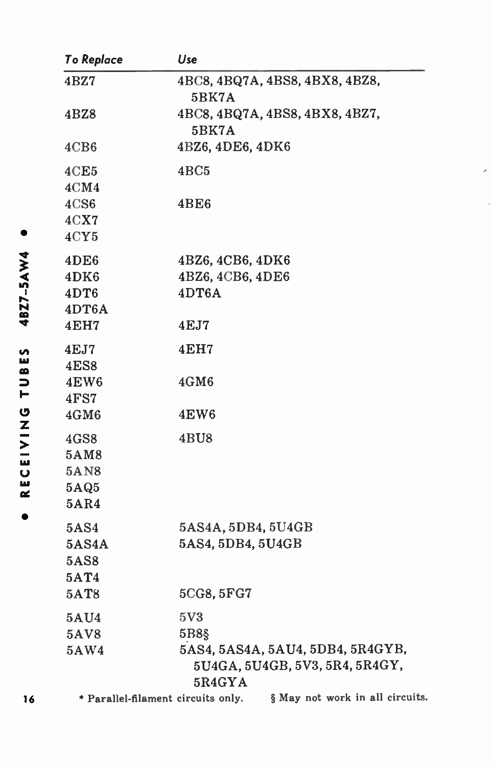| To Replace | Use |
|---|---|
| 4BZ7 | 4BC8, 4BQ7A, 4BS8, 4BX8, 4BZ8, 5BK7A |
| 4BZ8 | 4BC8, 4BQ7A, 4BS8, 4BX8, 4BZ7, 5BK7A |
| 4CB6 | 4BZ6, 4DE6, 4DK6 |
| 4CE5 | 4BC5 |
| 4CM4 | |
| 4CS6 | 4BE6 |
| 4CX7 | |
| 4CY5 | |
| 4DE6 | 4BZ6, 4CB6, 4DK6 |
| 4DK6 | 4BZ6, 4CB6, 4DE6 |
| 4DT6 | 4DT6A |
| 4DT6A | |
| 4EH7 | 4EJ7 |
| 4EJ7 | 4EH7 |
| 4ES8 | |
| 4EW6 | 4GM6 |
| 4FS7 | |
| 4GM6 | 4EW6 |
| 4GS8 | 4BU8 |
| 5AM8 | |
| 5AN8 | |
| 5AQ5 | |
| 5AR4 | |
| 5AS4 | 5AS4A, 5DB4, 5U4GB |
| 5AS4A | 5AS4, 5DB4, 5U4GB |
| 5AS8 | |
| 5AT4 | |
| 5AT8 | 5CG8, 5FG7 |
| 5AU4 | 5V3 |
| 5AV8 | 5B8§ |
| 5AW4 | 5AS4, 5AS4A, 5AU4, 5DB4, 5R4GYB, 5U4GA, 5U4GB, 5V3, 5R4, 5R4GY, 5R4GYA |

* Parallel-filament circuits only. § May not work in all circuits.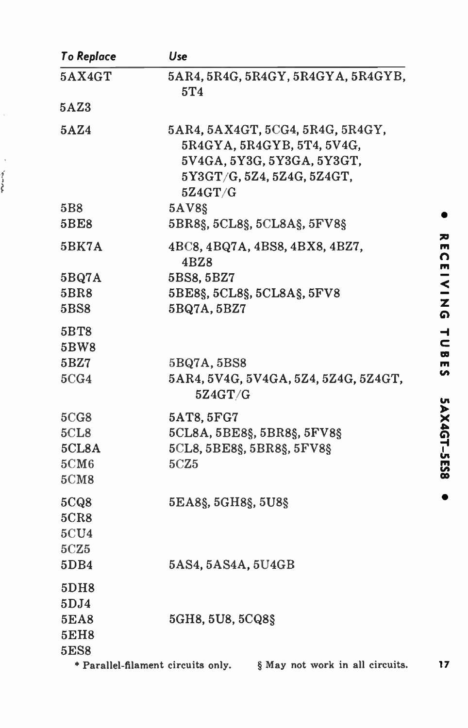| To Replace | Use |
|---|---|
| 5AX4GT | 5AR4, 5R4G, 5R4GY, 5R4GYA, 5R4GYB, 5T4 |
| 5AZ3 | |
| 5AZ4 | 5AR4, 5AX4GT, 5CG4, 5R4G, 5R4GY, 5R4GYA, 5R4GYB, 5T4, 5V4G, 5V4GA, 5Y3G, 5Y3GA, 5Y3GT, 5Y3GT/G, 5Z4, 5Z4G, 5Z4GT, 5Z4GT/G |
| 5B8 | 5AV8§ |
| 5BE8 | 5BR8§, 5CL8§, 5CL8A§, 5FV8§ |
| 5BK7A | 4BC8, 4BQ7A, 4BS8, 4BX8, 4BZ7, 4BZ8 |
| 5BQ7A | 5BS8, 5BZ7 |
| 5BR8 | 5BE8§, 5CL8§, 5CL8A§, 5FV8 |
| 5BS8 | 5BQ7A, 5BZ7 |
| 5BT8 | |
| 5BW8 | |
| 5BZ7 | 5BQ7A, 5BS8 |
| 5CG4 | 5AR4, 5V4G, 5V4GA, 5Z4, 5Z4G, 5Z4GT, 5Z4GT/G |
| 5CG8 | 5AT8, 5FG7 |
| 5CL8 | 5CL8A, 5BE8§, 5BR8§, 5FV8§ |
| 5CL8A | 5CL8, 5BE8§, 5BR8§, 5FV8§ |
| 5CM6 | 5CZ5 |
| 5CM8 | |
| 5CQ8 | 5EA8§, 5GH8§, 5U8§ |
| 5CR8 | |
| 5CU4 | |
| 5CZ5 | |
| 5DB4 | 5AS4, 5AS4A, 5U4GB |
| 5DH8 | |
| 5DJ4 | |
| 5EA8 | 5GH8, 5U8, 5CQ8§ |
| 5EH8 | |
| 5ES8 | |

* Parallel-filament circuits only. § May not work in all circuits.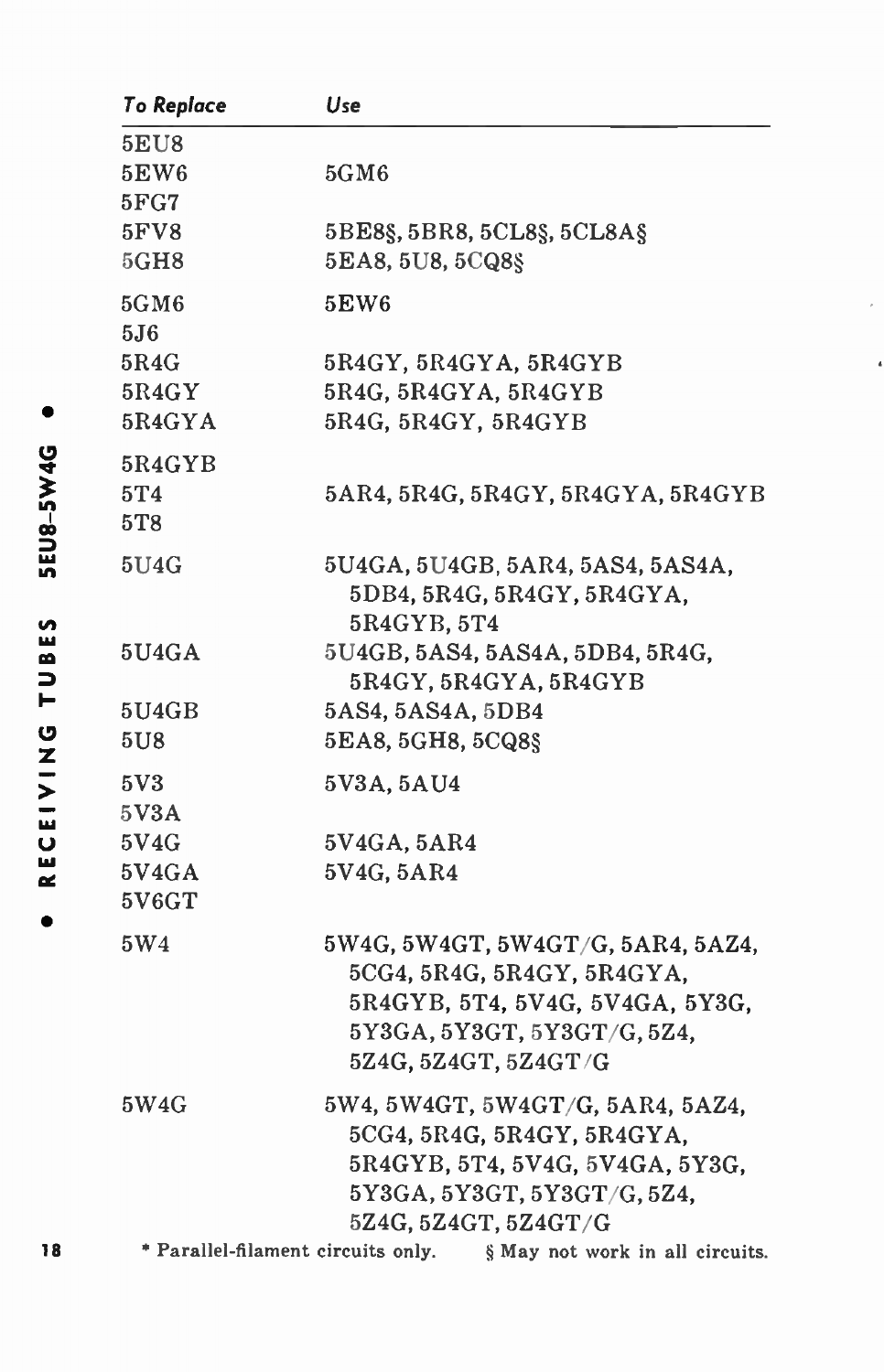| To Replace | Use |
|---|---|
| 5EU8 | |
| 5EW6 | 5GM6 |
| 5FG7 | |
| 5FV8 | 5BE8§, 5BR8, 5CL8§, 5CL8A§ |
| 5GH8 | 5EA8, 5U8, 5CQ8§ |
| 5GM6 | 5EW6 |
| 5J6 | |
| 5R4G | 5R4GY, 5R4GYA, 5R4GYB |
| 5R4GY | 5R4G, 5R4GYA, 5R4GYB |
| 5R4GYA | 5R4G, 5R4GY, 5R4GYB |
| 5R4GYB | |
| 5T4 | 5AR4, 5R4G, 5R4GY, 5R4GYA, 5R4GYB |
| 5T8 | |
| 5U4G | 5U4GA, 5U4GB, 5AR4, 5AS4, 5AS4A, 5DB4, 5R4G, 5R4GY, 5R4GYA, 5R4GYB, 5T4 |
| 5U4GA | 5U4GB, 5AS4, 5AS4A, 5DB4, 5R4G, 5R4GY, 5R4GYA, 5R4GYB |
| 5U4GB | 5AS4, 5AS4A, 5DB4 |
| 5U8 | 5EA8, 5GH8, 5CQ8§ |
| 5V3 | 5V3A, 5AU4 |
| 5V3A | |
| 5V4G | 5V4GA, 5AR4 |
| 5V4GA | 5V4G, 5AR4 |
| 5V6GT | |
| 5W4 | 5W4G, 5W4GT, 5W4GT/G, 5AR4, 5AZ4, 5CG4, 5R4G, 5R4GY, 5R4GYA, 5R4GYB, 5T4, 5V4G, 5V4GA, 5Y3G, 5Y3GA, 5Y3GT, 5Y3GT/G, 5Z4, 5Z4G, 5Z4GT, 5Z4GT/G |
| 5W4G | 5W4, 5W4GT, 5W4GT/G, 5AR4, 5AZ4, 5CG4, 5R4G, 5R4GY, 5R4GYA, 5R4GYB, 5T4, 5V4G, 5V4GA, 5Y3G, 5Y3GA, 5Y3GT, 5Y3GT/G, 5Z4, 5Z4G, 5Z4GT, 5Z4GT/G |

* Parallel-filament circuits only. § May not work in all circuits.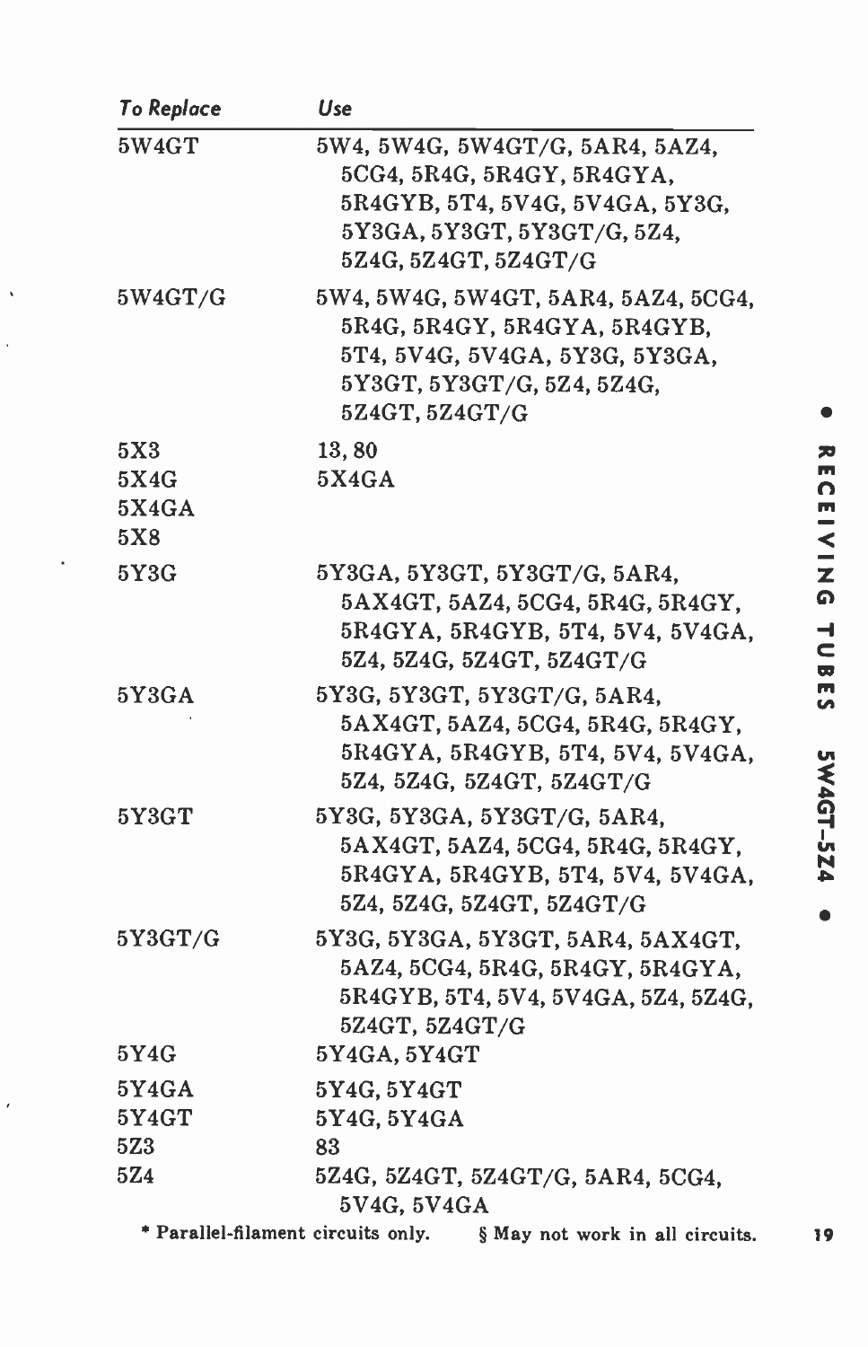| To Replace | Use |
|---|---|
| 5W4GT | 5W4, 5W4G, 5W4GT/G, 5AR4, 5AZ4, 5CG4, 5R4G, 5R4GY, 5R4GYA, 5R4GYB, 5T4, 5V4G, 5V4GA, 5Y3G, 5Y3GA, 5Y3GT, 5Y3GT/G, 5Z4, 5Z4G, 5Z4GT, 5Z4GT/G |
| 5W4GT/G | 5W4, 5W4G, 5W4GT, 5AR4, 5AZ4, 5CG4, 5R4G, 5R4GY, 5R4GYA, 5R4GYB, 5T4, 5V4G, 5V4GA, 5Y3G, 5Y3GA, 5Y3GT, 5Y3GT/G, 5Z4, 5Z4G, 5Z4GT, 5Z4GT/G |
| 5X3 | 13, 80 |
| 5X4G | 5X4GA |
| 5X4GA | |
| 5X8 | |
| 5Y3G | 5Y3GA, 5Y3GT, 5Y3GT/G, 5AR4, 5AX4GT, 5AZ4, 5CG4, 5R4G, 5R4GY, 5R4GYA, 5R4GYB, 5T4, 5V4, 5V4GA, 5Z4, 5Z4G, 5Z4GT, 5Z4GT/G |
| 5Y3GA | 5Y3G, 5Y3GT, 5Y3GT/G, 5AR4, 5AX4GT, 5AZ4, 5CG4, 5R4G, 5R4GY, 5R4GYA, 5R4GYB, 5T4, 5V4, 5V4GA, 5Z4, 5Z4G, 5Z4GT, 5Z4GT/G |
| 5Y3GT | 5Y3G, 5Y3GA, 5Y3GT/G, 5AR4, 5AX4GT, 5AZ4, 5CG4, 5R4G, 5R4GY, 5R4GYA, 5R4GYB, 5T4, 5V4, 5V4GA, 5Z4, 5Z4G, 5Z4GT, 5Z4GT/G |
| 5Y3GT/G | 5Y3G, 5Y3GA, 5Y3GT, 5AR4, 5AX4GT, 5AZ4, 5CG4, 5R4G, 5R4GY, 5R4GYA, 5R4GYB, 5T4, 5V4, 5V4GA, 5Z4, 5Z4G, 5Z4GT, 5Z4GT/G |
| 5Y4G | 5Y4GA, 5Y4GT |
| 5Y4GA | 5Y4G, 5Y4GT |
| 5Y4GT | 5Y4G, 5Y4GA |
| 5Z3 | 83 |
| 5Z4 | 5Z4G, 5Z4GT, 5Z4GT/G, 5AR4, 5CG4, 5V4G, 5V4GA |

* Parallel-filament circuits only. § May not work in all circuits.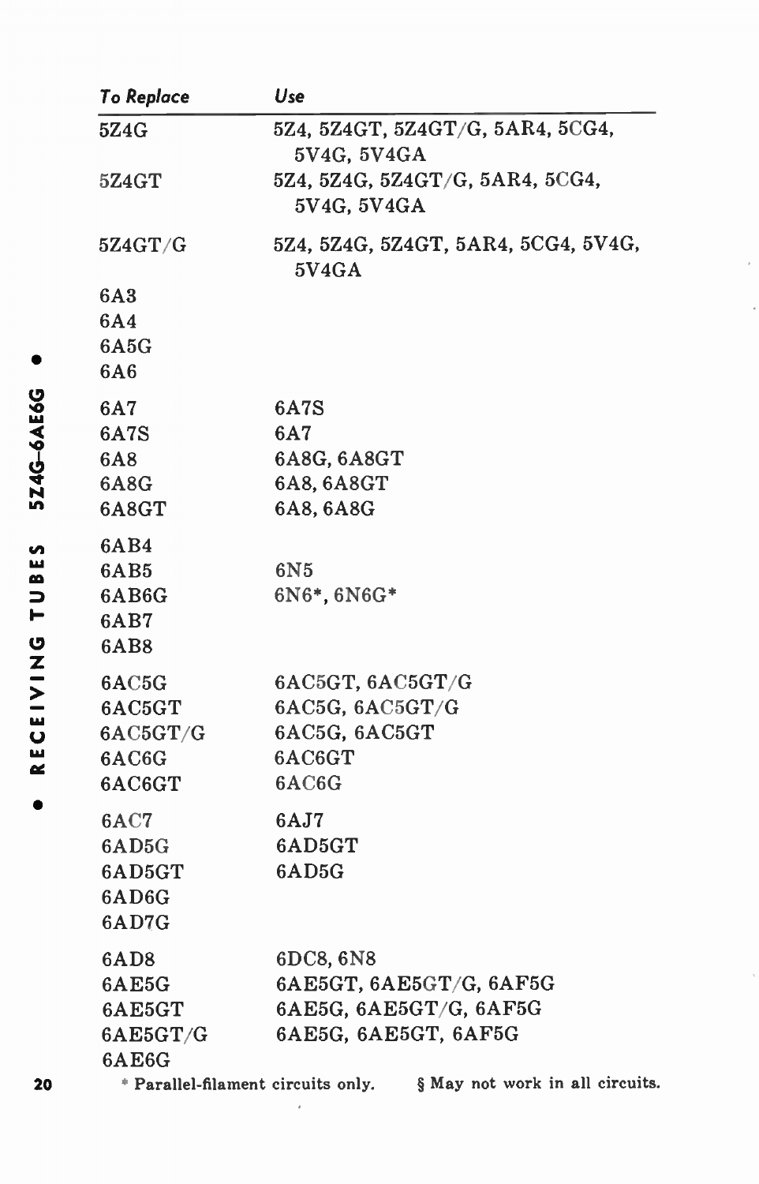| To Replace | Use |
|---|---|
| 5Z4G | 5Z4, 5Z4GT, 5Z4GT/G, 5AR4, 5CG4, 5V4G, 5V4GA |
| 5Z4GT | 5Z4, 5Z4G, 5Z4GT/G, 5AR4, 5CG4, 5V4G, 5V4GA |
| 5Z4GT/G | 5Z4, 5Z4G, 5Z4GT, 5AR4, 5CG4, 5V4G, 5V4GA |
| 6A3 | |
| 6A4 | |
| 6A5G | |
| 6A6 | |
| 6A7 | 6A7S |
| 6A7S | 6A7 |
| 6A8 | 6A8G, 6A8GT |
| 6A8G | 6A8, 6A8GT |
| 6A8GT | 6A8, 6A8G |
| 6AB4 | |
| 6AB5 | 6N5 |
| 6AB6G | 6N6*, 6N6G* |
| 6AB7 | |
| 6AB8 | |
| 6AC5G | 6AC5GT, 6AC5GT/G |
| 6AC5GT | 6AC5G, 6AC5GT/G |
| 6AC5GT/G | 6AC5G, 6AC5GT |
| 6AC6G | 6AC6GT |
| 6AC6GT | 6AC6G |
| 6AC7 | 6AJ7 |
| 6AD5G | 6AD5GT |
| 6AD5GT | 6AD5G |
| 6AD6G | |
| 6AD7G | |
| 6AD8 | 6DC8, 6N8 |
| 6AE5G | 6AE5GT, 6AE5GT/G, 6AF5G |
| 6AE5GT | 6AE5G, 6AE5GT/G, 6AF5G |
| 6AE5GT/G | 6AE5G, 6AE5GT, 6AF5G |
| 6AE6G | |

* Parallel-filament circuits only. § May not work in all circuits.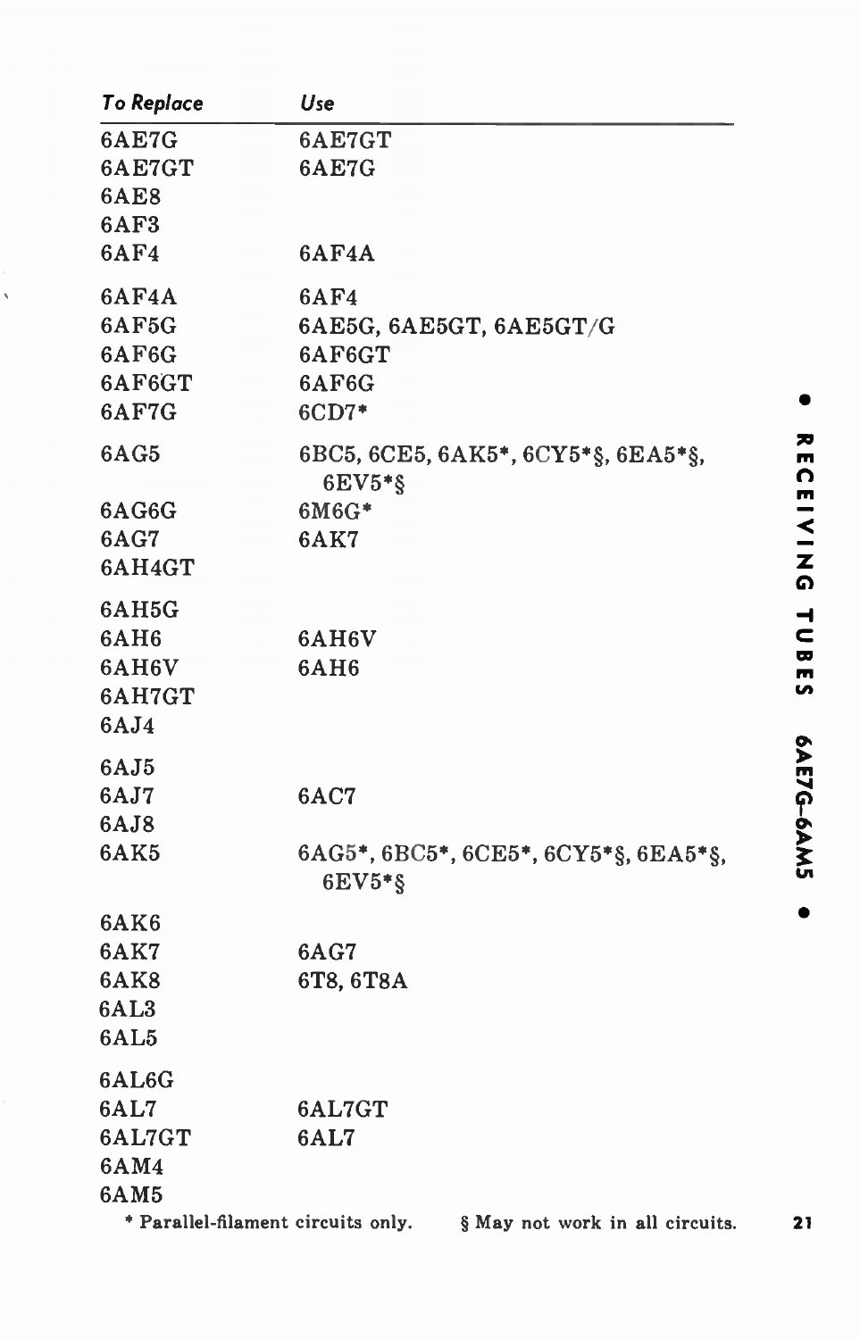| To Replace | Use |
|---|---|
| 6AE7G | 6AE7GT |
| 6AE7GT | 6AE7G |
| 6AE8 | |
| 6AF3 | |
| 6AF4 | 6AF4A |
| 6AF4A | 6AF4 |
| 6AF5G | 6AE5G, 6AE5GT, 6AE5GT/G |
| 6AF6G | 6AF6GT |
| 6AF6GT | 6AF6G |
| 6AF7G | 6CD7* |
| 6AG5 | 6BC5, 6CE5, 6AK5*, 6CY5*§, 6EA5*§, 6EV5*§ |
| 6AG6G | 6M6G* |
| 6AG7 | 6AK7 |
| 6AH4GT | |
| 6AH5G | |
| 6AH6 | 6AH6V |
| 6AH6V | 6AH6 |
| 6AH7GT | |
| 6AJ4 | |
| 6AJ5 | |
| 6AJ7 | 6AC7 |
| 6AJ8 | |
| 6AK5 | 6AG5*, 6BC5*, 6CE5*, 6CY5*§, 6EA5*§, 6EV5*§ |
| 6AK6 | |
| 6AK7 | 6AG7 |
| 6AK8 | 6T8, 6T8A |
| 6AL3 | |
| 6AL5 | |
| 6AL6G | |
| 6AL7 | 6AL7GT |
| 6AL7GT | 6AL7 |
| 6AM4 | |
| 6AM5 | |

* Parallel-filament circuits only. § May not work in all circuits.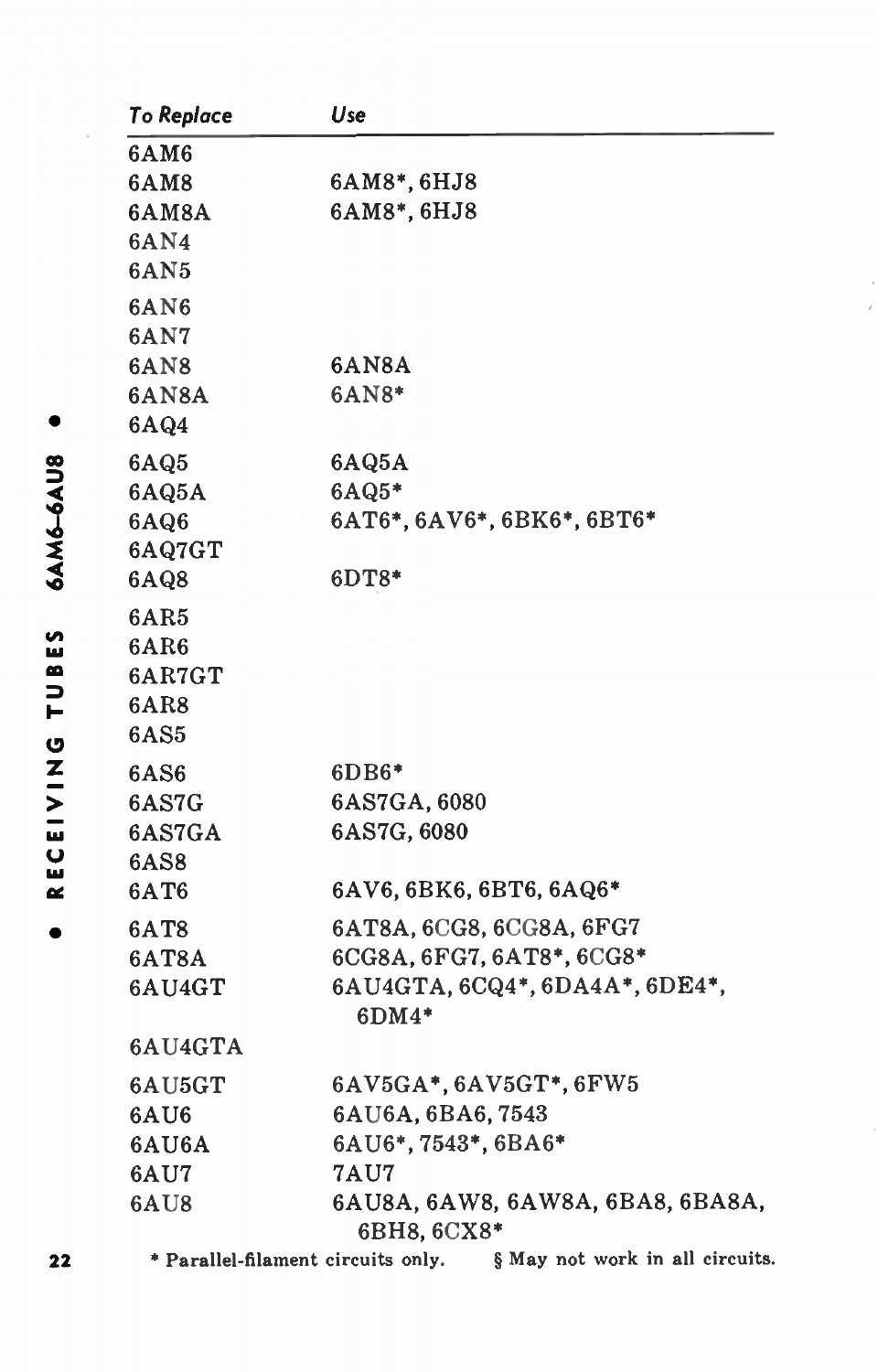| To Replace | Use |
|---|---|
| 6AM6 | |
| 6AM8 | 6AM8*, 6HJ8 |
| 6AM8A | 6AM8*, 6HJ8 |
| 6AN4 | |
| 6AN5 | |
| 6AN6 | |
| 6AN7 | |
| 6AN8 | 6AN8A |
| 6AN8A | 6AN8* |
| 6AQ4 | |
| 6AQ5 | 6AQ5A |
| 6AQ5A | 6AQ5* |
| 6AQ6 | 6AT6*, 6AV6*, 6BK6*, 6BT6* |
| 6AQ7GT | |
| 6AQ8 | 6DT8* |
| 6AR5 | |
| 6AR6 | |
| 6AR7GT | |
| 6AR8 | |
| 6AS5 | |
| 6AS6 | 6DB6* |
| 6AS7G | 6AS7GA, 6080 |
| 6AS7GA | 6AS7G, 6080 |
| 6AS8 | |
| 6AT6 | 6AV6, 6BK6, 6BT6, 6AQ6* |
| 6AT8 | 6AT8A, 6CG8, 6CG8A, 6FG7 |
| 6AT8A | 6CG8A, 6FG7, 6AT8*, 6CG8* |
| 6AU4GT | 6AU4GTA, 6CQ4*, 6DA4A*, 6DE4*, 6DM4* |
| 6AU4GTA | |
| 6AU5GT | 6AV5GA*, 6AV5GT*, 6FW5 |
| 6AU6 | 6AU6A, 6BA6, 7543 |
| 6AU6A | 6AU6*, 7543*, 6BA6* |
| 6AU7 | 7AU7 |
| 6AU8 | 6AU8A, 6AW8, 6AW8A, 6BA8, 6BA8A, 6BH8, 6CX8* |

* Parallel-filament circuits only. § May not work in all circuits.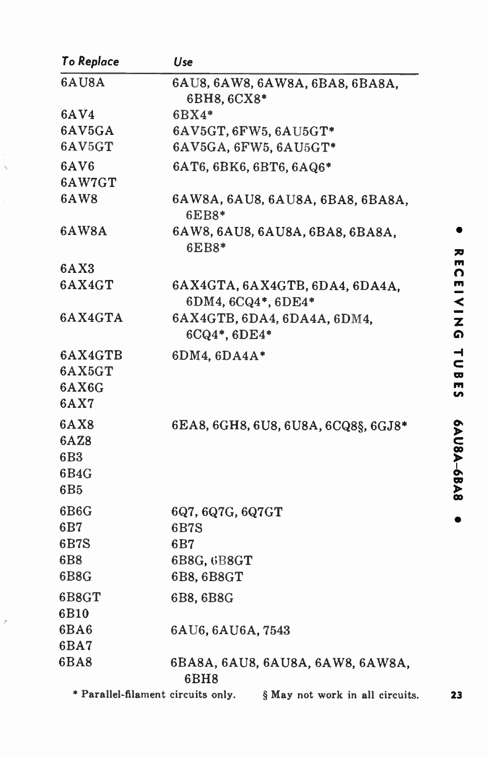| To Replace | Use |
|---|---|
| 6AU8A | 6AU8, 6AW8, 6AW8A, 6BA8, 6BA8A, 6BH8, 6CX8* |
| 6AV4 | 6BX4* |
| 6AV5GA | 6AV5GT, 6FW5, 6AU5GT* |
| 6AV5GT | 6AV5GA, 6FW5, 6AU5GT* |
| 6AV6 | 6AT6, 6BK6, 6BT6, 6AQ6* |
| 6AW7GT | |
| 6AW8 | 6AW8A, 6AU8, 6AU8A, 6BA8, 6BA8A, 6EB8* |
| 6AW8A | 6AW8, 6AU8, 6AU8A, 6BA8, 6BA8A, 6EB8* |
| 6AX3 | |
| 6AX4GT | 6AX4GTA, 6AX4GTB, 6DA4, 6DA4A, 6DM4, 6CQ4*, 6DE4* |
| 6AX4GTA | 6AX4GTB, 6DA4, 6DA4A, 6DM4, 6CQ4*, 6DE4* |
| 6AX4GTB | 6DM4, 6DA4A* |
| 6AX5GT | |
| 6AX6G | |
| 6AX7 | |
| 6AX8 | 6EA8, 6GH8, 6U8, 6U8A, 6CQ8§, 6GJ8* |
| 6AZ8 | |
| 6B3 | |
| 6B4G | |
| 6B5 | |
| 6B6G | 6Q7, 6Q7G, 6Q7GT |
| 6B7 | 6B7S |
| 6B7S | 6B7 |
| 6B8 | 6B8G, 6B8GT |
| 6B8G | 6B8, 6B8GT |
| 6B8GT | 6B8, 6B8G |
| 6B10 | |
| 6BA6 | 6AU6, 6AU6A, 7543 |
| 6BA7 | |
| 6BA8 | 6BA8A, 6AU8, 6AU8A, 6AW8, 6AW8A, 6BH8 |

\* Parallel-filament circuits only. § May not work in all circuits.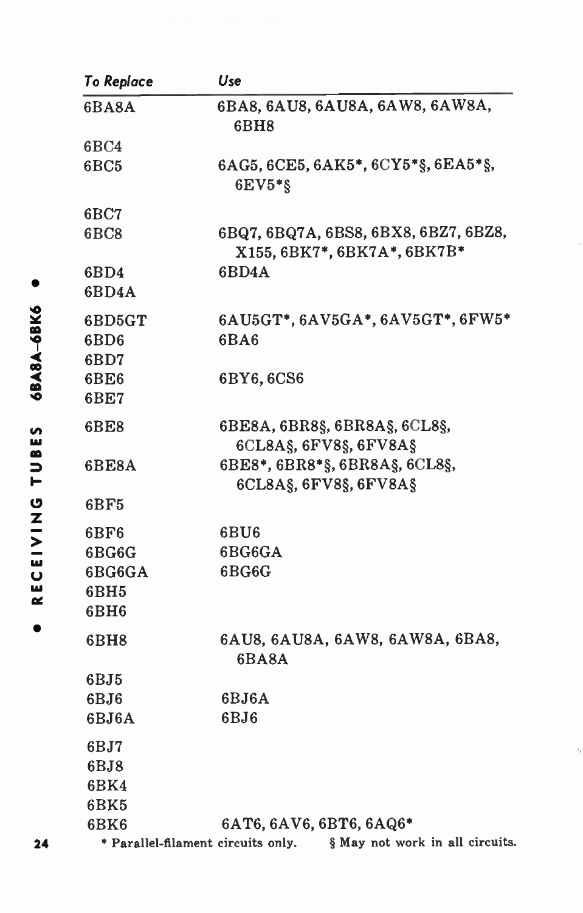| To Replace | Use |
|---|---|
| 6BA8A | 6BA8, 6AU8, 6AU8A, 6AW8, 6AW8A, 6BH8 |
| 6BC4 | |
| 6BC5 | 6AG5, 6CE5, 6AK5*, 6CY5*§, 6EA5*§, 6EV5*§ |
| 6BC7 | |
| 6BC8 | 6BQ7, 6BQ7A, 6BS8, 6BX8, 6BZ7, 6BZ8, X155, 6BK7*, 6BK7A*, 6BK7B* |
| 6BD4 | 6BD4A |
| 6BD4A | |
| 6BD5GT | 6AU5GT*, 6AV5GA*, 6AV5GT*, 6FW5* |
| 6BD6 | 6BA6 |
| 6BD7 | |
| 6BE6 | 6BY6, 6CS6 |
| 6BE7 | |
| 6BE8 | 6BE8A, 6BR8§, 6BR8A§, 6CL8§, 6CL8A§, 6FV8§, 6FV8A§ |
| 6BE8A | 6BE8*, 6BR8*§, 6BR8A§, 6CL8§, 6CL8A§, 6FV8§, 6FV8A§ |
| 6BF5 | |
| 6BF6 | 6BU6 |
| 6BG6G | 6BG6GA |
| 6BG6GA | 6BG6G |
| 6BH5 | |
| 6BH6 | |
| 6BH8 | 6AU8, 6AU8A, 6AW8, 6AW8A, 6BA8, 6BA8A |
| 6BJ5 | |
| 6BJ6 | 6BJ6A |
| 6BJ6A | 6BJ6 |
| 6BJ7 | |
| 6BJ8 | |
| 6BK4 | |
| 6BK5 | |
| 6BK6 | 6AT6, 6AV6, 6BT6, 6AQ6* |

\* Parallel-filament circuits only. § May not work in all circuits.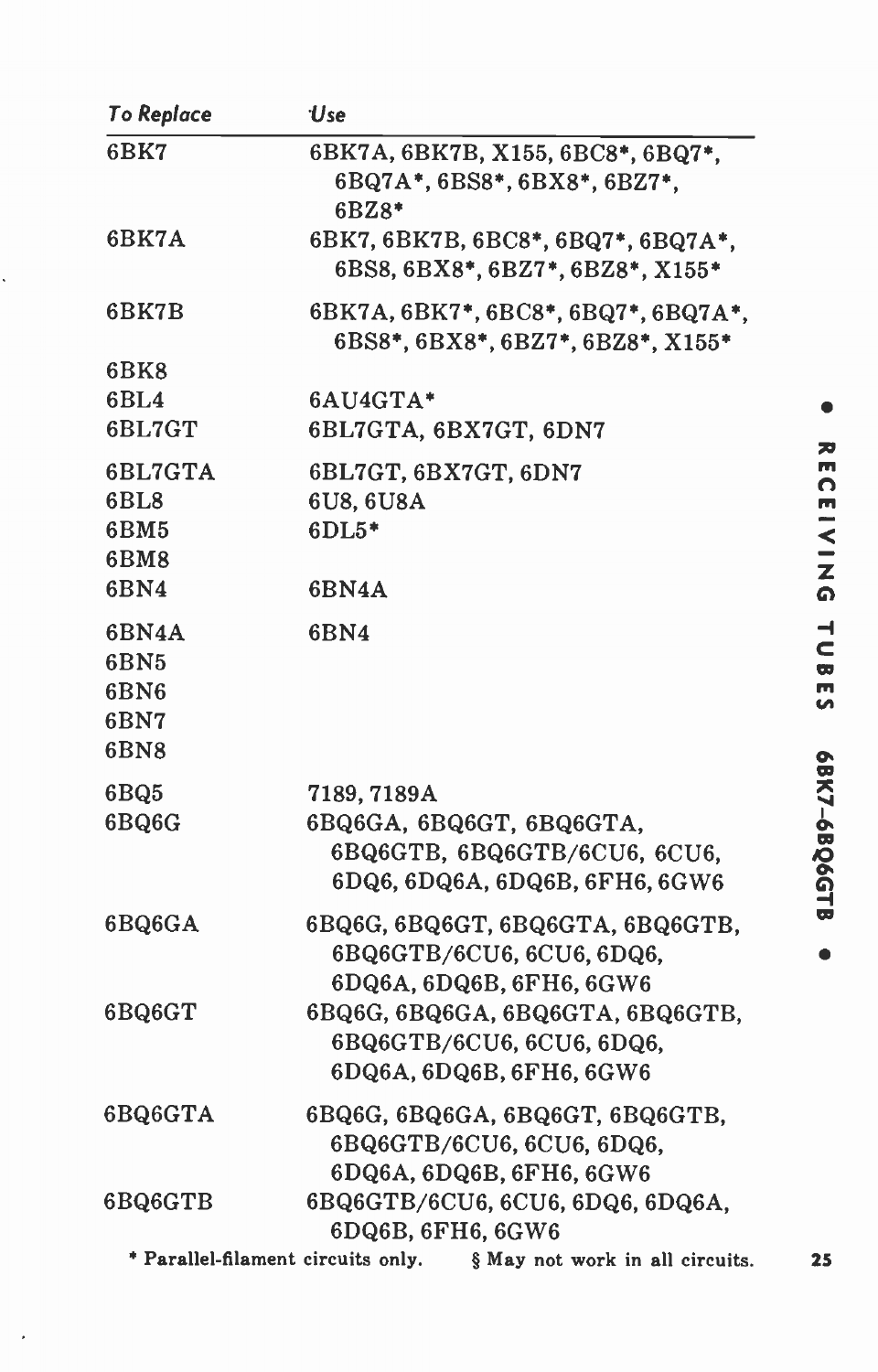| To Replace | Use |
|---|---|
| 6BK7 | 6BK7A, 6BK7B, X155, 6BC8*, 6BQ7*, 6BQ7A*, 6BS8*, 6BX8*, 6BZ7*, 6BZ8* |
| 6BK7A | 6BK7, 6BK7B, 6BC8*, 6BQ7*, 6BQ7A*, 6BS8, 6BX8*, 6BZ7*, 6BZ8*, X155* |
| 6BK7B | 6BK7A, 6BK7*, 6BC8*, 6BQ7*, 6BQ7A*, 6BS8*, 6BX8*, 6BZ7*, 6BZ8*, X155* |
| 6BK8 | |
| 6BL4 | 6AU4GTA* |
| 6BL7GT | 6BL7GTA, 6BX7GT, 6DN7 |
| 6BL7GTA | 6BL7GT, 6BX7GT, 6DN7 |
| 6BL8 | 6U8, 6U8A |
| 6BM5 | 6DL5* |
| 6BM8 | |
| 6BN4 | 6BN4A |
| 6BN4A | 6BN4 |
| 6BN5 | |
| 6BN6 | |
| 6BN7 | |
| 6BN8 | |
| 6BQ5 | 7189, 7189A |
| 6BQ6G | 6BQ6GA, 6BQ6GT, 6BQ6GTA, 6BQ6GTB, 6BQ6GTB/6CU6, 6CU6, 6DQ6, 6DQ6A, 6DQ6B, 6FH6, 6GW6 |
| 6BQ6GA | 6BQ6G, 6BQ6GT, 6BQ6GTA, 6BQ6GTB, 6BQ6GTB/6CU6, 6CU6, 6DQ6, 6DQ6A, 6DQ6B, 6FH6, 6GW6 |
| 6BQ6GT | 6BQ6G, 6BQ6GA, 6BQ6GTA, 6BQ6GTB, 6BQ6GTB/6CU6, 6CU6, 6DQ6, 6DQ6A, 6DQ6B, 6FH6, 6GW6 |
| 6BQ6GTA | 6BQ6G, 6BQ6GA, 6BQ6GT, 6BQ6GTB, 6BQ6GTB/6CU6, 6CU6, 6DQ6, 6DQ6A, 6DQ6B, 6FH6, 6GW6 |
| 6BQ6GTB | 6BQ6GTB/6CU6, 6CU6, 6DQ6, 6DQ6A, 6DQ6B, 6FH6, 6GW6 |

\* Parallel-filament circuits only. § May not work in all circuits.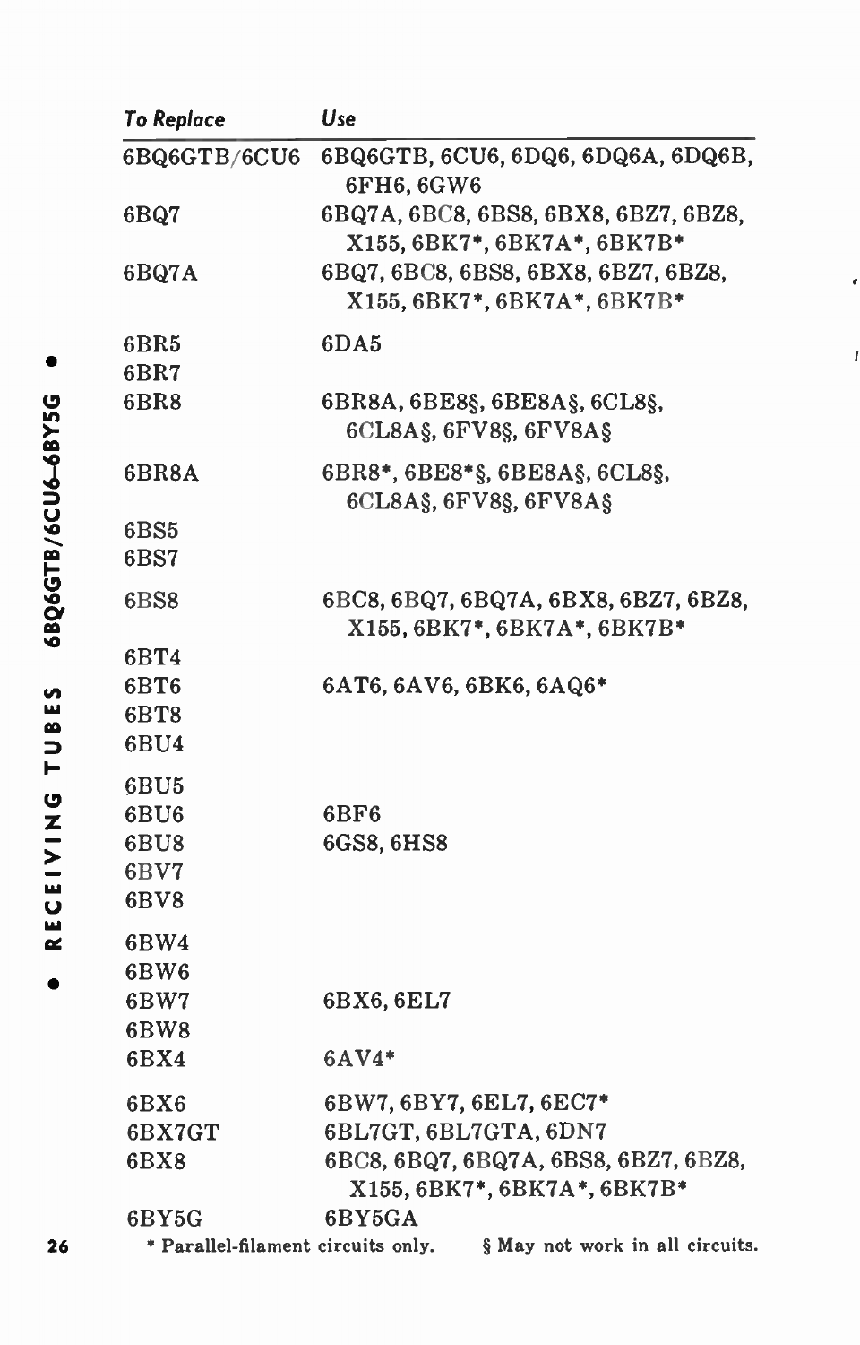| To Replace | Use |
|---|---|
| 6BQ6GTB/6CU6 | 6BQ6GTB, 6CU6, 6DQ6, 6DQ6A, 6DQ6B, 6FH6, 6GW6 |
| 6BQ7 | 6BQ7A, 6BC8, 6BS8, 6BX8, 6BZ7, 6BZ8, X155, 6BK7*, 6BK7A*, 6BK7B* |
| 6BQ7A | 6BQ7, 6BC8, 6BS8, 6BX8, 6BZ7, 6BZ8, X155, 6BK7*, 6BK7A*, 6BK7B* |
| 6BR5 | 6DA5 |
| 6BR7 | |
| 6BR8 | 6BR8A, 6BE8§, 6BE8A§, 6CL8§, 6CL8A§, 6FV8§, 6FV8A§ |
| 6BR8A | 6BR8*, 6BE8*§, 6BE8A§, 6CL8§, 6CL8A§, 6FV8§, 6FV8A§ |
| 6BS5 | |
| 6BS7 | |
| 6BS8 | 6BC8, 6BQ7, 6BQ7A, 6BX8, 6BZ7, 6BZ8, X155, 6BK7*, 6BK7A*, 6BK7B* |
| 6BT4 | |
| 6BT6 | 6AT6, 6AV6, 6BK6, 6AQ6* |
| 6BT8 | |
| 6BU4 | |
| 6BU5 | |
| 6BU6 | 6BF6 |
| 6BU8 | 6GS8, 6HS8 |
| 6BV7 | |
| 6BV8 | |
| 6BW4 | |
| 6BW6 | |
| 6BW7 | 6BX6, 6EL7 |
| 6BW8 | |
| 6BX4 | 6AV4* |
| 6BX6 | 6BW7, 6BY7, 6EL7, 6EC7* |
| 6BX7GT | 6BL7GT, 6BL7GTA, 6DN7 |
| 6BX8 | 6BC8, 6BQ7, 6BQ7A, 6BS8, 6BZ7, 6BZ8, X155, 6BK7*, 6BK7A*, 6BK7B* |
| 6BY5G | 6BY5GA |

* Parallel-filament circuits only. § May not work in all circuits.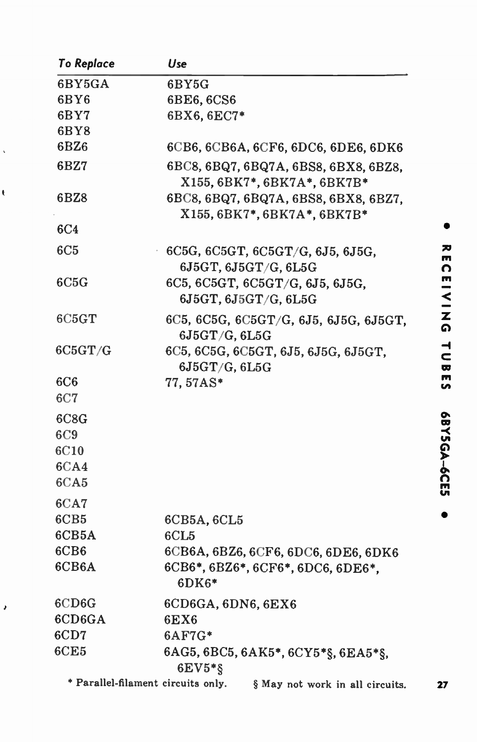| To Replace | Use |
|---|---|
| 6BY5GA | 6BY5G |
| 6BY6 | 6BE6, 6CS6 |
| 6BY7 | 6BX6, 6EC7* |
| 6BY8 | |
| 6BZ6 | 6CB6, 6CB6A, 6CF6, 6DC6, 6DE6, 6DK6 |
| 6BZ7 | 6BC8, 6BQ7, 6BQ7A, 6BS8, 6BX8, 6BZ8, X155, 6BK7*, 6BK7A*, 6BK7B* |
| 6BZ8 | 6BC8, 6BQ7, 6BQ7A, 6BS8, 6BX8, 6BZ7, X155, 6BK7*, 6BK7A*, 6BK7B* |
| 6C4 | |
| 6C5 | 6C5G, 6C5GT, 6C5GT/G, 6J5, 6J5G, 6J5GT, 6J5GT/G, 6L5G |
| 6C5G | 6C5, 6C5GT, 6C5GT/G, 6J5, 6J5G, 6J5GT, 6J5GT/G, 6L5G |
| 6C5GT | 6C5, 6C5G, 6C5GT/G, 6J5, 6J5G, 6J5GT, 6J5GT/G, 6L5G |
| 6C5GT/G | 6C5, 6C5G, 6C5GT, 6J5, 6J5G, 6J5GT, 6J5GT/G, 6L5G |
| 6C6 | 77, 57AS* |
| 6C7 | |
| 6C8G | |
| 6C9 | |
| 6C10 | |
| 6CA4 | |
| 6CA5 | |
| 6CA7 | |
| 6CB5 | 6CB5A, 6CL5 |
| 6CB5A | 6CL5 |
| 6CB6 | 6CB6A, 6BZ6, 6CF6, 6DC6, 6DE6, 6DK6 |
| 6CB6A | 6CB6*, 6BZ6*, 6CF6*, 6DC6, 6DE6*, 6DK6* |
| 6CD6G | 6CD6GA, 6DN6, 6EX6 |
| 6CD6GA | 6EX6 |
| 6CD7 | 6AF7G* |
| 6CE5 | 6AG5, 6BC5, 6AK5*, 6CY5*§, 6EA5*§, 6EV5*§ |

* Parallel-filament circuits only. § May not work in all circuits.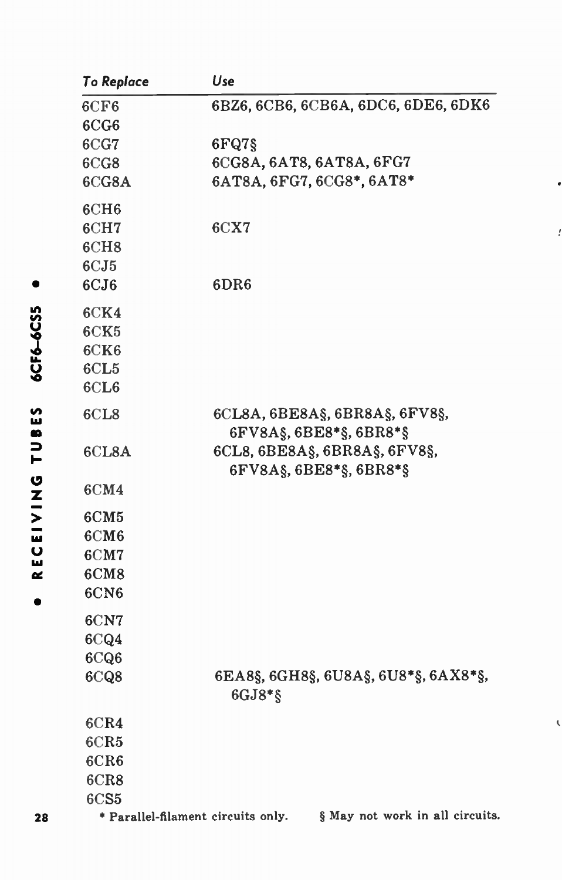| To Replace | Use |
|---|---|
| 6CF6 | 6BZ6, 6CB6, 6CB6A, 6DC6, 6DE6, 6DK6 |
| 6CG6 | |
| 6CG7 | 6FQ7§ |
| 6CG8 | 6CG8A, 6AT8, 6AT8A, 6FG7 |
| 6CG8A | 6AT8A, 6FG7, 6CG8*, 6AT8* |
| 6CH6 | |
| 6CH7 | 6CX7 |
| 6CH8 | |
| 6CJ5 | |
| 6CJ6 | 6DR6 |
| 6CK4 | |
| 6CK5 | |
| 6CK6 | |
| 6CL5 | |
| 6CL6 | |
| 6CL8 | 6CL8A, 6BE8A§, 6BR8A§, 6FV8§, 6FV8A§, 6BE8*§, 6BR8*§ |
| 6CL8A | 6CL8, 6BE8A§, 6BR8A§, 6FV8§, 6FV8A§, 6BE8*§, 6BR8*§ |
| 6CM4 | |
| 6CM5 | |
| 6CM6 | |
| 6CM7 | |
| 6CM8 | |
| 6CN6 | |
| 6CN7 | |
| 6CQ4 | |
| 6CQ6 | |
| 6CQ8 | 6EA8§, 6GH8§, 6U8A§, 6U8*§, 6AX8*§, 6GJ8*§ |
| 6CR4 | |
| 6CR5 | |
| 6CR6 | |
| 6CR8 | |
| 6CS5 | |

* Parallel-filament circuits only. § May not work in all circuits.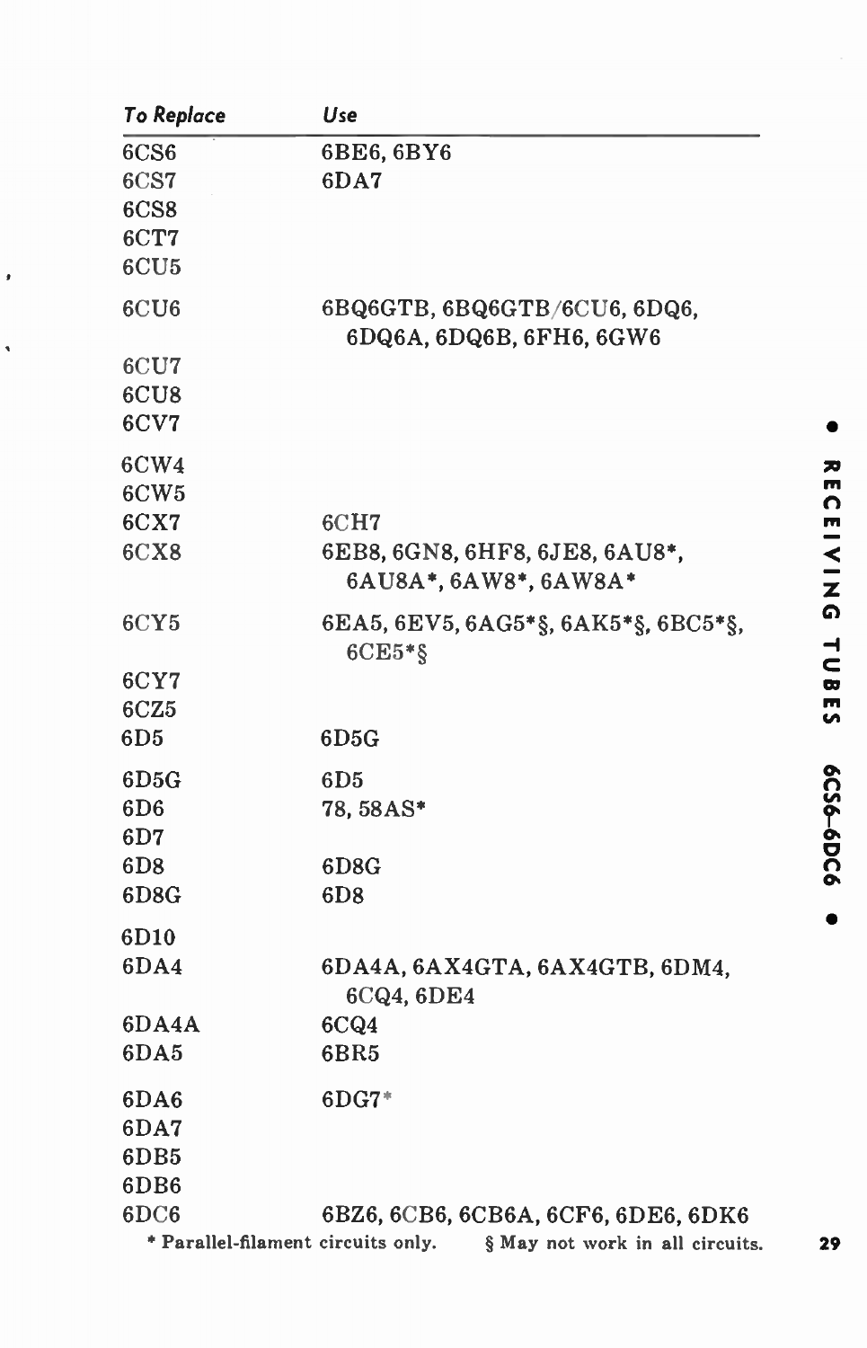| To Replace | Use |
|---|---|
| 6CS6 | 6BE6, 6BY6 |
| 6CS7 | 6DA7 |
| 6CS8 | |
| 6CT7 | |
| 6CU5 | |
| 6CU6 | 6BQ6GTB, 6BQ6GTB/6CU6, 6DQ6, 6DQ6A, 6DQ6B, 6FH6, 6GW6 |
| 6CU7 | |
| 6CU8 | |
| 6CV7 | |
| 6CW4 | |
| 6CW5 | |
| 6CX7 | 6CH7 |
| 6CX8 | 6EB8, 6GN8, 6HF8, 6JE8, 6AU8*, 6AU8A*, 6AW8*, 6AW8A* |
| 6CY5 | 6EA5, 6EV5, 6AG5*§, 6AK5*§, 6BC5*§, 6CE5*§ |
| 6CY7 | |
| 6CZ5 | |
| 6D5 | 6D5G |
| 6D5G | 6D5 |
| 6D6 | 78, 58AS* |
| 6D7 | |
| 6D8 | 6D8G |
| 6D8G | 6D8 |
| 6D10 | |
| 6DA4 | 6DA4A, 6AX4GTA, 6AX4GTB, 6DM4, 6CQ4, 6DE4 |
| 6DA4A | 6CQ4 |
| 6DA5 | 6BR5 |
| 6DA6 | 6DG7* |
| 6DA7 | |
| 6DB5 | |
| 6DB6 | |
| 6DC6 | 6BZ6, 6CB6, 6CB6A, 6CF6, 6DE6, 6DK6 |

* Parallel-filament circuits only. § May not work in all circuits.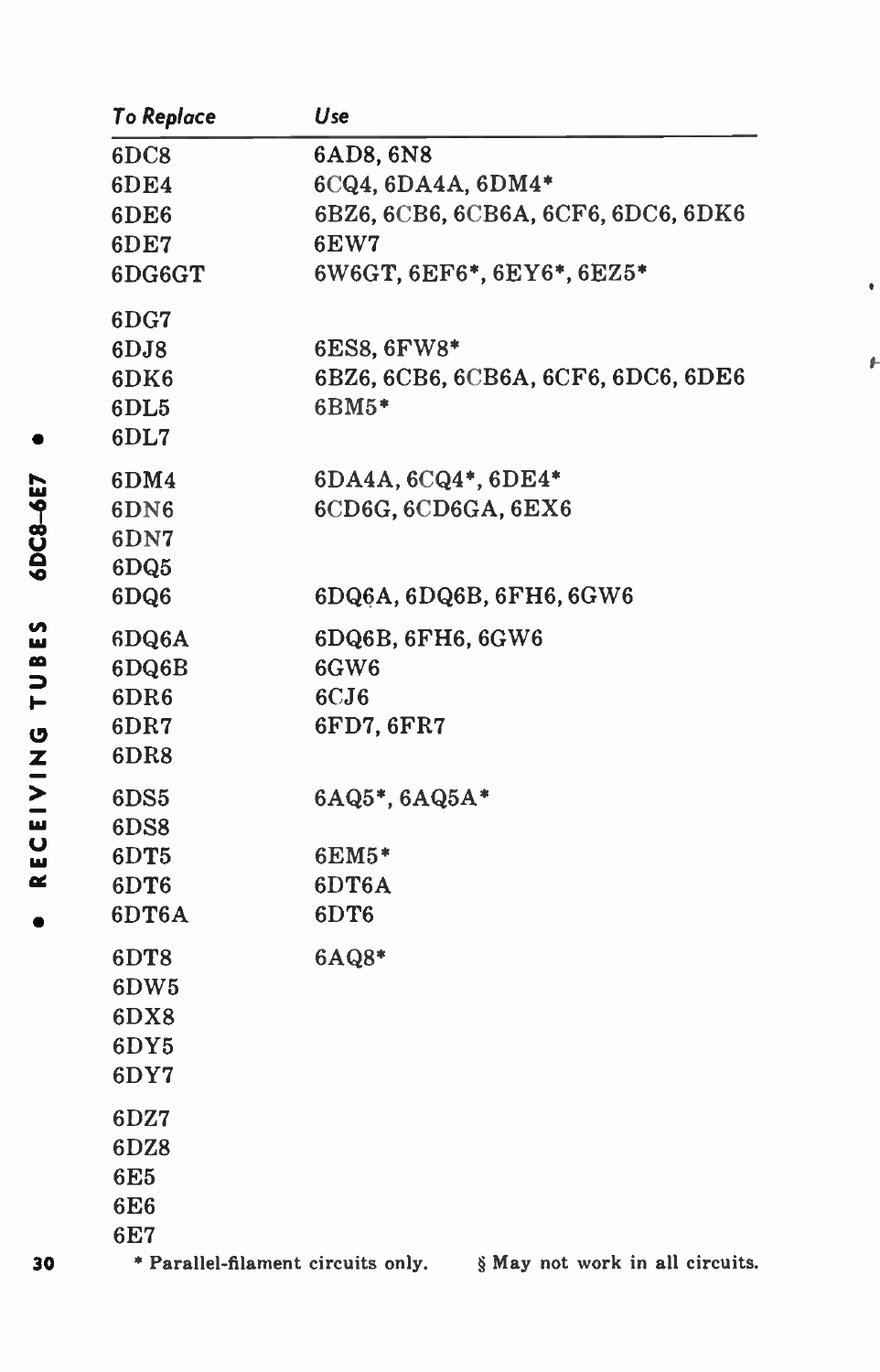| To Replace | Use |
|---|---|
| 6DC8 | 6AD8, 6N8 |
| 6DE4 | 6CQ4, 6DA4A, 6DM4* |
| 6DE6 | 6BZ6, 6CB6, 6CB6A, 6CF6, 6DC6, 6DK6 |
| 6DE7 | 6EW7 |
| 6DG6GT | 6W6GT, 6EF6*, 6EY6*, 6EZ5* |
| 6DG7 | |
| 6DJ8 | 6ES8, 6FW8* |
| 6DK6 | 6BZ6, 6CB6, 6CB6A, 6CF6, 6DC6, 6DE6 |
| 6DL5 | 6BM5* |
| 6DL7 | |
| 6DM4 | 6DA4A, 6CQ4*, 6DE4* |
| 6DN6 | 6CD6G, 6CD6GA, 6EX6 |
| 6DN7 | |
| 6DQ5 | |
| 6DQ6 | 6DQ6A, 6DQ6B, 6FH6, 6GW6 |
| 6DQ6A | 6DQ6B, 6FH6, 6GW6 |
| 6DQ6B | 6GW6 |
| 6DR6 | 6CJ6 |
| 6DR7 | 6FD7, 6FR7 |
| 6DR8 | |
| 6DS5 | 6AQ5*, 6AQ5A* |
| 6DS8 | |
| 6DT5 | 6EM5* |
| 6DT6 | 6DT6A |
| 6DT6A | 6DT6 |
| 6DT8 | 6AQ8* |
| 6DW5 | |
| 6DX8 | |
| 6DY5 | |
| 6DY7 | |
| 6DZ7 | |
| 6DZ8 | |
| 6E5 | |
| 6E6 | |
| 6E7 | |

* Parallel-filament circuits only. § May not work in all circuits.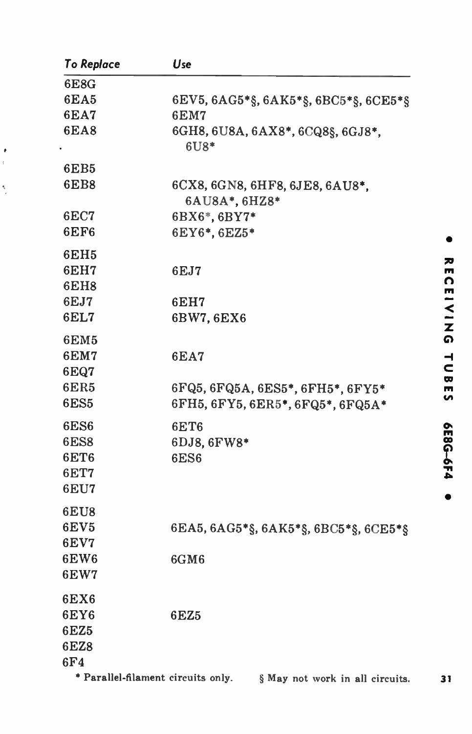| To Replace | Use |
|---|---|
| 6E8G | |
| 6EA5 | 6EV5, 6AG5*§, 6AK5*§, 6BC5*§, 6CE5*§ |
| 6EA7 | 6EM7 |
| 6EA8 | 6GH8, 6U8A, 6AX8*, 6CQ8§, 6GJ8*, 6U8* |
| 6EB5 | |
| 6EB8 | 6CX8, 6GN8, 6HF8, 6JE8, 6AU8*, 6AU8A*, 6HZ8* |
| 6EC7 | 6BX6*, 6BY7* |
| 6EF6 | 6EY6*, 6EZ5* |
| 6EH5 | |
| 6EH7 | 6EJ7 |
| 6EH8 | |
| 6EJ7 | 6EH7 |
| 6EL7 | 6BW7, 6EX6 |
| 6EM5 | |
| 6EM7 | 6EA7 |
| 6EQ7 | |
| 6ER5 | 6FQ5, 6FQ5A, 6ES5*, 6FH5*, 6FY5* |
| 6ES5 | 6FH5, 6FY5, 6ER5*, 6FQ5*, 6FQ5A* |
| 6ES6 | 6ET6 |
| 6ES8 | 6DJ8, 6FW8* |
| 6ET6 | 6ES6 |
| 6ET7 | |
| 6EU7 | |
| 6EU8 | |
| 6EV5 | 6EA5, 6AG5*§, 6AK5*§, 6BC5*§, 6CE5*§ |
| 6EV7 | |
| 6EW6 | 6GM6 |
| 6EW7 | |
| 6EX6 | |
| 6EY6 | 6EZ5 |
| 6EZ5 | |
| 6EZ8 | |
| 6F4 | |

\* Parallel-filament circuits only. § May not work in all circuits.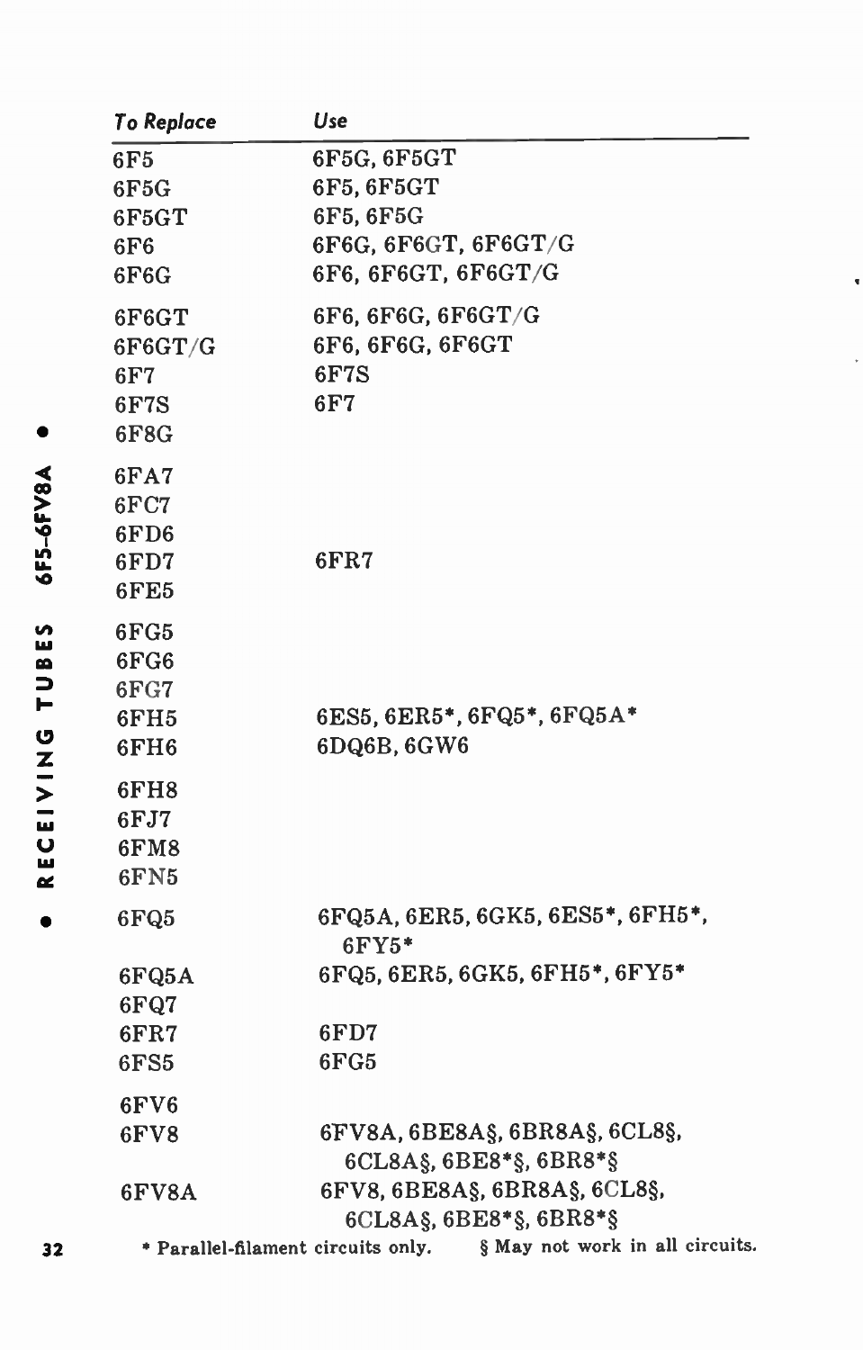| To Replace | Use |
|---|---|
| 6F5 | 6F5G, 6F5GT |
| 6F5G | 6F5, 6F5GT |
| 6F5GT | 6F5, 6F5G |
| 6F6 | 6F6G, 6F6GT, 6F6GT/G |
| 6F6G | 6F6, 6F6GT, 6F6GT/G |
| 6F6GT | 6F6, 6F6G, 6F6GT/G |
| 6F6GT/G | 6F6, 6F6G, 6F6GT |
| 6F7 | 6F7S |
| 6F7S | 6F7 |
| 6F8G | |
| 6FA7 | |
| 6FC7 | |
| 6FD6 | |
| 6FD7 | 6FR7 |
| 6FE5 | |
| 6FG5 | |
| 6FG6 | |
| 6FG7 | |
| 6FH5 | 6ES5, 6ER5*, 6FQ5*, 6FQ5A* |
| 6FH6 | 6DQ6B, 6GW6 |
| 6FH8 | |
| 6FJ7 | |
| 6FM8 | |
| 6FN5 | |
| 6FQ5 | 6FQ5A, 6ER5, 6GK5, 6ES5*, 6FH5*, 6FY5* |
| 6FQ5A | 6FQ5, 6ER5, 6GK5, 6FH5*, 6FY5* |
| 6FQ7 | |
| 6FR7 | 6FD7 |
| 6FS5 | 6FG5 |
| 6FV6 | |
| 6FV8 | 6FV8A, 6BE8A§, 6BR8A§, 6CL8§, 6CL8A§, 6BE8*§, 6BR8*§ |
| 6FV8A | 6FV8, 6BE8A§, 6BR8A§, 6CL8§, 6CL8A§, 6BE8*§, 6BR8*§ |

* Parallel-filament circuits only. § May not work in all circuits.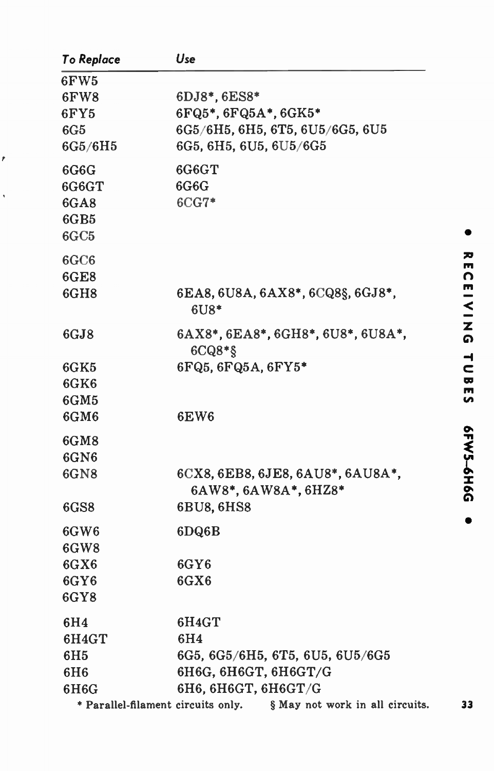| To Replace | Use |
|---|---|
| 6FW5 | |
| 6FW8 | 6DJ8*, 6ES8* |
| 6FY5 | 6FQ5*, 6FQ5A*, 6GK5* |
| 6G5 | 6G5/6H5, 6H5, 6T5, 6U5/6G5, 6U5 |
| 6G5/6H5 | 6G5, 6H5, 6U5, 6U5/6G5 |
| 6G6G | 6G6GT |
| 6G6GT | 6G6G |
| 6GA8 | 6CG7* |
| 6GB5 | |
| 6GC5 | |
| 6GC6 | |
| 6GE8 | |
| 6GH8 | 6EA8, 6U8A, 6AX8*, 6CQ8§, 6GJ8*, 6U8* |
| 6GJ8 | 6AX8*, 6EA8*, 6GH8*, 6U8*, 6U8A*, 6CQ8*§ |
| 6GK5 | 6FQ5, 6FQ5A, 6FY5* |
| 6GK6 | |
| 6GM5 | |
| 6GM6 | 6EW6 |
| 6GM8 | |
| 6GN6 | |
| 6GN8 | 6CX8, 6EB8, 6JE8, 6AU8*, 6AU8A*, 6AW8*, 6AW8A*, 6HZ8* |
| 6GS8 | 6BU8, 6HS8 |
| 6GW6 | 6DQ6B |
| 6GW8 | |
| 6GX6 | 6GY6 |
| 6GY6 | 6GX6 |
| 6GY8 | |
| 6H4 | 6H4GT |
| 6H4GT | 6H4 |
| 6H5 | 6G5, 6G5/6H5, 6T5, 6U5, 6U5/6G5 |
| 6H6 | 6H6G, 6H6GT, 6H6GT/G |
| 6H6G | 6H6, 6H6GT, 6H6GT/G |

* Parallel-filament circuits only. § May not work in all circuits.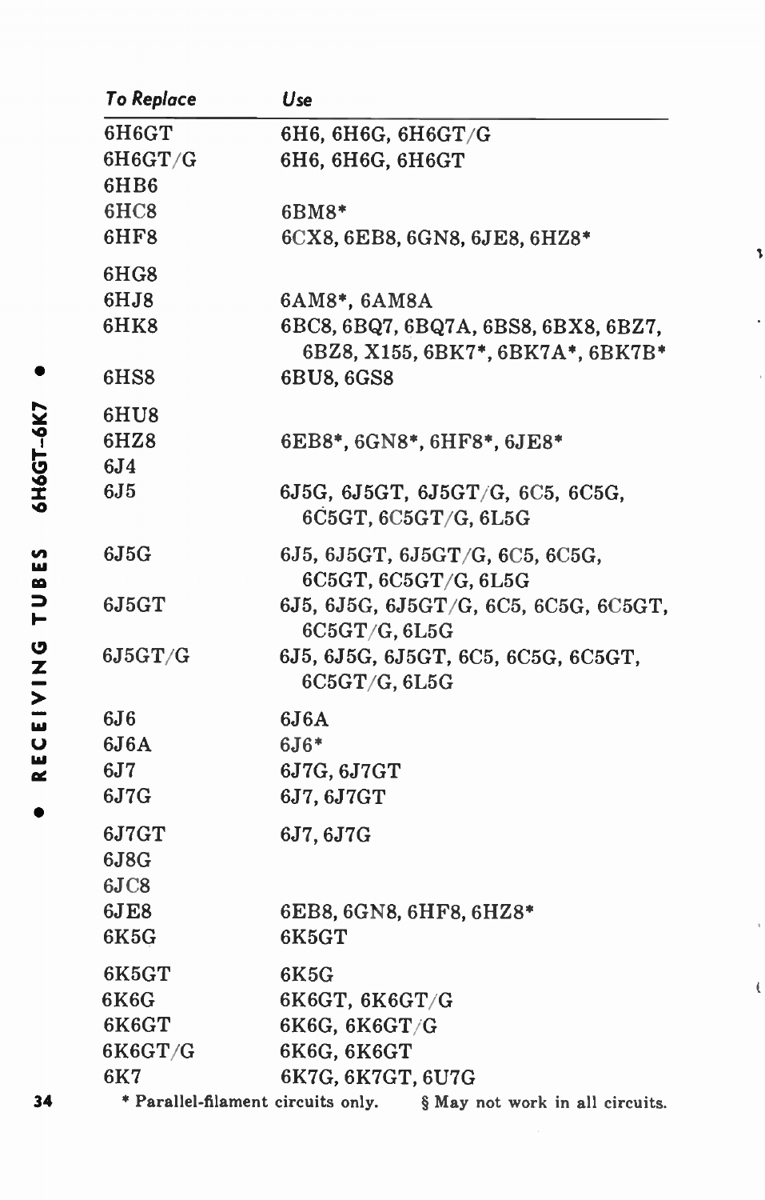| To Replace | Use |
|---|---|
| 6H6GT | 6H6, 6H6G, 6H6GT/G |
| 6H6GT/G | 6H6, 6H6G, 6H6GT |
| 6HB6 | |
| 6HC8 | 6BM8* |
| 6HF8 | 6CX8, 6EB8, 6GN8, 6JE8, 6HZ8* |
| 6HG8 | |
| 6HJ8 | 6AM8*, 6AM8A |
| 6HK8 | 6BC8, 6BQ7, 6BQ7A, 6BS8, 6BX8, 6BZ7, 6BZ8, X155, 6BK7*, 6BK7A*, 6BK7B* |
| 6HS8 | 6BU8, 6GS8 |
| 6HU8 | |
| 6HZ8 | 6EB8*, 6GN8*, 6HF8*, 6JE8* |
| 6J4 | |
| 6J5 | 6J5G, 6J5GT, 6J5GT/G, 6C5, 6C5G, 6C5GT, 6C5GT/G, 6L5G |
| 6J5G | 6J5, 6J5GT, 6J5GT/G, 6C5, 6C5G, 6C5GT, 6C5GT/G, 6L5G |
| 6J5GT | 6J5, 6J5G, 6J5GT/G, 6C5, 6C5G, 6C5GT, 6C5GT/G, 6L5G |
| 6J5GT/G | 6J5, 6J5G, 6J5GT, 6C5, 6C5G, 6C5GT, 6C5GT/G, 6L5G |
| 6J6 | 6J6A |
| 6J6A | 6J6* |
| 6J7 | 6J7G, 6J7GT |
| 6J7G | 6J7, 6J7GT |
| 6J7GT | 6J7, 6J7G |
| 6J8G | |
| 6JC8 | |
| 6JE8 | 6EB8, 6GN8, 6HF8, 6HZ8* |
| 6K5G | 6K5GT |
| 6K5GT | 6K5G |
| 6K6G | 6K6GT, 6K6GT/G |
| 6K6GT | 6K6G, 6K6GT/G |
| 6K6GT/G | 6K6G, 6K6GT |
| 6K7 | 6K7G, 6K7GT, 6U7G |

\* Parallel-filament circuits only. § May not work in all circuits.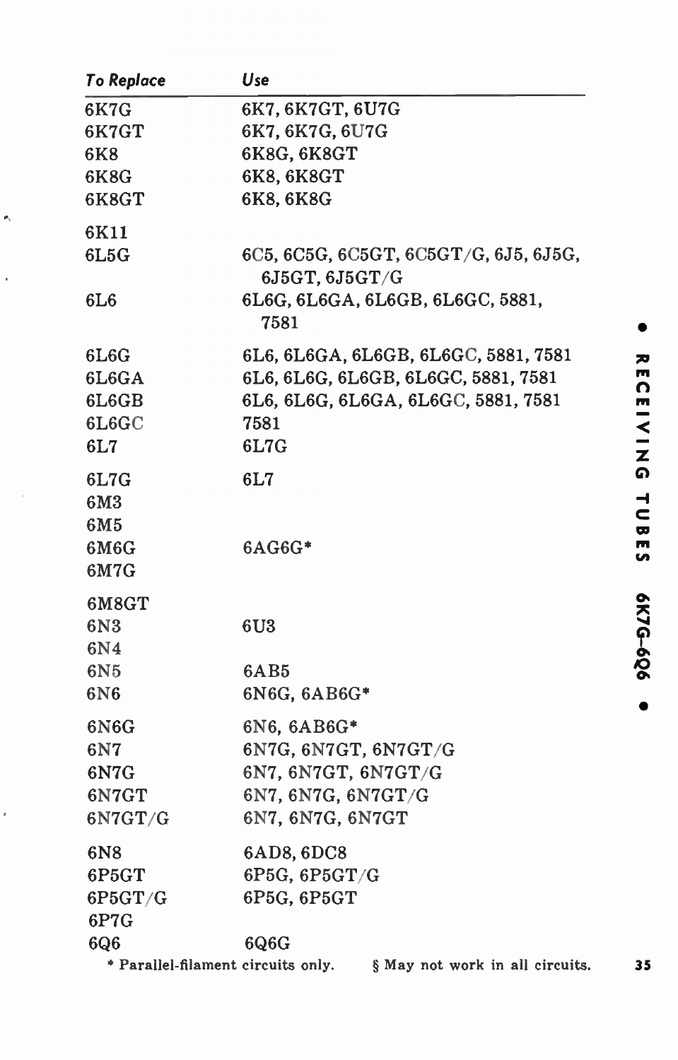| To Replace | Use |
|---|---|
| 6K7G | 6K7, 6K7GT, 6U7G |
| 6K7GT | 6K7, 6K7G, 6U7G |
| 6K8 | 6K8G, 6K8GT |
| 6K8G | 6K8, 6K8GT |
| 6K8GT | 6K8, 6K8G |
| 6K11 | |
| 6L5G | 6C5, 6C5G, 6C5GT, 6C5GT/G, 6J5, 6J5G, 6J5GT, 6J5GT/G |
| 6L6 | 6L6G, 6L6GA, 6L6GB, 6L6GC, 5881, 7581 |
| 6L6G | 6L6, 6L6GA, 6L6GB, 6L6GC, 5881, 7581 |
| 6L6GA | 6L6, 6L6G, 6L6GB, 6L6GC, 5881, 7581 |
| 6L6GB | 6L6, 6L6G, 6L6GA, 6L6GC, 5881, 7581 |
| 6L6GC | 7581 |
| 6L7 | 6L7G |
| 6L7G | 6L7 |
| 6M3 | |
| 6M5 | |
| 6M6G | 6AG6G* |
| 6M7G | |
| 6M8GT | |
| 6N3 | 6U3 |
| 6N4 | |
| 6N5 | 6AB5 |
| 6N6 | 6N6G, 6AB6G* |
| 6N6G | 6N6, 6AB6G* |
| 6N7 | 6N7G, 6N7GT, 6N7GT/G |
| 6N7G | 6N7, 6N7GT, 6N7GT/G |
| 6N7GT | 6N7, 6N7G, 6N7GT/G |
| 6N7GT/G | 6N7, 6N7G, 6N7GT |
| 6N8 | 6AD8, 6DC8 |
| 6P5GT | 6P5G, 6P5GT/G |
| 6P5GT/G | 6P5G, 6P5GT |
| 6P7G | |
| 6Q6 | 6Q6G |

\* Parallel-filament circuits only. § May not work in all circuits.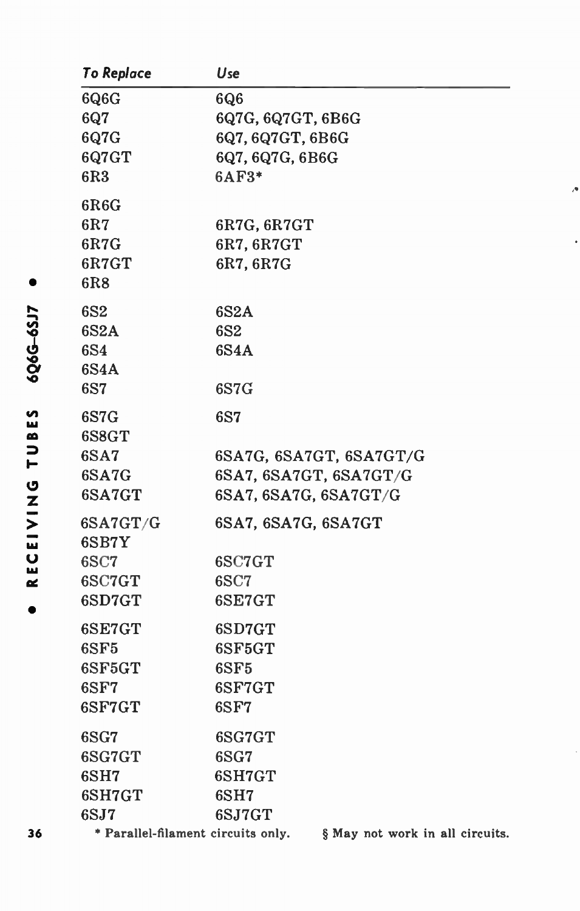| To Replace | Use |
|---|---|
| 6Q6G | 6Q6 |
| 6Q7 | 6Q7G, 6Q7GT, 6B6G |
| 6Q7G | 6Q7, 6Q7GT, 6B6G |
| 6Q7GT | 6Q7, 6Q7G, 6B6G |
| 6R3 | 6AF3* |
| 6R6G | |
| 6R7 | 6R7G, 6R7GT |
| 6R7G | 6R7, 6R7GT |
| 6R7GT | 6R7, 6R7G |
| 6R8 | |
| 6S2 | 6S2A |
| 6S2A | 6S2 |
| 6S4 | 6S4A |
| 6S4A | |
| 6S7 | 6S7G |
| 6S7G | 6S7 |
| 6S8GT | |
| 6SA7 | 6SA7G, 6SA7GT, 6SA7GT/G |
| 6SA7G | 6SA7, 6SA7GT, 6SA7GT/G |
| 6SA7GT | 6SA7, 6SA7G, 6SA7GT/G |
| 6SA7GT/G | 6SA7, 6SA7G, 6SA7GT |
| 6SB7Y | |
| 6SC7 | 6SC7GT |
| 6SC7GT | 6SC7 |
| 6SD7GT | 6SE7GT |
| 6SE7GT | 6SD7GT |
| 6SF5 | 6SF5GT |
| 6SF5GT | 6SF5 |
| 6SF7 | 6SF7GT |
| 6SF7GT | 6SF7 |
| 6SG7 | 6SG7GT |
| 6SG7GT | 6SG7 |
| 6SH7 | 6SH7GT |
| 6SH7GT | 6SH7 |
| 6SJ7 | 6SJ7GT |

* Parallel-filament circuits only. § May not work in all circuits.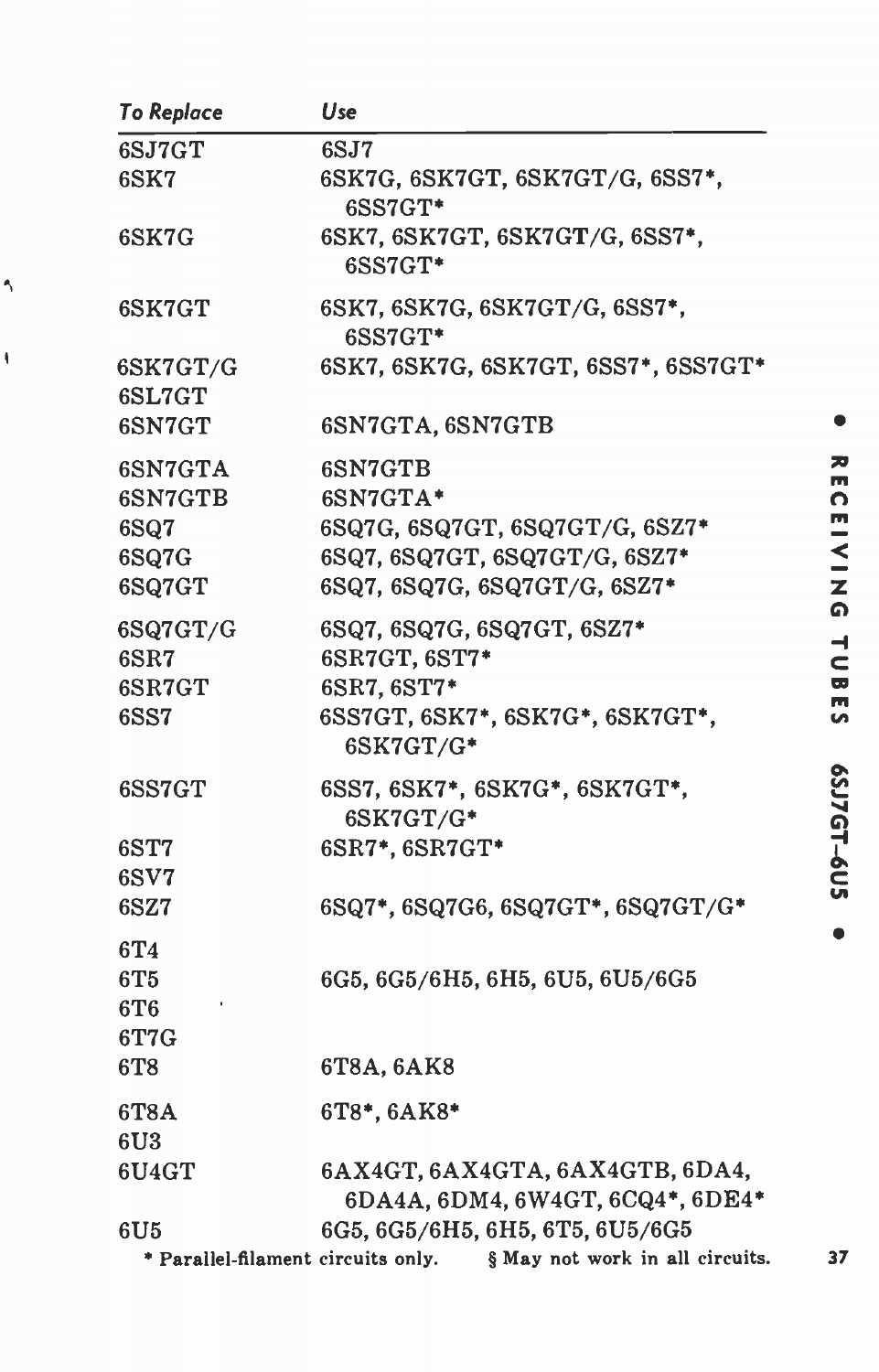| To Replace | Use |
|---|---|
| 6SJ7GT | 6SJ7 |
| 6SK7 | 6SK7G, 6SK7GT, 6SK7GT/G, 6SS7*, 6SS7GT* |
| 6SK7G | 6SK7, 6SK7GT, 6SK7GT/G, 6SS7*, 6SS7GT* |
| 6SK7GT | 6SK7, 6SK7G, 6SK7GT/G, 6SS7*, 6SS7GT* |
| 6SK7GT/G | 6SK7, 6SK7G, 6SK7GT, 6SS7*, 6SS7GT* |
| 6SL7GT | |
| 6SN7GT | 6SN7GTA, 6SN7GTB |
| 6SN7GTA | 6SN7GTB |
| 6SN7GTB | 6SN7GTA* |
| 6SQ7 | 6SQ7G, 6SQ7GT, 6SQ7GT/G, 6SZ7* |
| 6SQ7G | 6SQ7, 6SQ7GT, 6SQ7GT/G, 6SZ7* |
| 6SQ7GT | 6SQ7, 6SQ7G, 6SQ7GT/G, 6SZ7* |
| 6SQ7GT/G | 6SQ7, 6SQ7G, 6SQ7GT, 6SZ7* |
| 6SR7 | 6SR7GT, 6ST7* |
| 6SR7GT | 6SR7, 6ST7* |
| 6SS7 | 6SS7GT, 6SK7*, 6SK7G*, 6SK7GT*, 6SK7GT/G* |
| 6SS7GT | 6SS7, 6SK7*, 6SK7G*, 6SK7GT*, 6SK7GT/G* |
| 6ST7 | 6SR7*, 6SR7GT* |
| 6SV7 | |
| 6SZ7 | 6SQ7*, 6SQ7G6, 6SQ7GT*, 6SQ7GT/G* |
| 6T4 | |
| 6T5 | 6G5, 6G5/6H5, 6H5, 6U5, 6U5/6G5 |
| 6T6 | |
| 6T7G | |
| 6T8 | 6T8A, 6AK8 |
| 6T8A | 6T8*, 6AK8* |
| 6U3 | |
| 6U4GT | 6AX4GT, 6AX4GTA, 6AX4GTB, 6DA4, 6DA4A, 6DM4, 6W4GT, 6CQ4*, 6DE4* |
| 6U5 | 6G5, 6G5/6H5, 6H5, 6T5, 6U5/6G5 |

* Parallel-filament circuits only. § May not work in all circuits.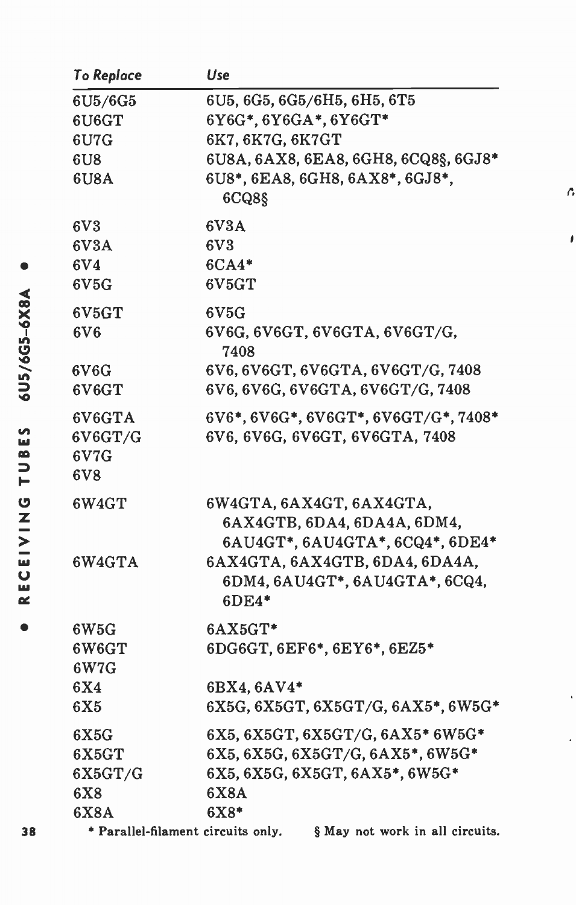| To Replace | Use |
|---|---|
| 6U5/6G5 | 6U5, 6G5, 6G5/6H5, 6H5, 6T5 |
| 6U6GT | 6Y6G*, 6Y6GA*, 6Y6GT* |
| 6U7G | 6K7, 6K7G, 6K7GT |
| 6U8 | 6U8A, 6AX8, 6EA8, 6GH8, 6CQ8§, 6GJ8* |
| 6U8A | 6U8*, 6EA8, 6GH8, 6AX8*, 6GJ8*, 6CQ8§ |
| 6V3 | 6V3A |
| 6V3A | 6V3 |
| 6V4 | 6CA4* |
| 6V5G | 6V5GT |
| 6V5GT | 6V5G |
| 6V6 | 6V6G, 6V6GT, 6V6GTA, 6V6GT/G, 7408 |
| 6V6G | 6V6, 6V6GT, 6V6GTA, 6V6GT/G, 7408 |
| 6V6GT | 6V6, 6V6G, 6V6GTA, 6V6GT/G, 7408 |
| 6V6GTA | 6V6*, 6V6G*, 6V6GT*, 6V6GT/G*, 7408* |
| 6V6GT/G | 6V6, 6V6G, 6V6GT, 6V6GTA, 7408 |
| 6V7G | |
| 6V8 | |
| 6W4GT | 6W4GTA, 6AX4GT, 6AX4GTA, 6AX4GTB, 6DA4, 6DA4A, 6DM4, 6AU4GT*, 6AU4GTA*, 6CQ4*, 6DE4* |
| 6W4GTA | 6AX4GTA, 6AX4GTB, 6DA4, 6DA4A, 6DM4, 6AU4GT*, 6AU4GTA*, 6CQ4, 6DE4* |
| 6W5G | 6AX5GT* |
| 6W6GT | 6DG6GT, 6EF6*, 6EY6*, 6EZ5* |
| 6W7G | |
| 6X4 | 6BX4, 6AV4* |
| 6X5 | 6X5G, 6X5GT, 6X5GT/G, 6AX5*, 6W5G* |
| 6X5G | 6X5, 6X5GT, 6X5GT/G, 6AX5* 6W5G* |
| 6X5GT | 6X5, 6X5G, 6X5GT/G, 6AX5*, 6W5G* |
| 6X5GT/G | 6X5, 6X5G, 6X5GT, 6AX5*, 6W5G* |
| 6X8 | 6X8A |
| 6X8A | 6X8* |

* Parallel-filament circuits only. § May not work in all circuits.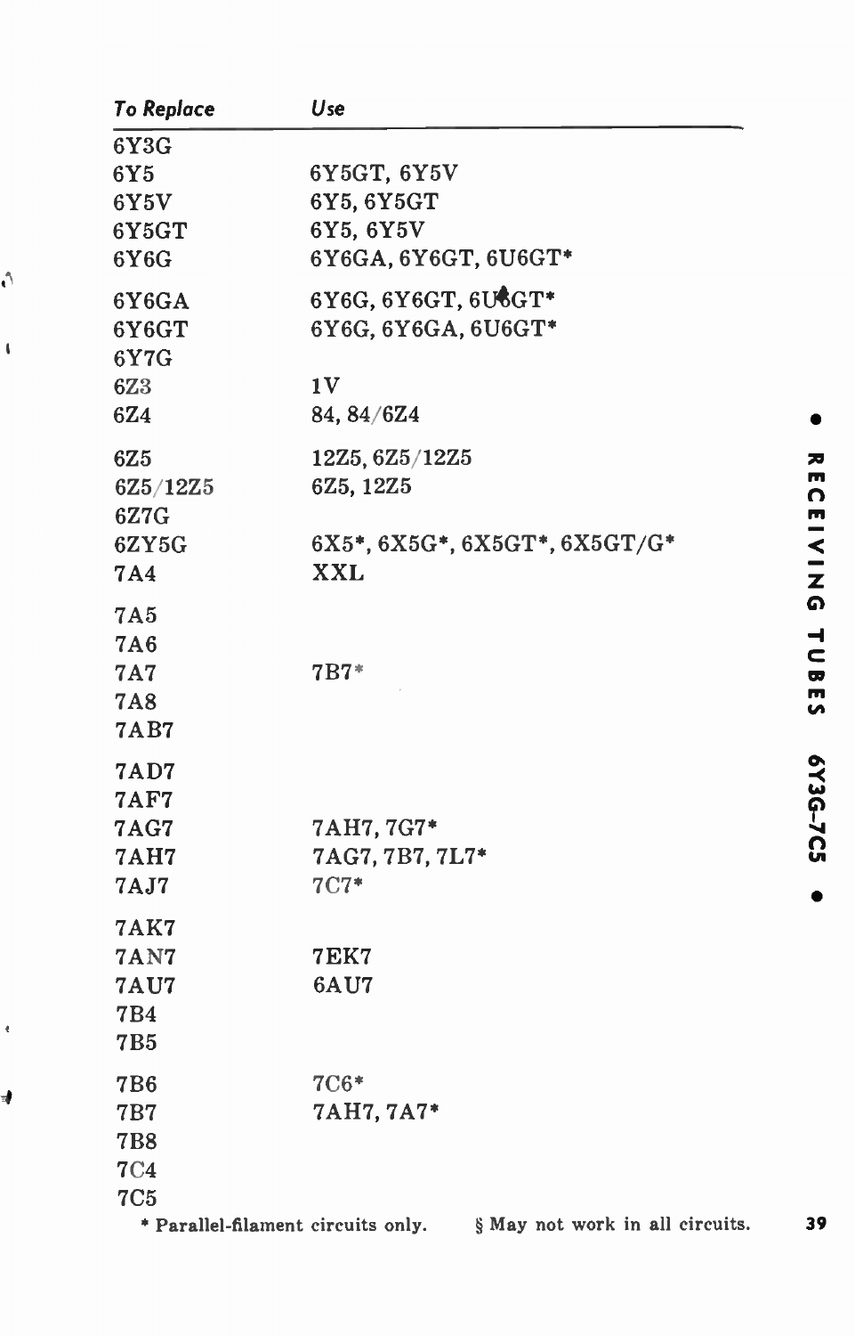| To Replace | Use |
|---|---|
| 6Y3G | |
| 6Y5 | 6Y5GT, 6Y5V |
| 6Y5V | 6Y5, 6Y5GT |
| 6Y5GT | 6Y5, 6Y5V |
| 6Y6G | 6Y6GA, 6Y6GT, 6U6GT* |
| 6Y6GA | 6Y6G, 6Y6GT, 6U6GT* |
| 6Y6GT | 6Y6G, 6Y6GA, 6U6GT* |
| 6Y7G | |
| 6Z3 | 1V |
| 6Z4 | 84, 84/6Z4 |
| 6Z5 | 12Z5, 6Z5/12Z5 |
| 6Z5/12Z5 | 6Z5, 12Z5 |
| 6Z7G | |
| 6ZY5G | 6X5*, 6X5G*, 6X5GT*, 6X5GT/G* |
| 7A4 | XXL |
| 7A5 | |
| 7A6 | |
| 7A7 | 7B7* |
| 7A8 | |
| 7AB7 | |
| 7AD7 | |
| 7AF7 | |
| 7AG7 | 7AH7, 7G7* |
| 7AH7 | 7AG7, 7B7, 7L7* |
| 7AJ7 | 7C7* |
| 7AK7 | |
| 7AN7 | 7EK7 |
| 7AU7 | 6AU7 |
| 7B4 | |
| 7B5 | |
| 7B6 | 7C6* |
| 7B7 | 7AH7, 7A7* |
| 7B8 | |
| 7C4 | |
| 7C5 | |

* Parallel-filament circuits only. § May not work in all circuits.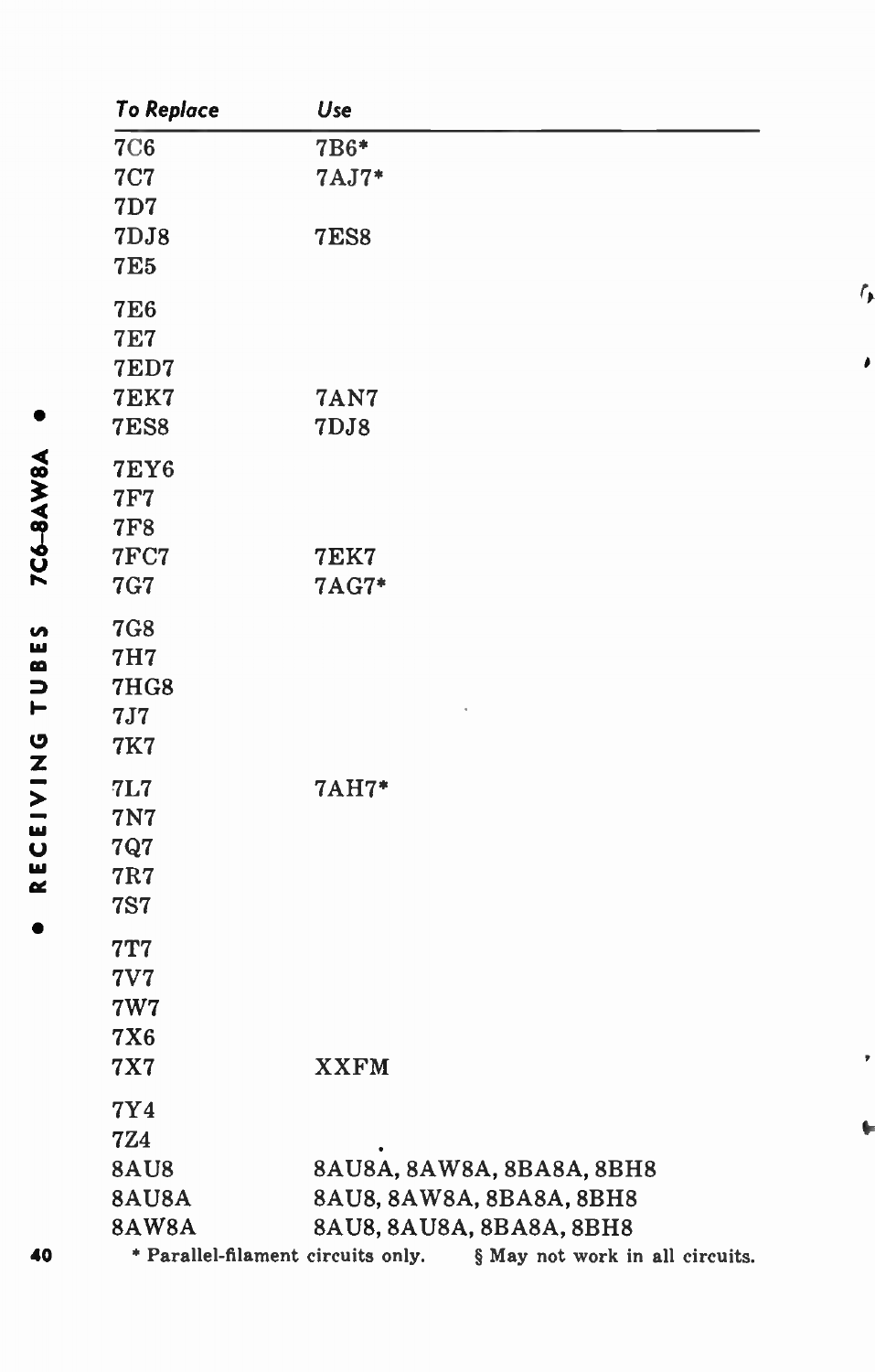| To Replace | Use |
|---|---|
| 7C6 | 7B6* |
| 7C7 | 7AJ7* |
| 7D7 | |
| 7DJ8 | 7ES8 |
| 7E5 | |
| 7E6 | |
| 7E7 | |
| 7ED7 | |
| 7EK7 | 7AN7 |
| 7ES8 | 7DJ8 |
| 7EY6 | |
| 7F7 | |
| 7F8 | |
| 7FC7 | 7EK7 |
| 7G7 | 7AG7* |
| 7G8 | |
| 7H7 | |
| 7HG8 | |
| 7J7 | |
| 7K7 | |
| 7L7 | 7AH7* |
| 7N7 | |
| 7Q7 | |
| 7R7 | |
| 7S7 | |
| 7T7 | |
| 7V7 | |
| 7W7 | |
| 7X6 | |
| 7X7 | XXFM |
| 7Y4 | |
| 7Z4 | |
| 8AU8 | 8AU8A, 8AW8A, 8BA8A, 8BH8 |
| 8AU8A | 8AU8, 8AW8A, 8BA8A, 8BH8 |
| 8AW8A | 8AU8, 8AU8A, 8BA8A, 8BH8 |

* Parallel-filament circuits only. § May not work in all circuits.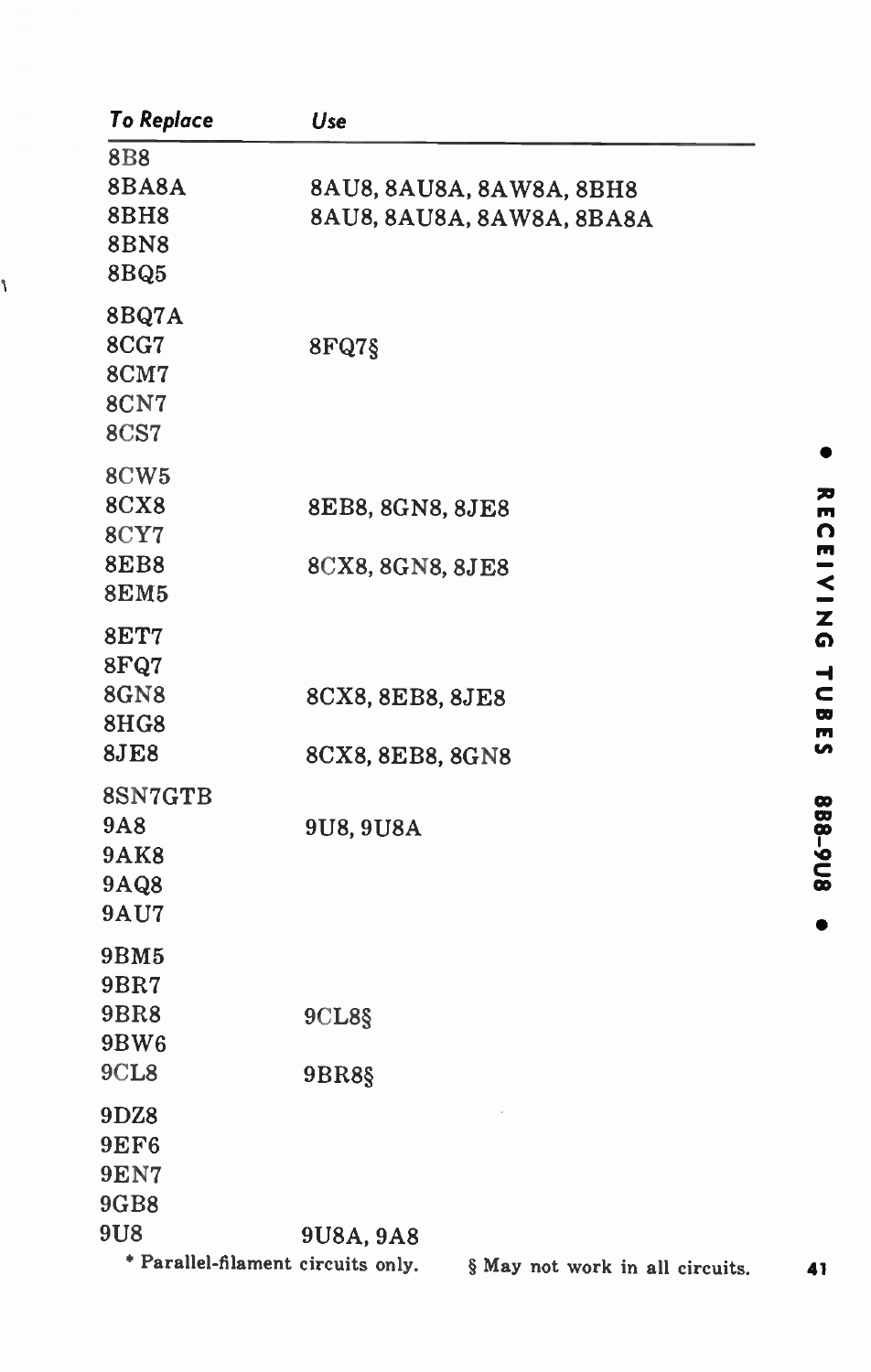| To Replace | Use |
|---|---|
| 8B8 | |
| 8BA8A | 8AU8, 8AU8A, 8AW8A, 8BH8 |
| 8BH8 | 8AU8, 8AU8A, 8AW8A, 8BA8A |
| 8BN8 | |
| 8BQ5 | |
| 8BQ7A | |
| 8CG7 | 8FQ7§ |
| 8CM7 | |
| 8CN7 | |
| 8CS7 | |
| 8CW5 | |
| 8CX8 | 8EB8, 8GN8, 8JE8 |
| 8CY7 | |
| 8EB8 | 8CX8, 8GN8, 8JE8 |
| 8EM5 | |
| 8ET7 | |
| 8FQ7 | |
| 8GN8 | 8CX8, 8EB8, 8JE8 |
| 8HG8 | |
| 8JE8 | 8CX8, 8EB8, 8GN8 |
| 8SN7GTB | |
| 9A8 | 9U8, 9U8A |
| 9AK8 | |
| 9AQ8 | |
| 9AU7 | |
| 9BM5 | |
| 9BR7 | |
| 9BR8 | 9CL8§ |
| 9BW6 | |
| 9CL8 | 9BR8§ |
| 9DZ8 | |
| 9EF6 | |
| 9EN7 | |
| 9GB8 | |
| 9U8 | 9U8A, 9A8 |

* Parallel-filament circuits only. § May not work in all circuits.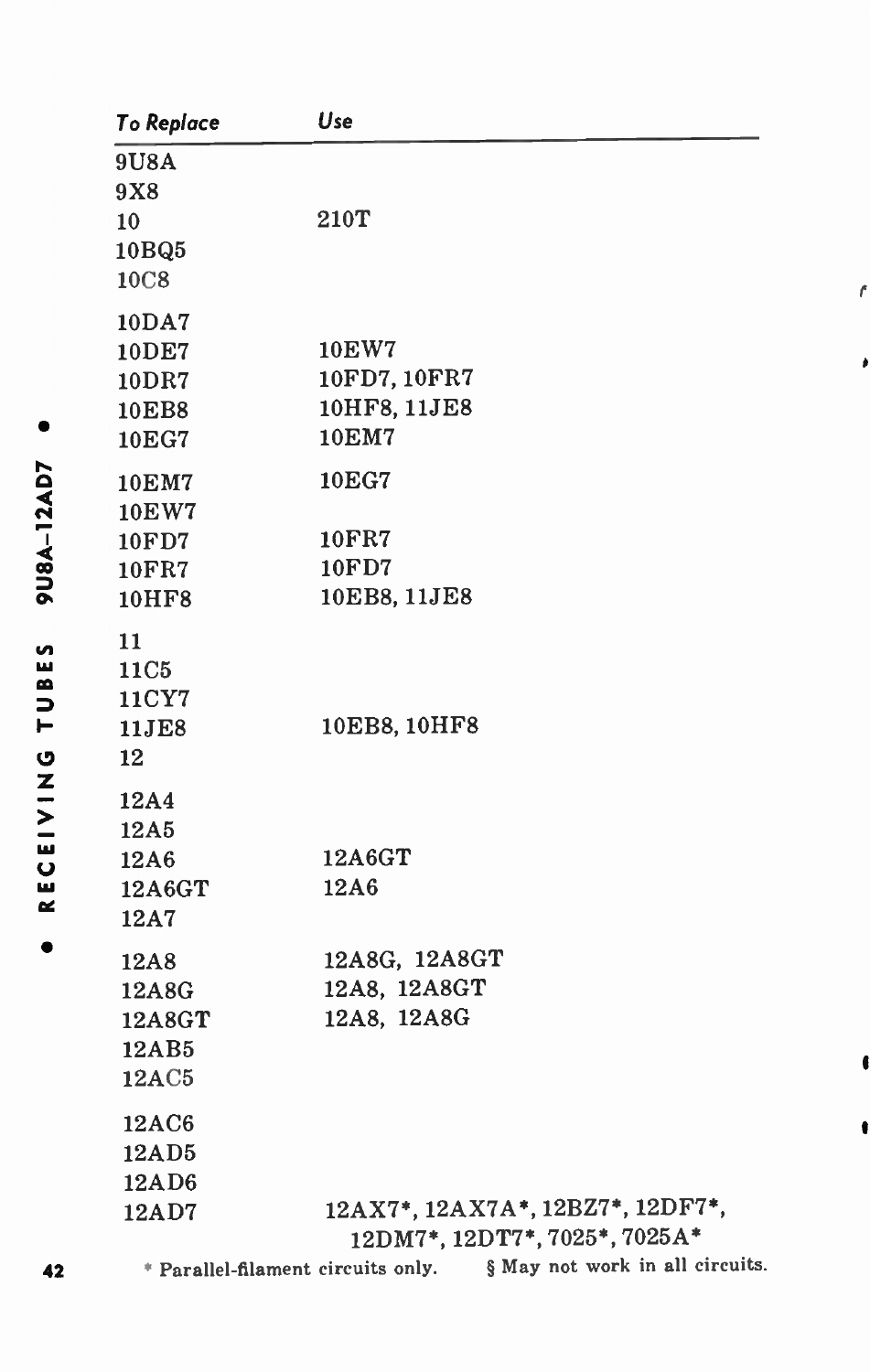| To Replace | Use |
|---|---|
| 9U8A | |
| 9X8 | |
| 10 | 210T |
| 10BQ5 | |
| 10C8 | |
| 10DA7 | |
| 10DE7 | 10EW7 |
| 10DR7 | 10FD7, 10FR7 |
| 10EB8 | 10HF8, 11JE8 |
| 10EG7 | 10EM7 |
| 10EM7 | 10EG7 |
| 10EW7 | |
| 10FD7 | 10FR7 |
| 10FR7 | 10FD7 |
| 10HF8 | 10EB8, 11JE8 |
| 11 | |
| 11C5 | |
| 11CY7 | |
| 11JE8 | 10EB8, 10HF8 |
| 12 | |
| 12A4 | |
| 12A5 | |
| 12A6 | 12A6GT |
| 12A6GT | 12A6 |
| 12A7 | |
| 12A8 | 12A8G, 12A8GT |
| 12A8G | 12A8, 12A8GT |
| 12A8GT | 12A8, 12A8G |
| 12AB5 | |
| 12AC5 | |
| 12AC6 | |
| 12AD5 | |
| 12AD6 | |
| 12AD7 | 12AX7*, 12AX7A*, 12BZ7*, 12DF7*, 12DM7*, 12DT7*, 7025*, 7025A* |

* Parallel-filament circuits only. § May not work in all circuits.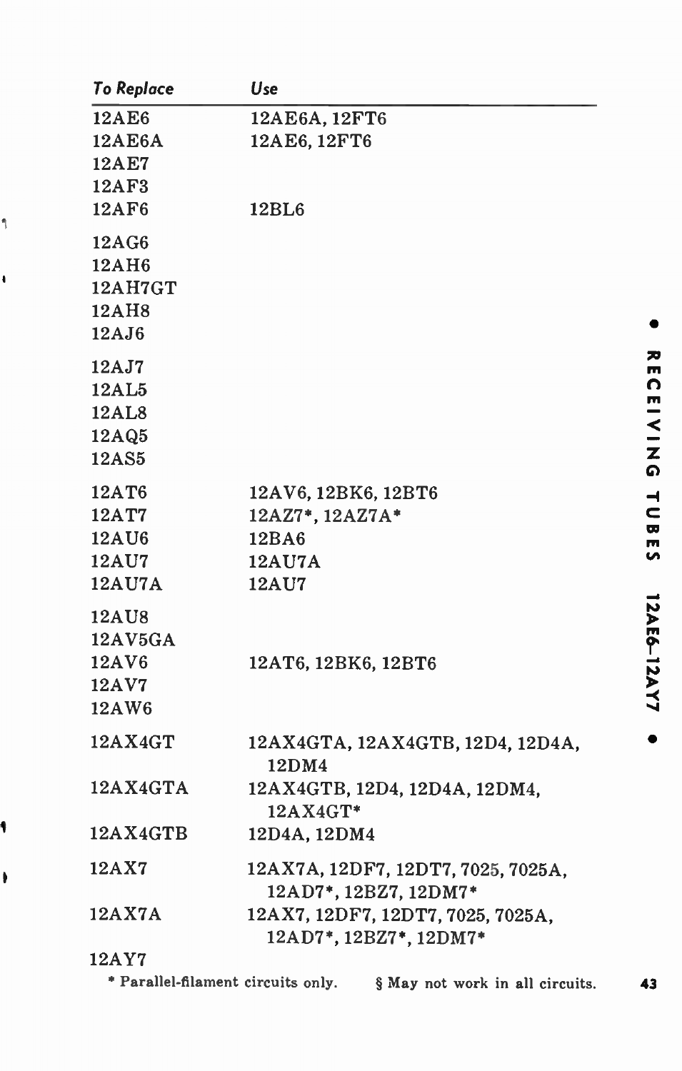| To Replace | Use |
|---|---|
| 12AE6 | 12AE6A, 12FT6 |
| 12AE6A | 12AE6, 12FT6 |
| 12AE7 | |
| 12AF3 | |
| 12AF6 | 12BL6 |
| 12AG6 | |
| 12AH6 | |
| 12AH7GT | |
| 12AH8 | |
| 12AJ6 | |
| 12AJ7 | |
| 12AL5 | |
| 12AL8 | |
| 12AQ5 | |
| 12AS5 | |
| 12AT6 | 12AV6, 12BK6, 12BT6 |
| 12AT7 | 12AZ7*, 12AZ7A* |
| 12AU6 | 12BA6 |
| 12AU7 | 12AU7A |
| 12AU7A | 12AU7 |
| 12AU8 | |
| 12AV5GA | |
| 12AV6 | 12AT6, 12BK6, 12BT6 |
| 12AV7 | |
| 12AW6 | |
| 12AX4GT | 12AX4GTA, 12AX4GTB, 12D4, 12D4A, 12DM4 |
| 12AX4GTA | 12AX4GTB, 12D4, 12D4A, 12DM4, 12AX4GT* |
| 12AX4GTB | 12D4A, 12DM4 |
| 12AX7 | 12AX7A, 12DF7, 12DT7, 7025, 7025A, 12AD7*, 12BZ7, 12DM7* |
| 12AX7A | 12AX7, 12DF7, 12DT7, 7025, 7025A, 12AD7*, 12BZ7*, 12DM7* |
| 12AY7 | |

* Parallel-filament circuits only. § May not work in all circuits.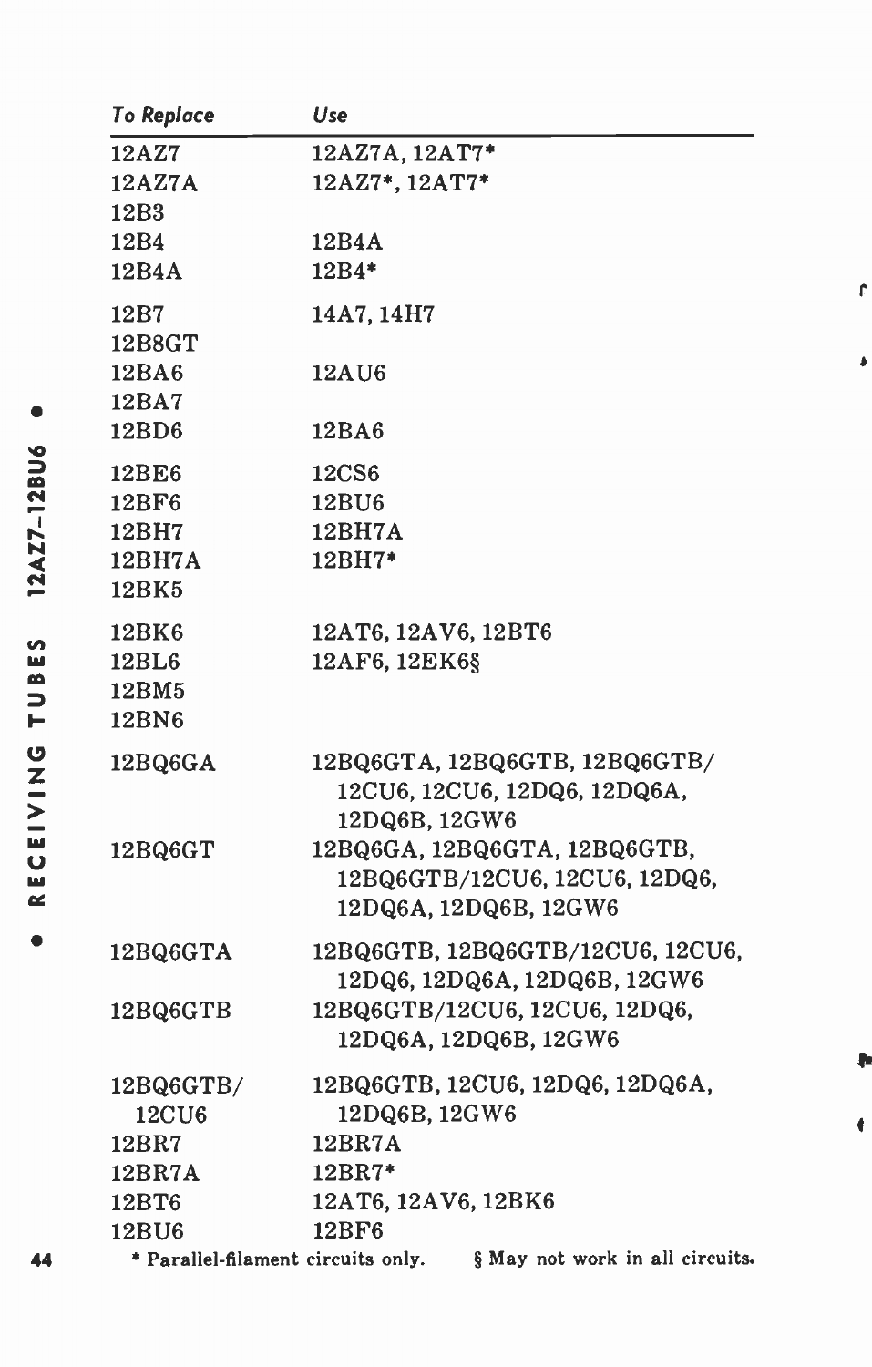| To Replace | Use |
|---|---|
| 12AZ7 | 12AZ7A, 12AT7* |
| 12AZ7A | 12AZ7*, 12AT7* |
| 12B3 | |
| 12B4 | 12B4A |
| 12B4A | 12B4* |
| 12B7 | 14A7, 14H7 |
| 12B8GT | |
| 12BA6 | 12AU6 |
| 12BA7 | |
| 12BD6 | 12BA6 |
| 12BE6 | 12CS6 |
| 12BF6 | 12BU6 |
| 12BH7 | 12BH7A |
| 12BH7A | 12BH7* |
| 12BK5 | |
| 12BK6 | 12AT6, 12AV6, 12BT6 |
| 12BL6 | 12AF6, 12EK6§ |
| 12BM5 | |
| 12BN6 | |
| 12BQ6GA | 12BQ6GTA, 12BQ6GTB, 12BQ6GTB/12CU6, 12CU6, 12DQ6, 12DQ6A, 12DQ6B, 12GW6 |
| 12BQ6GT | 12BQ6GA, 12BQ6GTA, 12BQ6GTB, 12BQ6GTB/12CU6, 12CU6, 12DQ6, 12DQ6A, 12DQ6B, 12GW6 |
| 12BQ6GTA | 12BQ6GTB, 12BQ6GTB/12CU6, 12CU6, 12DQ6, 12DQ6A, 12DQ6B, 12GW6 |
| 12BQ6GTB | 12BQ6GTB/12CU6, 12CU6, 12DQ6, 12DQ6A, 12DQ6B, 12GW6 |
| 12BQ6GTB/12CU6 | 12BQ6GTB, 12CU6, 12DQ6, 12DQ6A, 12DQ6B, 12GW6 |
| 12BR7 | 12BR7A |
| 12BR7A | 12BR7* |
| 12BT6 | 12AT6, 12AV6, 12BK6 |
| 12BU6 | 12BF6 |

\* Parallel-filament circuits only. § May not work in all circuits.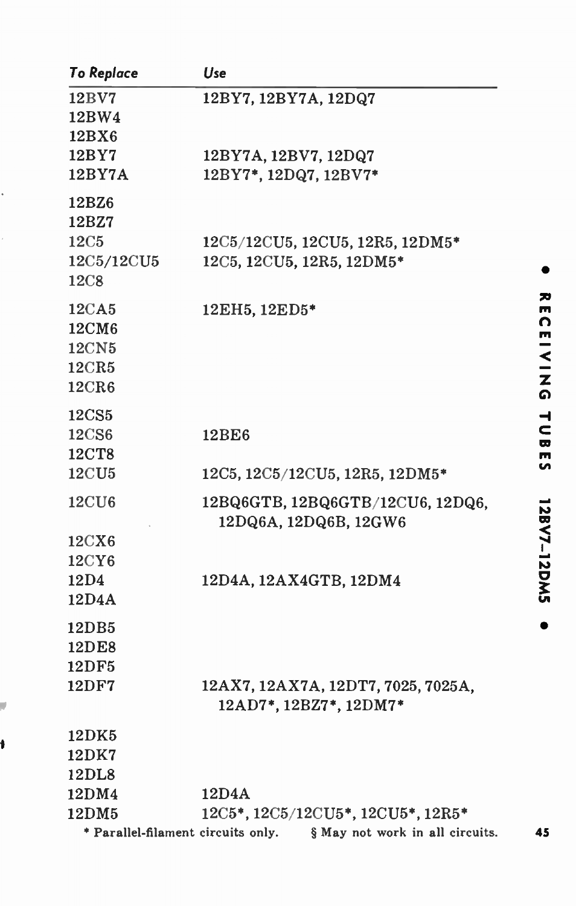| *To Replace* | *Use* |
| --- | --- |
| 12BV7 | 12BY7, 12BY7A, 12DQ7 |
| 12BW4 | |
| 12BX6 | |
| 12BY7 | 12BY7A, 12BV7, 12DQ7 |
| 12BY7A | 12BY7*, 12DQ7, 12BV7* |
| 12BZ6 | |
| 12BZ7 | |
| 12C5 | 12C5/12CU5, 12CU5, 12R5, 12DM5* |
| 12C5/12CU5 | 12C5, 12CU5, 12R5, 12DM5* |
| 12C8 | |
| 12CA5 | 12EH5, 12ED5* |
| 12CM6 | |
| 12CN5 | |
| 12CR5 | |
| 12CR6 | |
| 12CS5 | |
| 12CS6 | 12BE6 |
| 12CT8 | |
| 12CU5 | 12C5, 12C5/12CU5, 12R5, 12DM5* |
| 12CU6 | 12BQ6GTB, 12BQ6GTB/12CU6, 12DQ6, 12DQ6A, 12DQ6B, 12GW6 |
| 12CX6 | |
| 12CY6 | |
| 12D4 | 12D4A, 12AX4GTB, 12DM4 |
| 12D4A | |
| 12DB5 | |
| 12DE8 | |
| 12DF5 | |
| 12DF7 | 12AX7, 12AX7A, 12DT7, 7025, 7025A, 12AD7*, 12BZ7*, 12DM7* |
| 12DK5 | |
| 12DK7 | |
| 12DL8 | |
| 12DM4 | 12D4A |
| 12DM5 | 12C5*, 12C5/12CU5*, 12CU5*, 12R5* |

* Parallel-filament circuits only. § May not work in all circuits.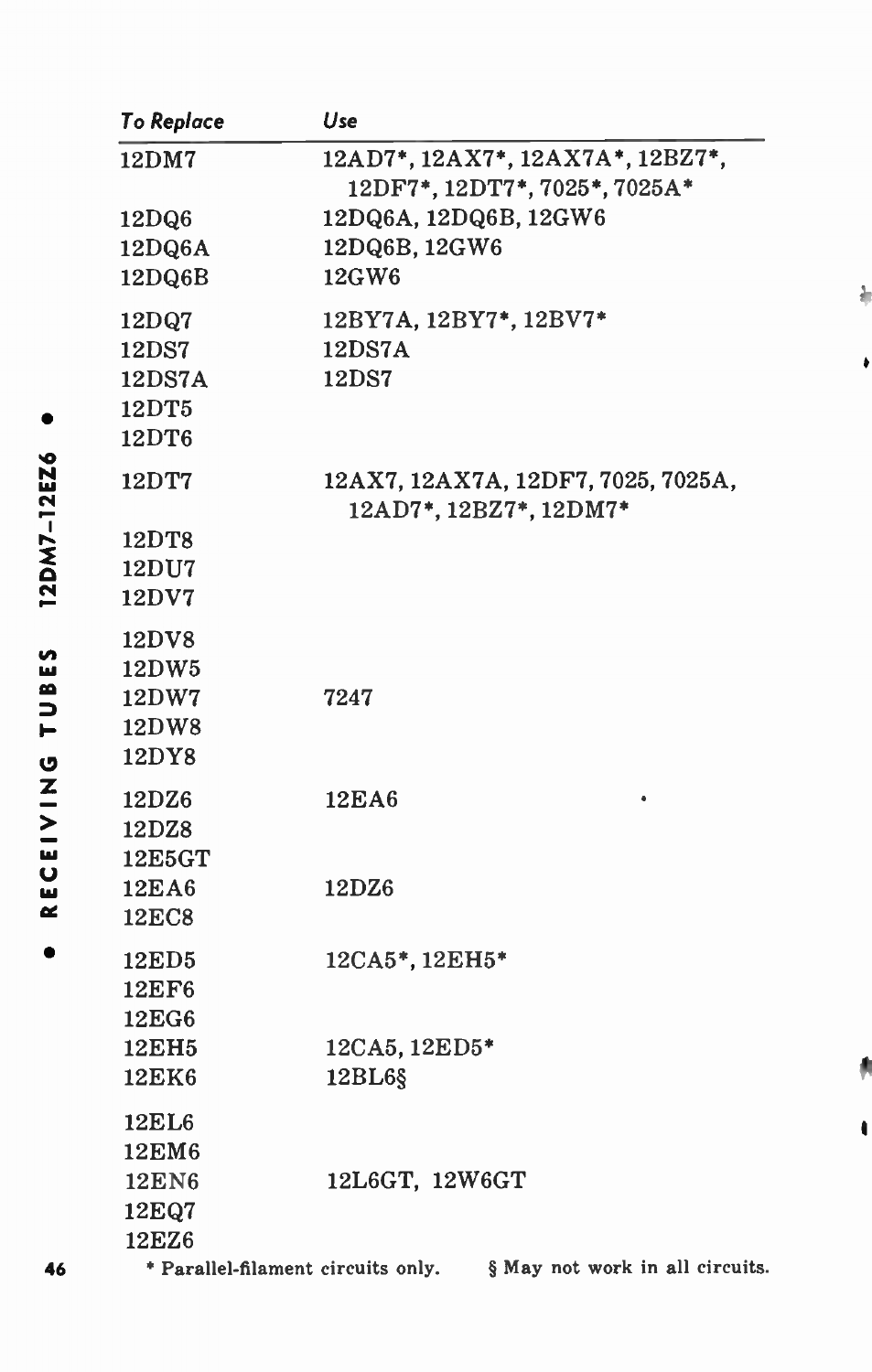| To Replace | Use |
|---|---|
| 12DM7 | 12AD7*, 12AX7*, 12AX7A*, 12BZ7*, 12DF7*, 12DT7*, 7025*, 7025A* |
| 12DQ6 | 12DQ6A, 12DQ6B, 12GW6 |
| 12DQ6A | 12DQ6B, 12GW6 |
| 12DQ6B | 12GW6 |
| 12DQ7 | 12BY7A, 12BY7*, 12BV7* |
| 12DS7 | 12DS7A |
| 12DS7A | 12DS7 |
| 12DT5 | |
| 12DT6 | |
| 12DT7 | 12AX7, 12AX7A, 12DF7, 7025, 7025A, 12AD7*, 12BZ7*, 12DM7* |
| 12DT8 | |
| 12DU7 | |
| 12DV7 | |
| 12DV8 | |
| 12DW5 | |
| 12DW7 | 7247 |
| 12DW8 | |
| 12DY8 | |
| 12DZ6 | 12EA6 |
| 12DZ8 | |
| 12E5GT | |
| 12EA6 | 12DZ6 |
| 12EC8 | |
| 12ED5 | 12CA5*, 12EH5* |
| 12EF6 | |
| 12EG6 | |
| 12EH5 | 12CA5, 12ED5* |
| 12EK6 | 12BL6§ |
| 12EL6 | |
| 12EM6 | |
| 12EN6 | 12L6GT, 12W6GT |
| 12EQ7 | |
| 12EZ6 | |

\* Parallel-filament circuits only. § May not work in all circuits.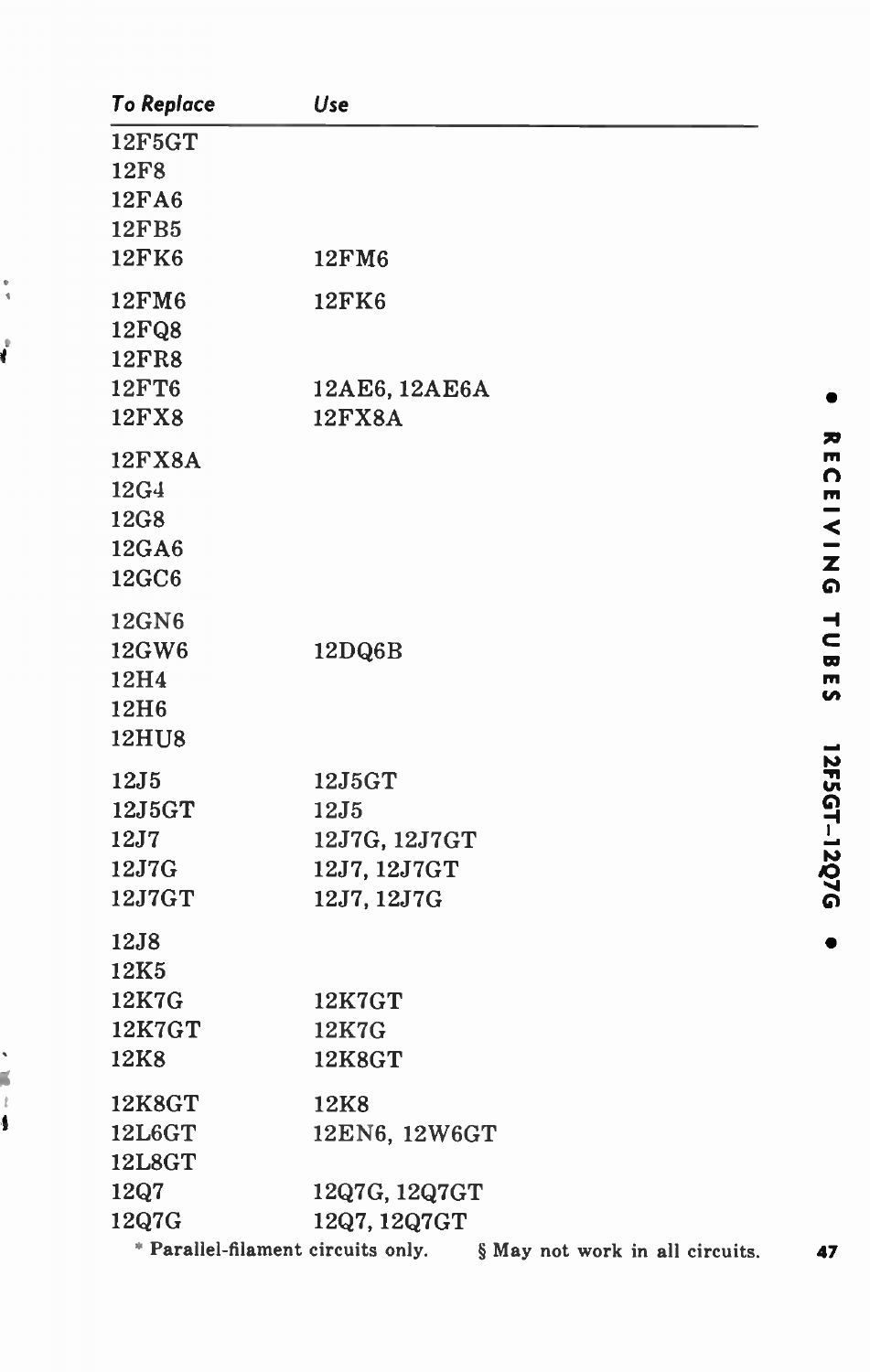| To Replace | Use |
|---|---|
| 12F5GT | |
| 12F8 | |
| 12FA6 | |
| 12FB5 | |
| 12FK6 | 12FM6 |
| 12FM6 | 12FK6 |
| 12FQ8 | |
| 12FR8 | |
| 12FT6 | 12AE6, 12AE6A |
| 12FX8 | 12FX8A |
| 12FX8A | |
| 12G4 | |
| 12G8 | |
| 12GA6 | |
| 12GC6 | |
| 12GN6 | |
| 12GW6 | 12DQ6B |
| 12H4 | |
| 12H6 | |
| 12HU8 | |
| 12J5 | 12J5GT |
| 12J5GT | 12J5 |
| 12J7 | 12J7G, 12J7GT |
| 12J7G | 12J7, 12J7GT |
| 12J7GT | 12J7, 12J7G |
| 12J8 | |
| 12K5 | |
| 12K7G | 12K7GT |
| 12K7GT | 12K7G |
| 12K8 | 12K8GT |
| 12K8GT | 12K8 |
| 12L6GT | 12EN6, 12W6GT |
| 12L8GT | |
| 12Q7 | 12Q7G, 12Q7GT |
| 12Q7G | 12Q7, 12Q7GT |

* Parallel-filament circuits only. § May not work in all circuits.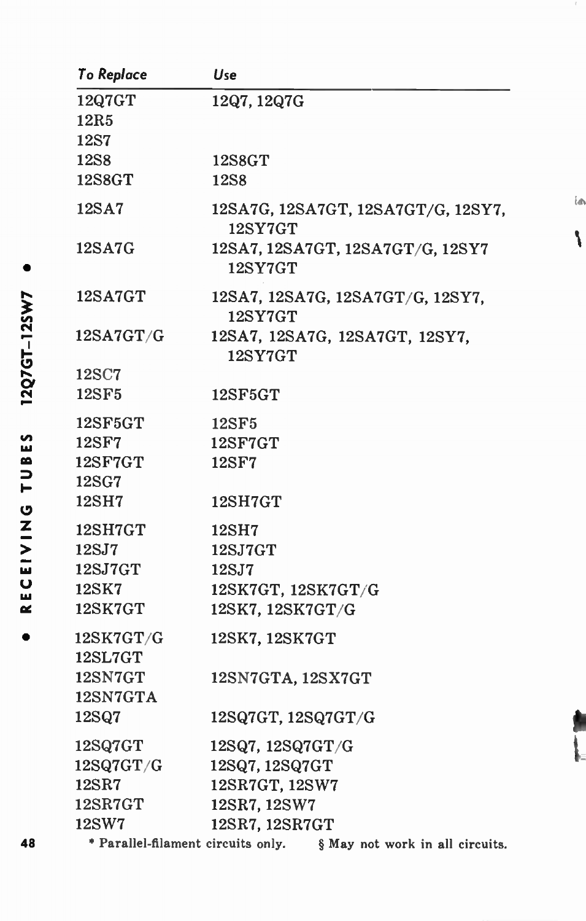| To Replace | Use |
|---|---|
| 12Q7GT | 12Q7, 12Q7G |
| 12R5 | |
| 12S7 | |
| 12S8 | 12S8GT |
| 12S8GT | 12S8 |
| 12SA7 | 12SA7G, 12SA7GT, 12SA7GT/G, 12SY7, 12SY7GT |
| 12SA7G | 12SA7, 12SA7GT, 12SA7GT/G, 12SY7 12SY7GT |
| 12SA7GT | 12SA7, 12SA7G, 12SA7GT/G, 12SY7, 12SY7GT |
| 12SA7GT/G | 12SA7, 12SA7G, 12SA7GT, 12SY7, 12SY7GT |
| 12SC7 | |
| 12SF5 | 12SF5GT |
| 12SF5GT | 12SF5 |
| 12SF7 | 12SF7GT |
| 12SF7GT | 12SF7 |
| 12SG7 | |
| 12SH7 | 12SH7GT |
| 12SH7GT | 12SH7 |
| 12SJ7 | 12SJ7GT |
| 12SJ7GT | 12SJ7 |
| 12SK7 | 12SK7GT, 12SK7GT/G |
| 12SK7GT | 12SK7, 12SK7GT/G |
| 12SK7GT/G | 12SK7, 12SK7GT |
| 12SL7GT | |
| 12SN7GT | 12SN7GTA, 12SX7GT |
| 12SN7GTA | |
| 12SQ7 | 12SQ7GT, 12SQ7GT/G |
| 12SQ7GT | 12SQ7, 12SQ7GT/G |
| 12SQ7GT/G | 12SQ7, 12SQ7GT |
| 12SR7 | 12SR7GT, 12SW7 |
| 12SR7GT | 12SR7, 12SW7 |
| 12SW7 | 12SR7, 12SR7GT |

* Parallel-filament circuits only. § May not work in all circuits.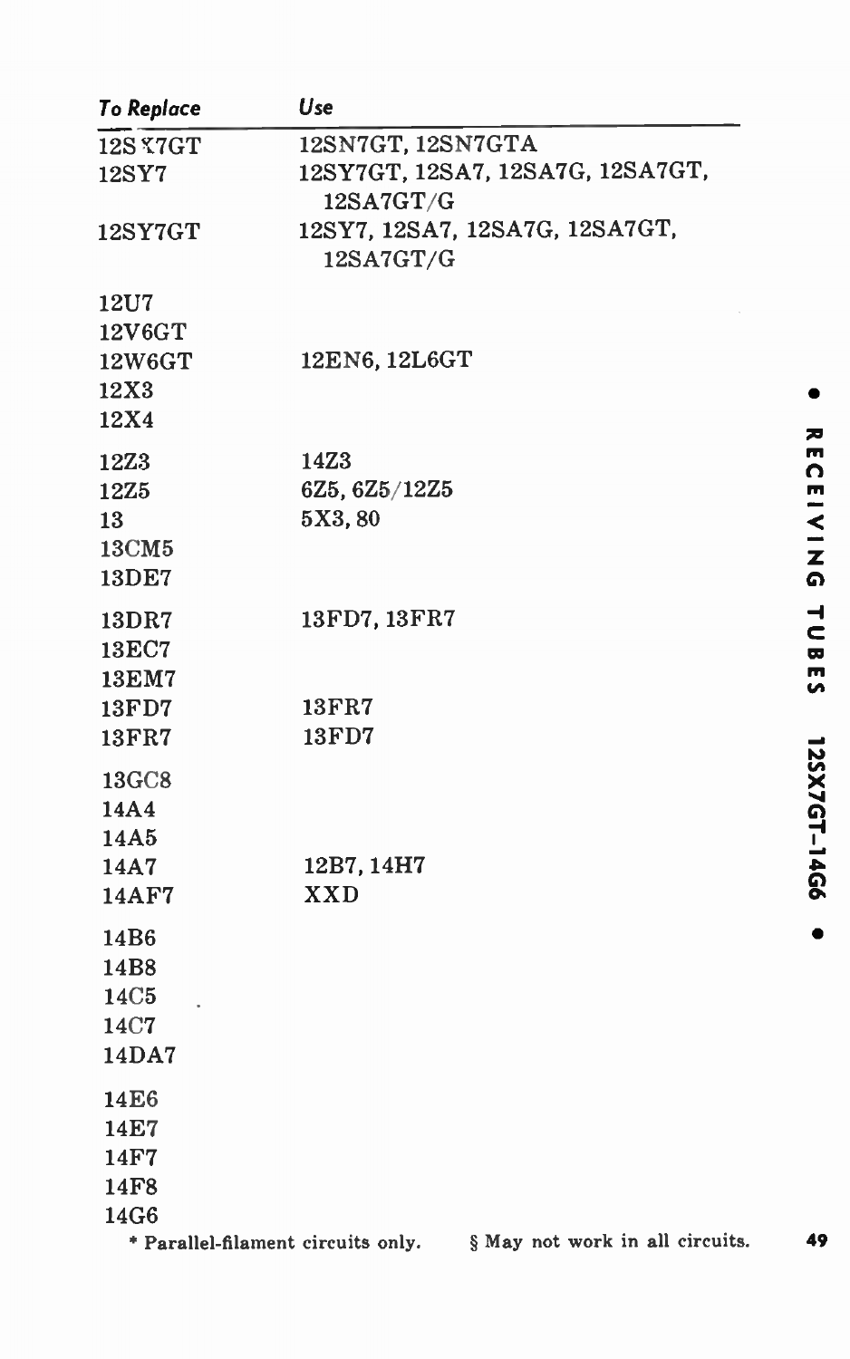| To Replace | Use |
|---|---|
| 12SX7GT | 12SN7GT, 12SN7GTA |
| 12SY7 | 12SY7GT, 12SA7, 12SA7G, 12SA7GT, 12SA7GT/G |
| 12SY7GT | 12SY7, 12SA7, 12SA7G, 12SA7GT, 12SA7GT/G |
| 12U7 | |
| 12V6GT | |
| 12W6GT | 12EN6, 12L6GT |
| 12X3 | |
| 12X4 | |
| 12Z3 | 14Z3 |
| 12Z5 | 6Z5, 6Z5/12Z5 |
| 13 | 5X3, 80 |
| 13CM5 | |
| 13DE7 | |
| 13DR7 | 13FD7, 13FR7 |
| 13EC7 | |
| 13EM7 | |
| 13FD7 | 13FR7 |
| 13FR7 | 13FD7 |
| 13GC8 | |
| 14A4 | |
| 14A5 | |
| 14A7 | 12B7, 14H7 |
| 14AF7 | XXD |
| 14B6 | |
| 14B8 | |
| 14C5 | |
| 14C7 | |
| 14DA7 | |
| 14E6 | |
| 14E7 | |
| 14F7 | |
| 14F8 | |
| 14G6 | |

* Parallel-filament circuits only. § May not work in all circuits.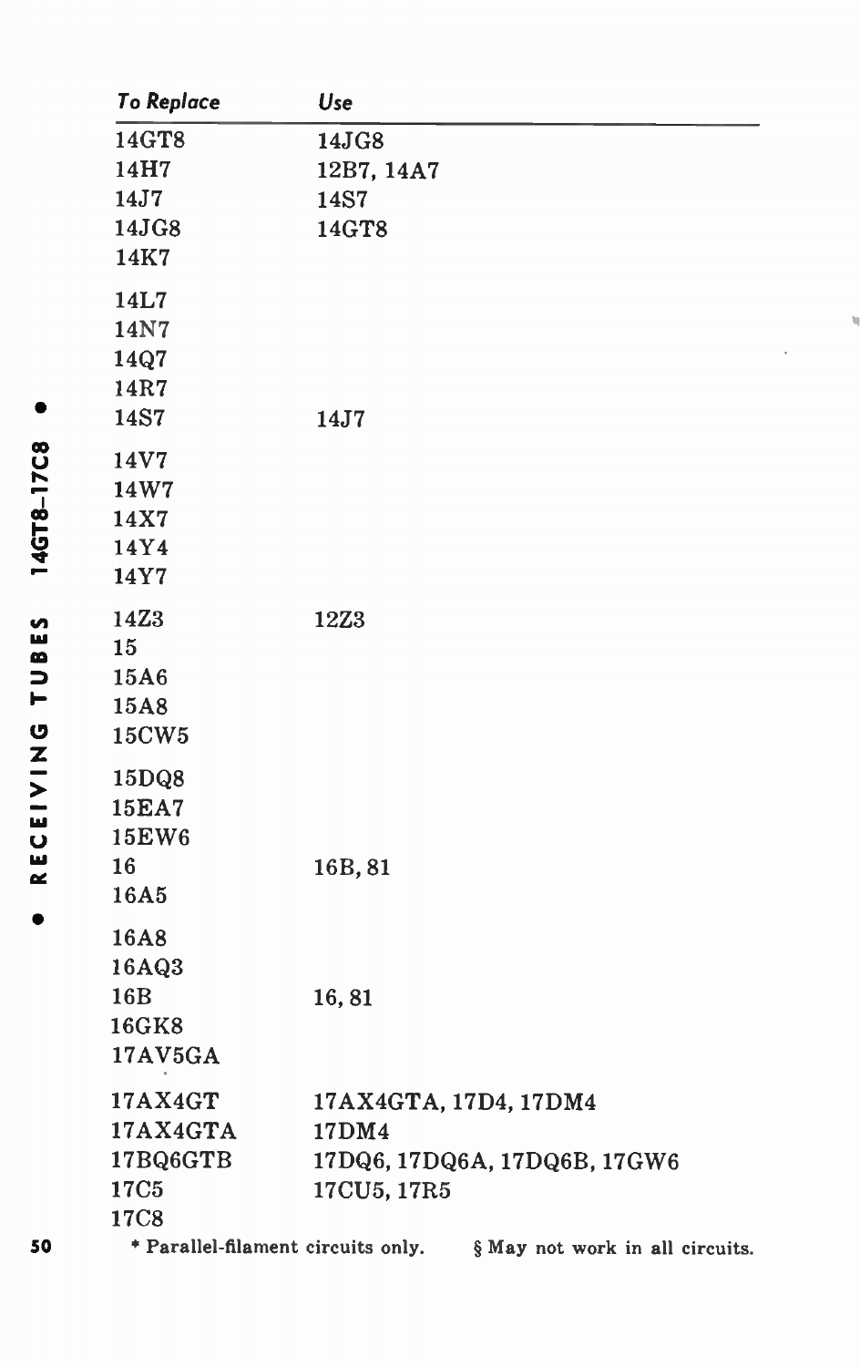| To Replace | Use |
|---|---|
| 14GT8 | 14JG8 |
| 14H7 | 12B7, 14A7 |
| 14J7 | 14S7 |
| 14JG8 | 14GT8 |
| 14K7 | |
| 14L7 | |
| 14N7 | |
| 14Q7 | |
| 14R7 | |
| 14S7 | 14J7 |
| 14V7 | |
| 14W7 | |
| 14X7 | |
| 14Y4 | |
| 14Y7 | |
| 14Z3 | 12Z3 |
| 15 | |
| 15A6 | |
| 15A8 | |
| 15CW5 | |
| 15DQ8 | |
| 15EA7 | |
| 15EW6 | |
| 16 | 16B, 81 |
| 16A5 | |
| 16A8 | |
| 16AQ3 | |
| 16B | 16, 81 |
| 16GK8 | |
| 17AV5GA | |
| 17AX4GT | 17AX4GTA, 17D4, 17DM4 |
| 17AX4GTA | 17DM4 |
| 17BQ6GTB | 17DQ6, 17DQ6A, 17DQ6B, 17GW6 |
| 17C5 | 17CU5, 17R5 |
| 17C8 | |

* Parallel-filament circuits only. § May not work in all circuits.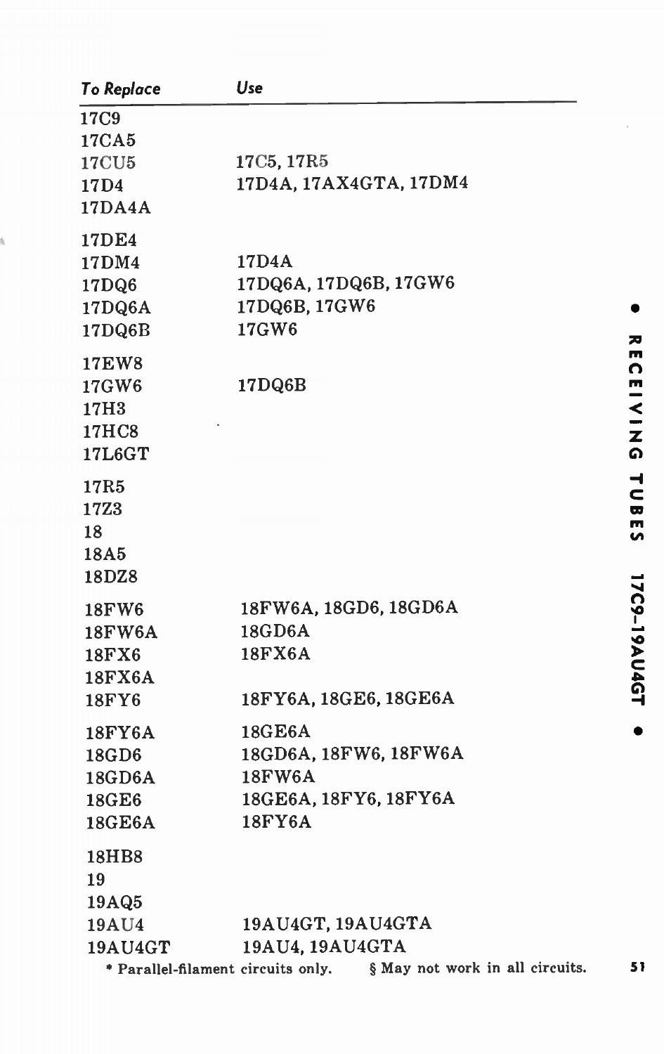| To Replace | Use |
|---|---|
| 17C9 | |
| 17CA5 | |
| 17CU5 | 17C5, 17R5 |
| 17D4 | 17D4A, 17AX4GTA, 17DM4 |
| 17DA4A | |
| 17DE4 | |
| 17DM4 | 17D4A |
| 17DQ6 | 17DQ6A, 17DQ6B, 17GW6 |
| 17DQ6A | 17DQ6B, 17GW6 |
| 17DQ6B | 17GW6 |
| 17EW8 | |
| 17GW6 | 17DQ6B |
| 17H3 | |
| 17HC8 | |
| 17L6GT | |
| 17R5 | |
| 17Z3 | |
| 18 | |
| 18A5 | |
| 18DZ8 | |
| 18FW6 | 18FW6A, 18GD6, 18GD6A |
| 18FW6A | 18GD6A |
| 18FX6 | 18FX6A |
| 18FX6A | |
| 18FY6 | 18FY6A, 18GE6, 18GE6A |
| 18FY6A | 18GE6A |
| 18GD6 | 18GD6A, 18FW6, 18FW6A |
| 18GD6A | 18FW6A |
| 18GE6 | 18GE6A, 18FY6, 18FY6A |
| 18GE6A | 18FY6A |
| 18HB8 | |
| 19 | |
| 19AQ5 | |
| 19AU4 | 19AU4GT, 19AU4GTA |
| 19AU4GT | 19AU4, 19AU4GTA |

\* Parallel-filament circuits only. § May not work in all circuits.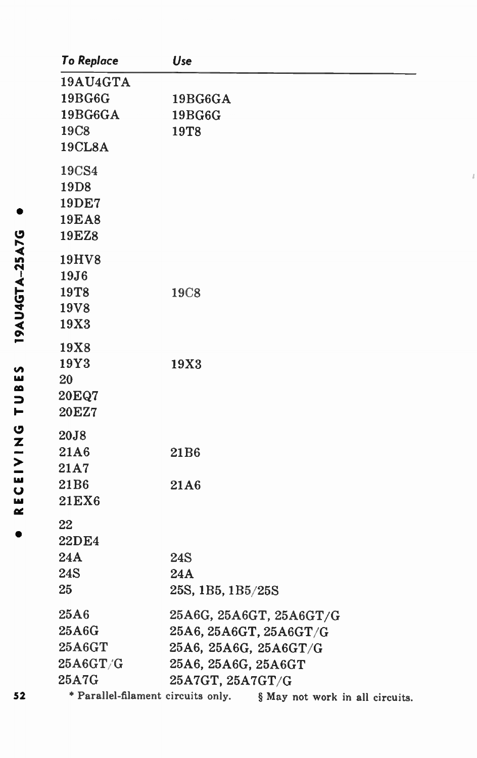| To Replace | Use |
|---|---|
| 19AU4GTA | |
| 19BG6G | 19BG6GA |
| 19BG6GA | 19BG6G |
| 19C8 | 19T8 |
| 19CL8A | |
| 19CS4 | |
| 19D8 | |
| 19DE7 | |
| 19EA8 | |
| 19EZ8 | |
| 19HV8 | |
| 19J6 | |
| 19T8 | 19C8 |
| 19V8 | |
| 19X3 | |
| 19X8 | |
| 19Y3 | 19X3 |
| 20 | |
| 20EQ7 | |
| 20EZ7 | |
| 20J8 | |
| 21A6 | 21B6 |
| 21A7 | |
| 21B6 | 21A6 |
| 21EX6 | |
| 22 | |
| 22DE4 | |
| 24A | 24S |
| 24S | 24A |
| 25 | 25S, 1B5, 1B5/25S |
| 25A6 | 25A6G, 25A6GT, 25A6GT/G |
| 25A6G | 25A6, 25A6GT, 25A6GT/G |
| 25A6GT | 25A6, 25A6G, 25A6GT/G |
| 25A6GT/G | 25A6, 25A6G, 25A6GT |
| 25A7G | 25A7GT, 25A7GT/G |

* Parallel-filament circuits only. § May not work in all circuits.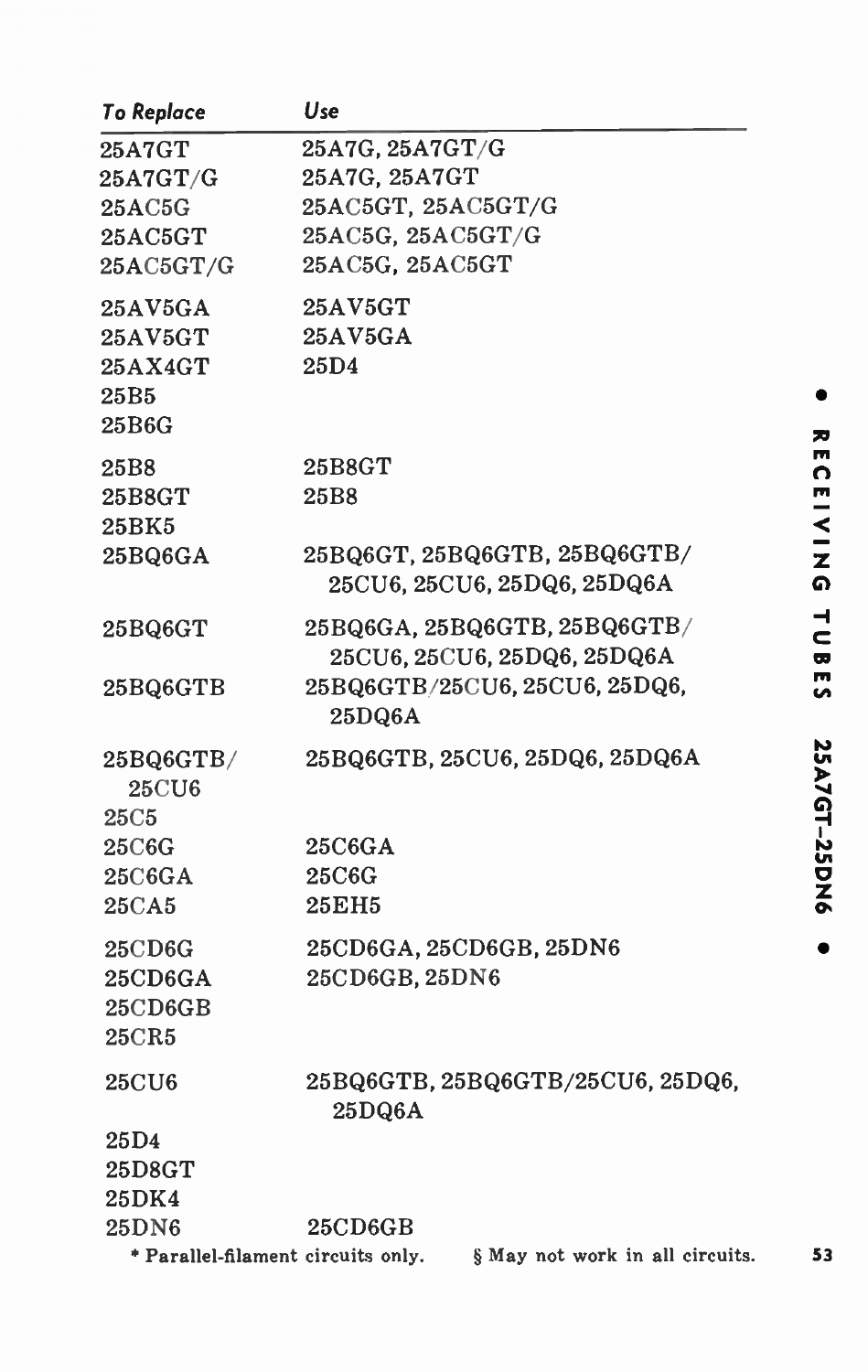| To Replace | Use |
|---|---|
| 25A7GT | 25A7G, 25A7GT/G |
| 25A7GT/G | 25A7G, 25A7GT |
| 25AC5G | 25AC5GT, 25AC5GT/G |
| 25AC5GT | 25AC5G, 25AC5GT/G |
| 25AC5GT/G | 25AC5G, 25AC5GT |
| 25AV5GA | 25AV5GT |
| 25AV5GT | 25AV5GA |
| 25AX4GT | 25D4 |
| 25B5 | |
| 25B6G | |
| 25B8 | 25B8GT |
| 25B8GT | 25B8 |
| 25BK5 | |
| 25BQ6GA | 25BQ6GT, 25BQ6GTB, 25BQ6GTB/25CU6, 25CU6, 25DQ6, 25DQ6A |
| 25BQ6GT | 25BQ6GA, 25BQ6GTB, 25BQ6GTB/25CU6, 25CU6, 25DQ6, 25DQ6A |
| 25BQ6GTB | 25BQ6GTB/25CU6, 25CU6, 25DQ6, 25DQ6A |
| 25BQ6GTB/25CU6 | 25BQ6GTB, 25CU6, 25DQ6, 25DQ6A |
| 25C5 | |
| 25C6G | 25C6GA |
| 25C6GA | 25C6G |
| 25CA5 | 25EH5 |
| 25CD6G | 25CD6GA, 25CD6GB, 25DN6 |
| 25CD6GA | 25CD6GB, 25DN6 |
| 25CD6GB | |
| 25CR5 | |
| 25CU6 | 25BQ6GTB, 25BQ6GTB/25CU6, 25DQ6, 25DQ6A |
| 25D4 | |
| 25D8GT | |
| 25DK4 | |
| 25DN6 | 25CD6GB |

* Parallel-filament circuits only. § May not work in all circuits.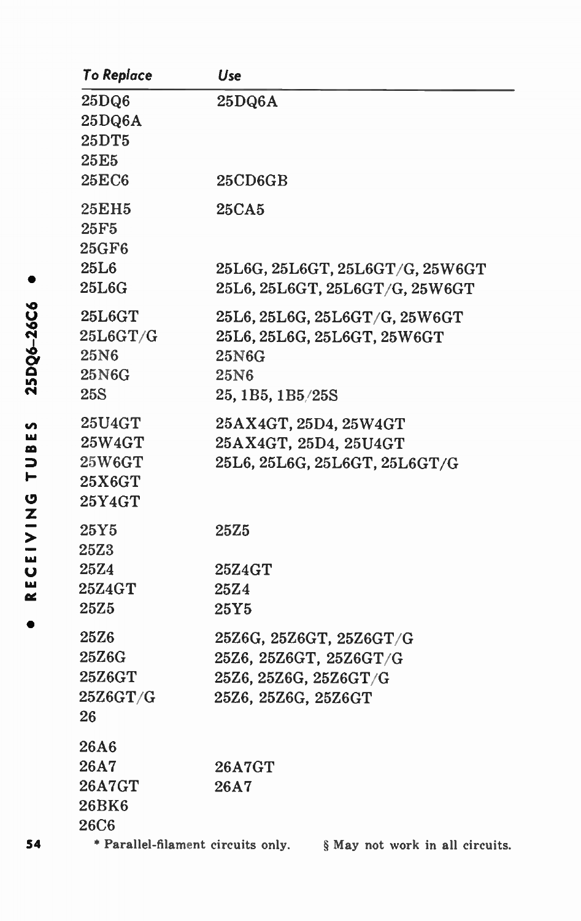| To Replace | Use |
|---|---|
| 25DQ6 | 25DQ6A |
| 25DQ6A | |
| 25DT5 | |
| 25E5 | |
| 25EC6 | 25CD6GB |
| 25EH5 | 25CA5 |
| 25F5 | |
| 25GF6 | |
| 25L6 | 25L6G, 25L6GT, 25L6GT/G, 25W6GT |
| 25L6G | 25L6, 25L6GT, 25L6GT/G, 25W6GT |
| 25L6GT | 25L6, 25L6G, 25L6GT/G, 25W6GT |
| 25L6GT/G | 25L6, 25L6G, 25L6GT, 25W6GT |
| 25N6 | 25N6G |
| 25N6G | 25N6 |
| 25S | 25, 1B5, 1B5/25S |
| 25U4GT | 25AX4GT, 25D4, 25W4GT |
| 25W4GT | 25AX4GT, 25D4, 25U4GT |
| 25W6GT | 25L6, 25L6G, 25L6GT, 25L6GT/G |
| 25X6GT | |
| 25Y4GT | |
| 25Y5 | 25Z5 |
| 25Z3 | |
| 25Z4 | 25Z4GT |
| 25Z4GT | 25Z4 |
| 25Z5 | 25Y5 |
| 25Z6 | 25Z6G, 25Z6GT, 25Z6GT/G |
| 25Z6G | 25Z6, 25Z6GT, 25Z6GT/G |
| 25Z6GT | 25Z6, 25Z6G, 25Z6GT/G |
| 25Z6GT/G | 25Z6, 25Z6G, 25Z6GT |
| 26 | |
| 26A6 | |
| 26A7 | 26A7GT |
| 26A7GT | 26A7 |
| 26BK6 | |
| 26C6 | |

* Parallel-filament circuits only. § May not work in all circuits.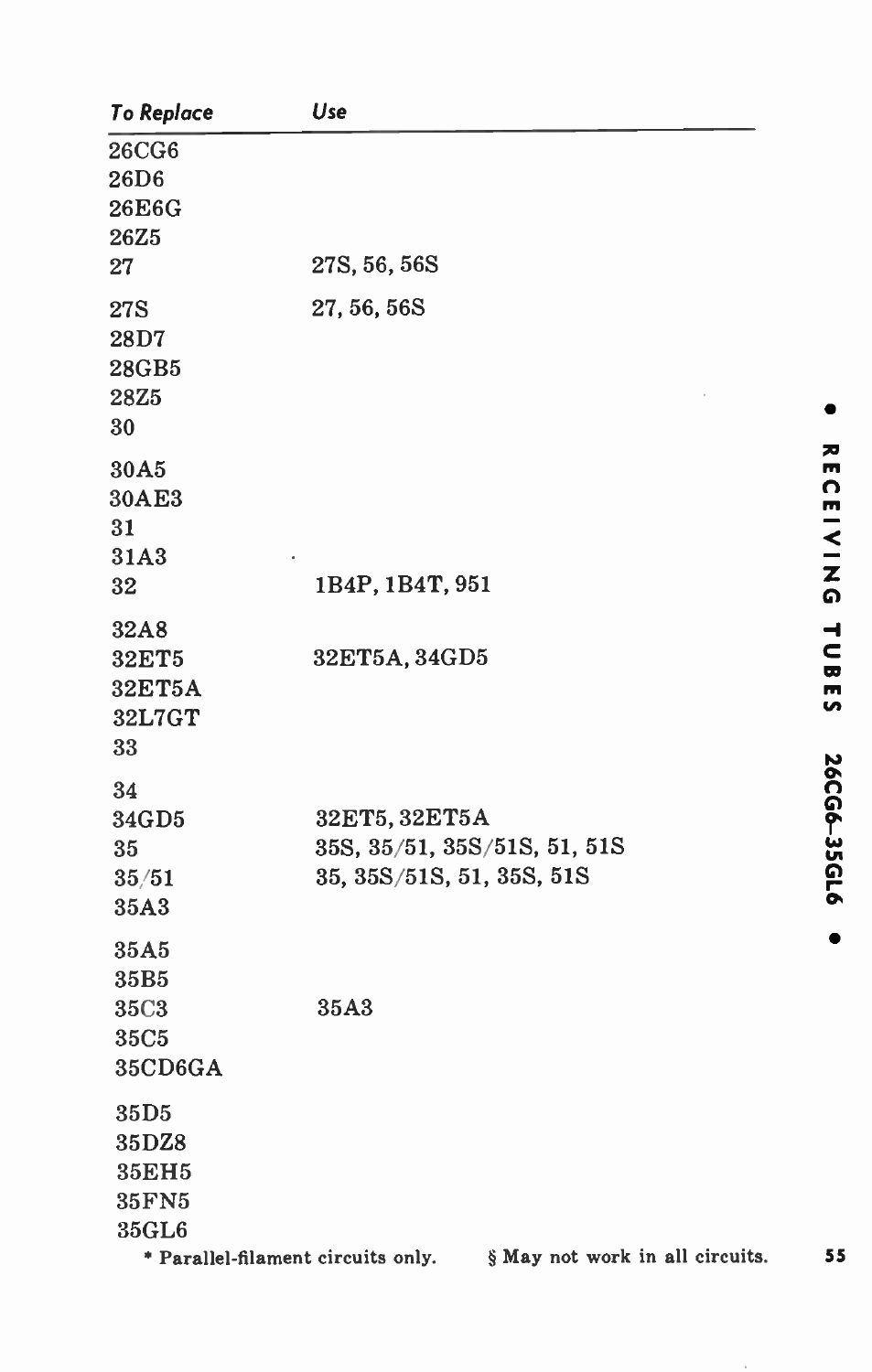| To Replace | Use |
|---|---|
| 26CG6 | |
| 26D6 | |
| 26E6G | |
| 26Z5 | |
| 27 | 27S, 56, 56S |
| 27S | 27, 56, 56S |
| 28D7 | |
| 28GB5 | |
| 28Z5 | |
| 30 | |
| 30A5 | |
| 30AE3 | |
| 31 | |
| 31A3 | |
| 32 | 1B4P, 1B4T, 951 |
| 32A8 | |
| 32ET5 | 32ET5A, 34GD5 |
| 32ET5A | |
| 32L7GT | |
| 33 | |
| 34 | |
| 34GD5 | 32ET5, 32ET5A |
| 35 | 35S, 35/51, 35S/51S, 51, 51S |
| 35/51 | 35, 35S/51S, 51, 35S, 51S |
| 35A3 | |
| 35A5 | |
| 35B5 | |
| 35C3 | 35A3 |
| 35C5 | |
| 35CD6GA | |
| 35D5 | |
| 35DZ8 | |
| 35EH5 | |
| 35FN5 | |
| 35GL6 | |

* Parallel-filament circuits only. § May not work in all circuits.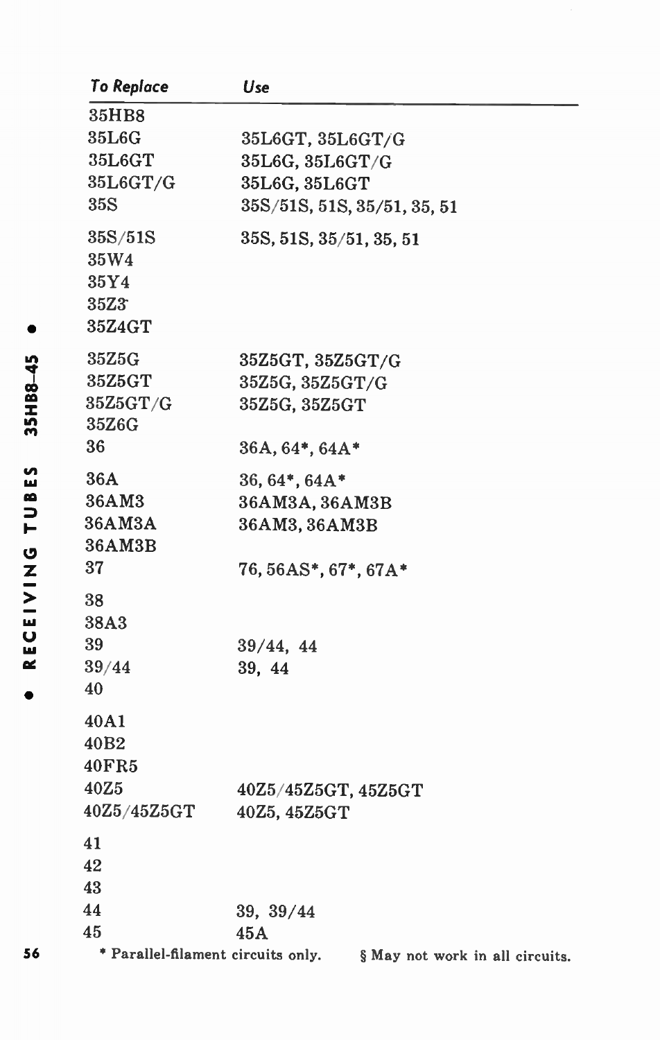| To Replace | Use |
|---|---|
| 35HB8 | |
| 35L6G | 35L6GT, 35L6GT/G |
| 35L6GT | 35L6G, 35L6GT/G |
| 35L6GT/G | 35L6G, 35L6GT |
| 35S | 35S/51S, 51S, 35/51, 35, 51 |
| 35S/51S | 35S, 51S, 35/51, 35, 51 |
| 35W4 | |
| 35Y4 | |
| 35Z3 | |
| 35Z4GT | |
| 35Z5G | 35Z5GT, 35Z5GT/G |
| 35Z5GT | 35Z5G, 35Z5GT/G |
| 35Z5GT/G | 35Z5G, 35Z5GT |
| 35Z6G | |
| 36 | 36A, 64*, 64A* |
| 36A | 36, 64*, 64A* |
| 36AM3 | 36AM3A, 36AM3B |
| 36AM3A | 36AM3, 36AM3B |
| 36AM3B | |
| 37 | 76, 56AS*, 67*, 67A* |
| 38 | |
| 38A3 | |
| 39 | 39/44, 44 |
| 39/44 | 39, 44 |
| 40 | |
| 40A1 | |
| 40B2 | |
| 40FR5 | |
| 40Z5 | 40Z5/45Z5GT, 45Z5GT |
| 40Z5/45Z5GT | 40Z5, 45Z5GT |
| 41 | |
| 42 | |
| 43 | |
| 44 | 39, 39/44 |
| 45 | 45A |

\* Parallel-filament circuits only. § May not work in all circuits.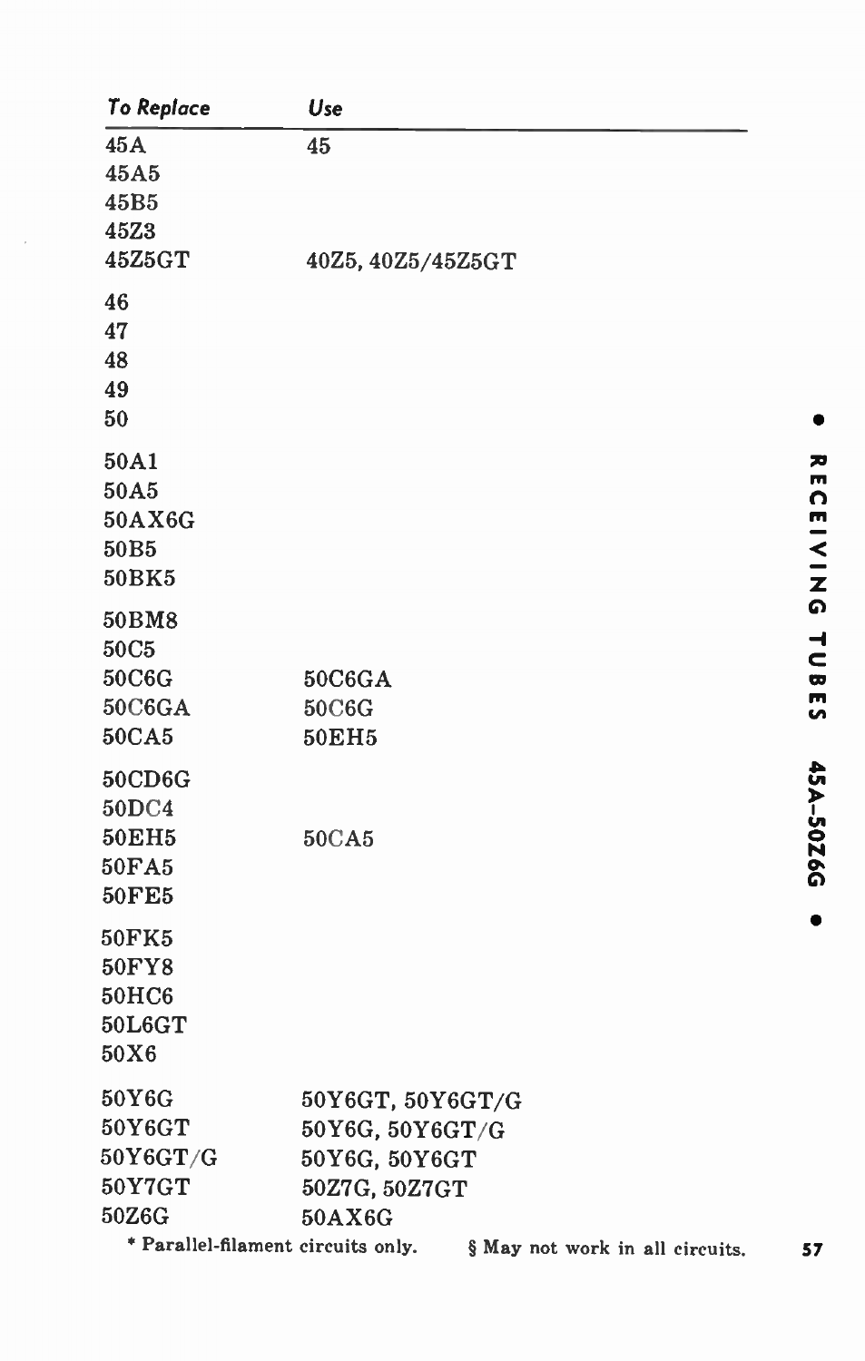| To Replace | Use |
| --- | --- |
| 45A | 45 |
| 45A5 | |
| 45B5 | |
| 45Z3 | |
| 45Z5GT | 40Z5, 40Z5/45Z5GT |
| 46 | |
| 47 | |
| 48 | |
| 49 | |
| 50 | |
| 50A1 | |
| 50A5 | |
| 50AX6G | |
| 50B5 | |
| 50BK5 | |
| 50BM8 | |
| 50C5 | |
| 50C6G | 50C6GA |
| 50C6GA | 50C6G |
| 50CA5 | 50EH5 |
| 50CD6G | |
| 50DC4 | |
| 50EH5 | 50CA5 |
| 50FA5 | |
| 50FE5 | |
| 50FK5 | |
| 50FY8 | |
| 50HC6 | |
| 50L6GT | |
| 50X6 | |
| 50Y6G | 50Y6GT, 50Y6GT/G |
| 50Y6GT | 50Y6G, 50Y6GT/G |
| 50Y6GT/G | 50Y6G, 50Y6GT |
| 50Y7GT | 50Z7G, 50Z7GT |
| 50Z6G | 50AX6G |

\* Parallel-filament circuits only. § May not work in all circuits.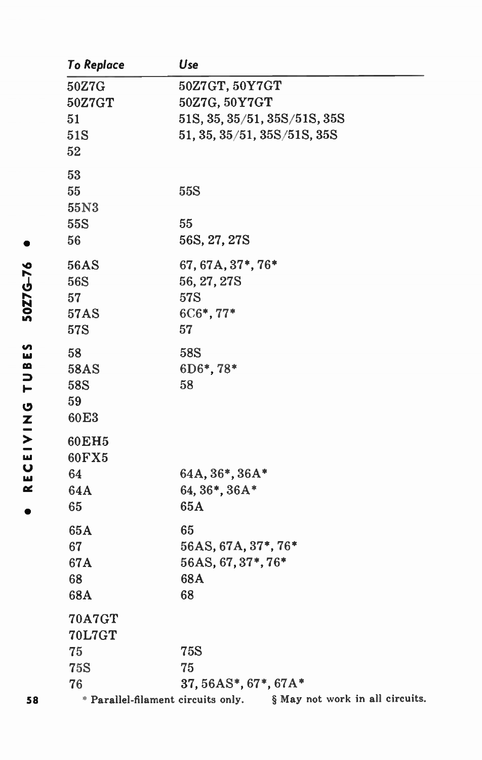| *To Replace* | *Use* |
|---|---|
| 50Z7G | 50Z7GT, 50Y7GT |
| 50Z7GT | 50Z7G, 50Y7GT |
| 51 | 51S, 35, 35/51, 35S/51S, 35S |
| 51S | 51, 35, 35/51, 35S/51S, 35S |
| 52 | |
| 53 | |
| 55 | 55S |
| 55N3 | |
| 55S | 55 |
| 56 | 56S, 27, 27S |
| 56AS | 67, 67A, 37*, 76* |
| 56S | 56, 27, 27S |
| 57 | 57S |
| 57AS | 6C6*, 77* |
| 57S | 57 |
| 58 | 58S |
| 58AS | 6D6*, 78* |
| 58S | 58 |
| 59 | |
| 60E3 | |
| 60EH5 | |
| 60FX5 | |
| 64 | 64A, 36*, 36A* |
| 64A | 64, 36*, 36A* |
| 65 | 65A |
| 65A | 65 |
| 67 | 56AS, 67A, 37*, 76* |
| 67A | 56AS, 67, 37*, 76* |
| 68 | 68A |
| 68A | 68 |
| 70A7GT | |
| 70L7GT | |
| 75 | 75S |
| 75S | 75 |
| 76 | 37, 56AS*, 67*, 67A* |

\* Parallel-filament circuits only. § May not work in all circuits.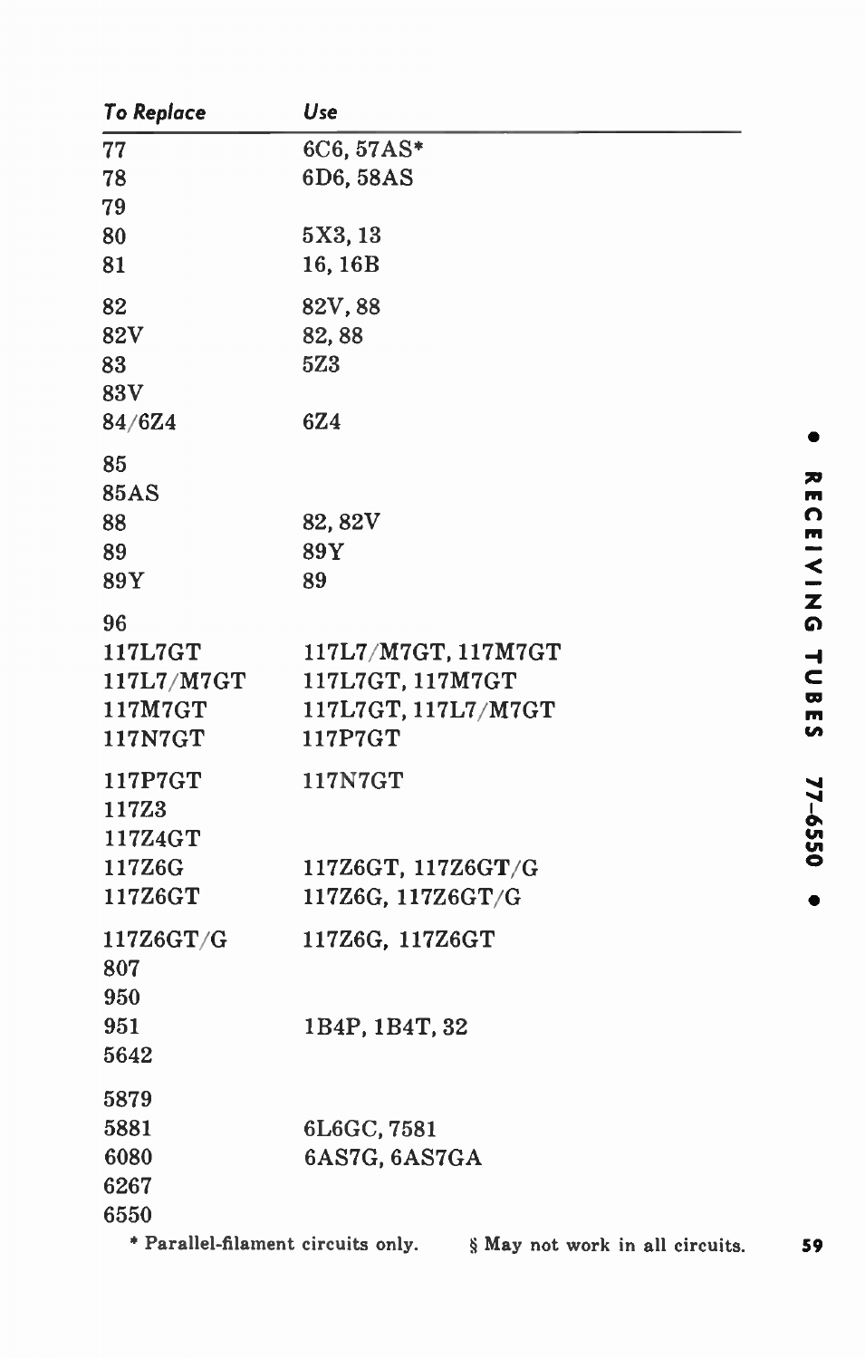| To Replace | Use |
|---|---|
| 77 | 6C6, 57AS* |
| 78 | 6D6, 58AS |
| 79 | |
| 80 | 5X3, 13 |
| 81 | 16, 16B |
| 82 | 82V, 88 |
| 82V | 82, 88 |
| 83 | 5Z3 |
| 83V | |
| 84/6Z4 | 6Z4 |
| 85 | |
| 85AS | |
| 88 | 82, 82V |
| 89 | 89Y |
| 89Y | 89 |
| 96 | |
| 117L7GT | 117L7/M7GT, 117M7GT |
| 117L7/M7GT | 117L7GT, 117M7GT |
| 117M7GT | 117L7GT, 117L7/M7GT |
| 117N7GT | 117P7GT |
| 117P7GT | 117N7GT |
| 117Z3 | |
| 117Z4GT | |
| 117Z6G | 117Z6GT, 117Z6GT/G |
| 117Z6GT | 117Z6G, 117Z6GT/G |
| 117Z6GT/G | 117Z6G, 117Z6GT |
| 807 | |
| 950 | |
| 951 | 1B4P, 1B4T, 32 |
| 5642 | |
| 5879 | |
| 5881 | 6L6GC, 7581 |
| 6080 | 6AS7G, 6AS7GA |
| 6267 | |
| 6550 | |

* Parallel-filament circuits only. § May not work in all circuits.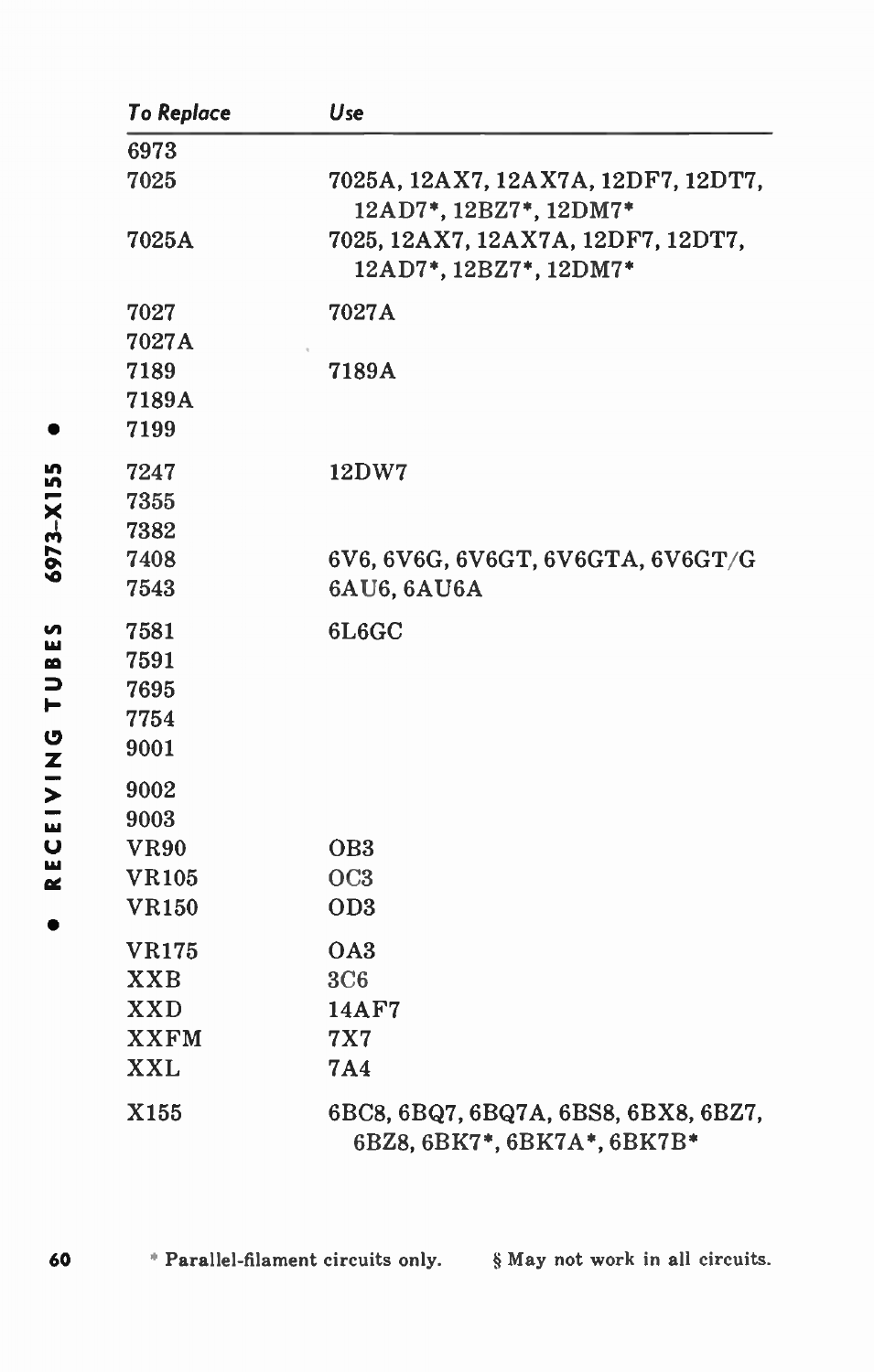| To Replace | Use |
|---|---|
| 6973 | |
| 7025 | 7025A, 12AX7, 12AX7A, 12DF7, 12DT7, 12AD7*, 12BZ7*, 12DM7* |
| 7025A | 7025, 12AX7, 12AX7A, 12DF7, 12DT7, 12AD7*, 12BZ7*, 12DM7* |
| 7027 | 7027A |
| 7027A | |
| 7189 | 7189A |
| 7189A | |
| 7199 | |
| 7247 | 12DW7 |
| 7355 | |
| 7382 | |
| 7408 | 6V6, 6V6G, 6V6GT, 6V6GTA, 6V6GT/G |
| 7543 | 6AU6, 6AU6A |
| 7581 | 6L6GC |
| 7591 | |
| 7695 | |
| 7754 | |
| 9001 | |
| 9002 | |
| 9003 | |
| VR90 | OB3 |
| VR105 | OC3 |
| VR150 | OD3 |
| VR175 | OA3 |
| XXB | 3C6 |
| XXD | 14AF7 |
| XXFM | 7X7 |
| XXL | 7A4 |
| X155 | 6BC8, 6BQ7, 6BQ7A, 6BS8, 6BX8, 6BZ7, 6BZ8, 6BK7*, 6BK7A*, 6BK7B* |

* Parallel-filament circuits only. § May not work in all circuits.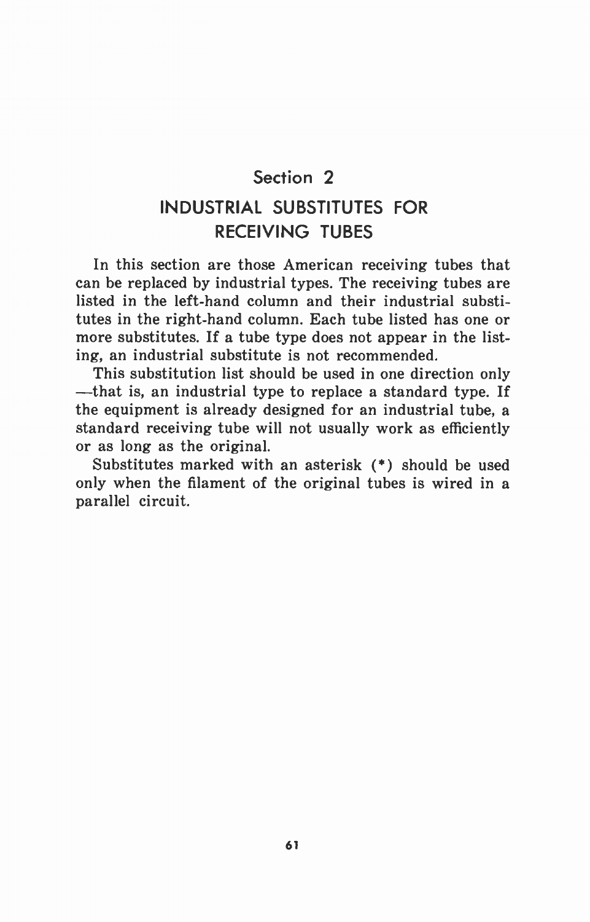# Section 2

## INDUSTRIAL SUBSTITUTES FOR RECEIVING TUBES

In this section are those American receiving tubes that can be replaced by industrial types. The receiving tubes are listed in the left-hand column and their industrial substitutes in the right-hand column. Each tube listed has one or more substitutes. If a tube type does not appear in the listing, an industrial substitute is not recommended.

This substitution list should be used in one direction only —that is, an industrial type to replace a standard type. If the equipment is already designed for an industrial tube, a standard receiving tube will not usually work as efficiently or as long as the original.

Substitutes marked with an asterisk (*) should be used only when the filament of the original tubes is wired in a parallel circuit.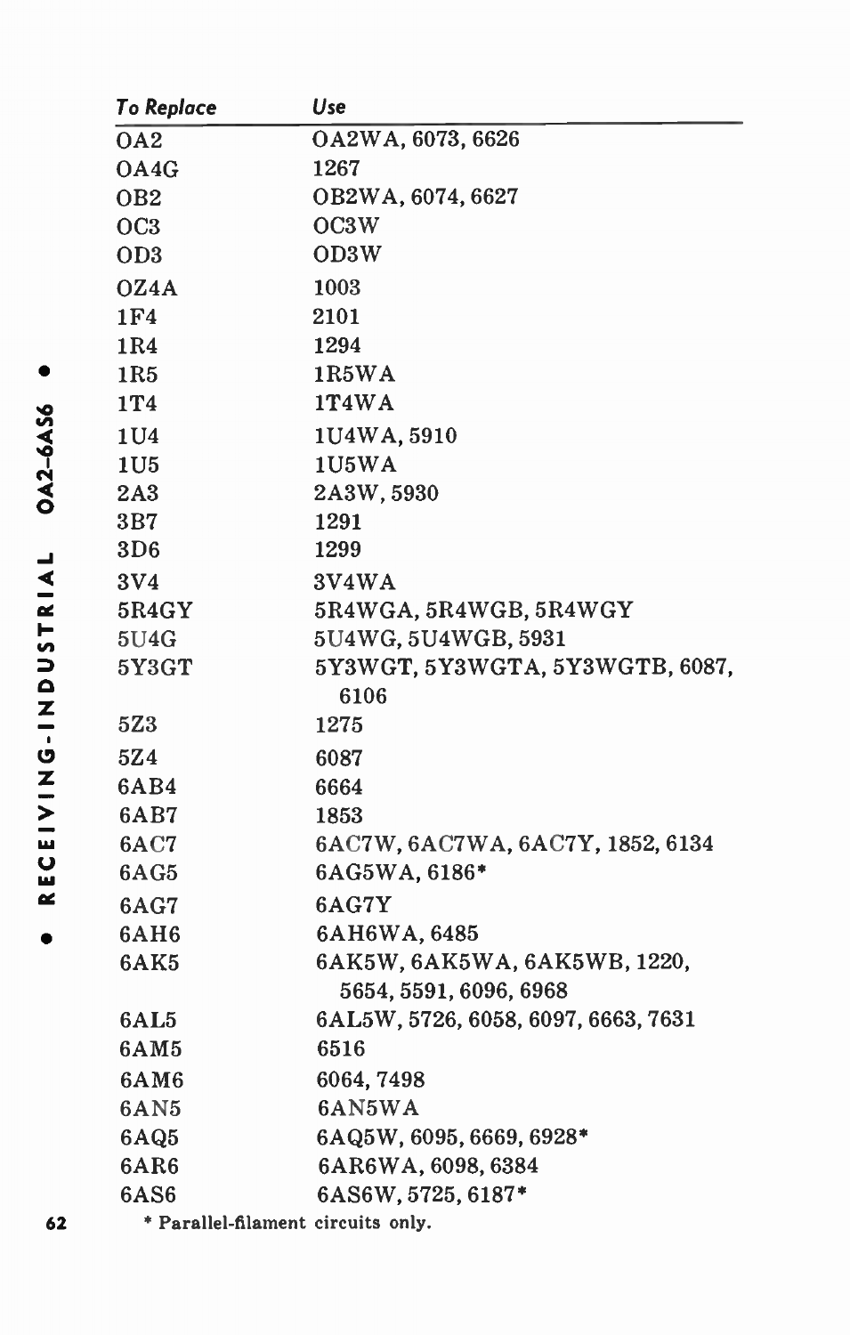| To Replace | Use |
| --- | --- |
| OA2 | OA2WA, 6073, 6626 |
| OA4G | 1267 |
| OB2 | OB2WA, 6074, 6627 |
| OC3 | OC3W |
| OD3 | OD3W |
| OZ4A | 1003 |
| 1F4 | 2101 |
| 1R4 | 1294 |
| 1R5 | 1R5WA |
| 1T4 | 1T4WA |
| 1U4 | 1U4WA, 5910 |
| 1U5 | 1U5WA |
| 2A3 | 2A3W, 5930 |
| 3B7 | 1291 |
| 3D6 | 1299 |
| 3V4 | 3V4WA |
| 5R4GY | 5R4WGA, 5R4WGB, 5R4WGY |
| 5U4G | 5U4WG, 5U4WGB, 5931 |
| 5Y3GT | 5Y3WGT, 5Y3WGTA, 5Y3WGTB, 6087, 6106 |
| 5Z3 | 1275 |
| 5Z4 | 6087 |
| 6AB4 | 6664 |
| 6AB7 | 1853 |
| 6AC7 | 6AC7W, 6AC7WA, 6AC7Y, 1852, 6134 |
| 6AG5 | 6AG5WA, 6186* |
| 6AG7 | 6AG7Y |
| 6AH6 | 6AH6WA, 6485 |
| 6AK5 | 6AK5W, 6AK5WA, 6AK5WB, 1220, 5654, 5591, 6096, 6968 |
| 6AL5 | 6AL5W, 5726, 6058, 6097, 6663, 7631 |
| 6AM5 | 6516 |
| 6AM6 | 6064, 7498 |
| 6AN5 | 6AN5WA |
| 6AQ5 | 6AQ5W, 6095, 6669, 6928* |
| 6AR6 | 6AR6WA, 6098, 6384 |
| 6AS6 | 6AS6W, 5725, 6187* |

\* Parallel-filament circuits only.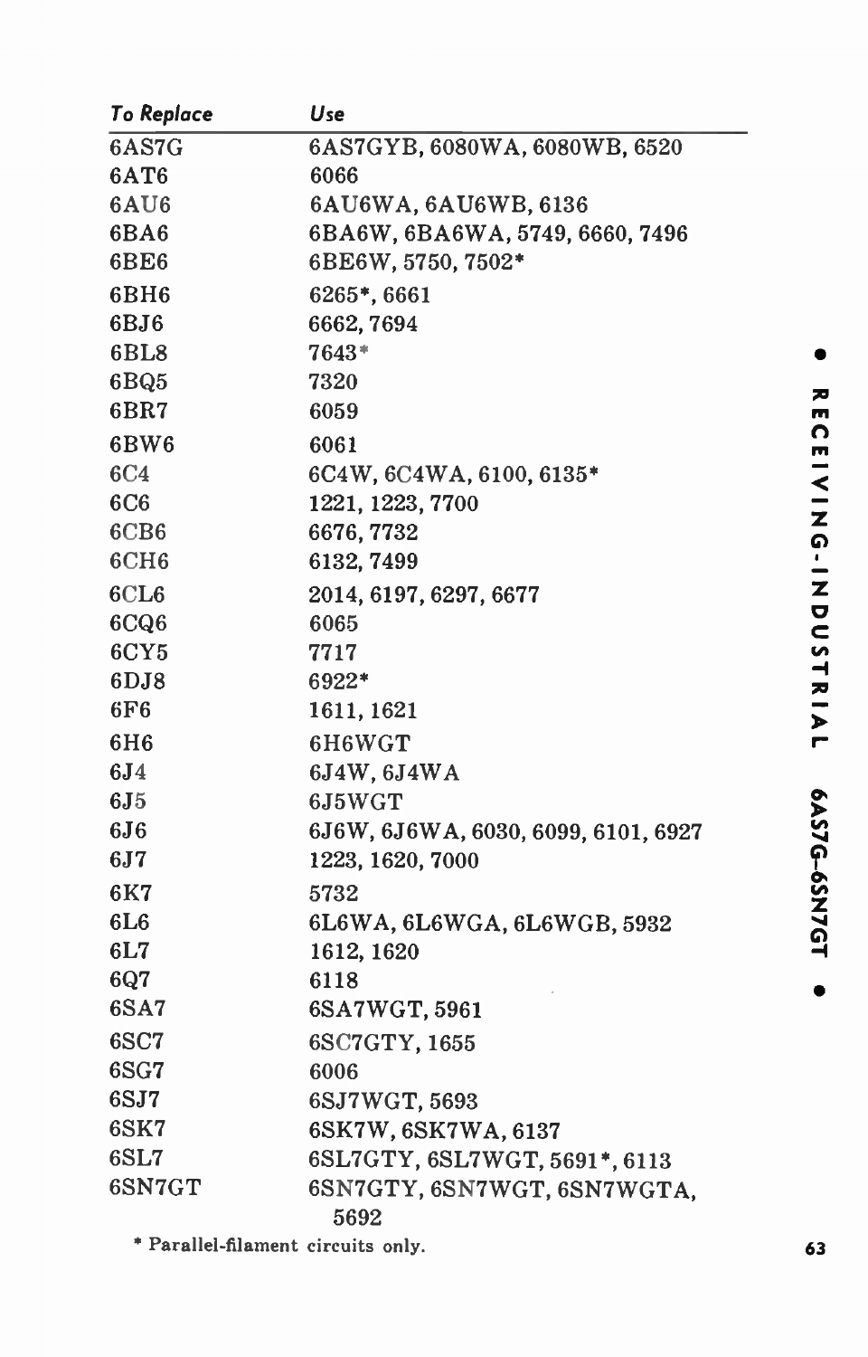| *To Replace* | *Use* |
|---|---|
| 6AS7G | 6AS7GYB, 6080WA, 6080WB, 6520 |
| 6AT6 | 6066 |
| 6AU6 | 6AU6WA, 6AU6WB, 6136 |
| 6BA6 | 6BA6W, 6BA6WA, 5749, 6660, 7496 |
| 6BE6 | 6BE6W, 5750, 7502* |
| 6BH6 | 6265*, 6661 |
| 6BJ6 | 6662, 7694 |
| 6BL8 | 7643* |
| 6BQ5 | 7320 |
| 6BR7 | 6059 |
| 6BW6 | 6061 |
| 6C4 | 6C4W, 6C4WA, 6100, 6135* |
| 6C6 | 1221, 1223, 7700 |
| 6CB6 | 6676, 7732 |
| 6CH6 | 6132, 7499 |
| 6CL6 | 2014, 6197, 6297, 6677 |
| 6CQ6 | 6065 |
| 6CY5 | 7717 |
| 6DJ8 | 6922* |
| 6F6 | 1611, 1621 |
| 6H6 | 6H6WGT |
| 6J4 | 6J4W, 6J4WA |
| 6J5 | 6J5WGT |
| 6J6 | 6J6W, 6J6WA, 6030, 6099, 6101, 6927 |
| 6J7 | 1223, 1620, 7000 |
| 6K7 | 5732 |
| 6L6 | 6L6WA, 6L6WGA, 6L6WGB, 5932 |
| 6L7 | 1612, 1620 |
| 6Q7 | 6118 |
| 6SA7 | 6SA7WGT, 5961 |
| 6SC7 | 6SC7GTY, 1655 |
| 6SG7 | 6006 |
| 6SJ7 | 6SJ7WGT, 5693 |
| 6SK7 | 6SK7W, 6SK7WA, 6137 |
| 6SL7 | 6SL7GTY, 6SL7WGT, 5691*, 6113 |
| 6SN7GT | 6SN7GTY, 6SN7WGT, 6SN7WGTA, 5692 |

* Parallel-filament circuits only.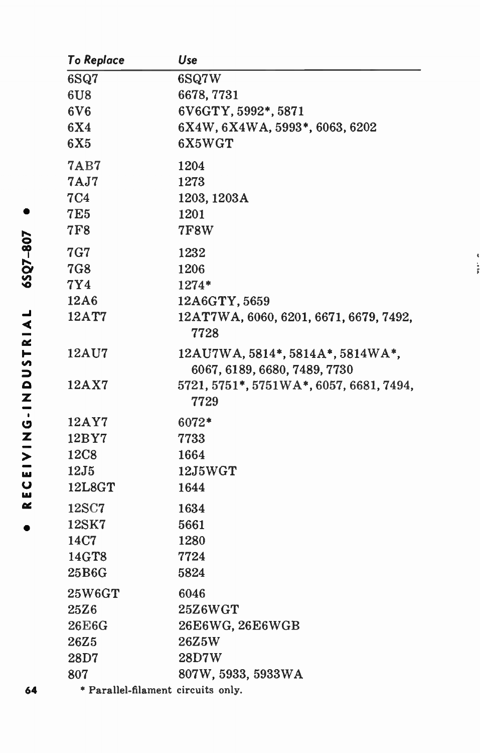| To Replace | Use |
|---|---|
| 6SQ7 | 6SQ7W |
| 6U8 | 6678, 7731 |
| 6V6 | 6V6GTY, 5992*, 5871 |
| 6X4 | 6X4W, 6X4WA, 5993*, 6063, 6202 |
| 6X5 | 6X5WGT |
| 7AB7 | 1204 |
| 7AJ7 | 1273 |
| 7C4 | 1203, 1203A |
| 7E5 | 1201 |
| 7F8 | 7F8W |
| 7G7 | 1232 |
| 7G8 | 1206 |
| 7Y4 | 1274* |
| 12A6 | 12A6GTY, 5659 |
| 12AT7 | 12AT7WA, 6060, 6201, 6671, 6679, 7492, 7728 |
| 12AU7 | 12AU7WA, 5814*, 5814A*, 5814WA*, 6067, 6189, 6680, 7489, 7730 |
| 12AX7 | 5721, 5751*, 5751WA*, 6057, 6681, 7494, 7729 |
| 12AY7 | 6072* |
| 12BY7 | 7733 |
| 12C8 | 1664 |
| 12J5 | 12J5WGT |
| 12L8GT | 1644 |
| 12SC7 | 1634 |
| 12SK7 | 5661 |
| 14C7 | 1280 |
| 14GT8 | 7724 |
| 25B6G | 5824 |
| 25W6GT | 6046 |
| 25Z6 | 25Z6WGT |
| 26E6G | 26E6WG, 26E6WGB |
| 26Z5 | 26Z5W |
| 28D7 | 28D7W |
| 807 | 807W, 5933, 5933WA |

\* Parallel-filament circuits only.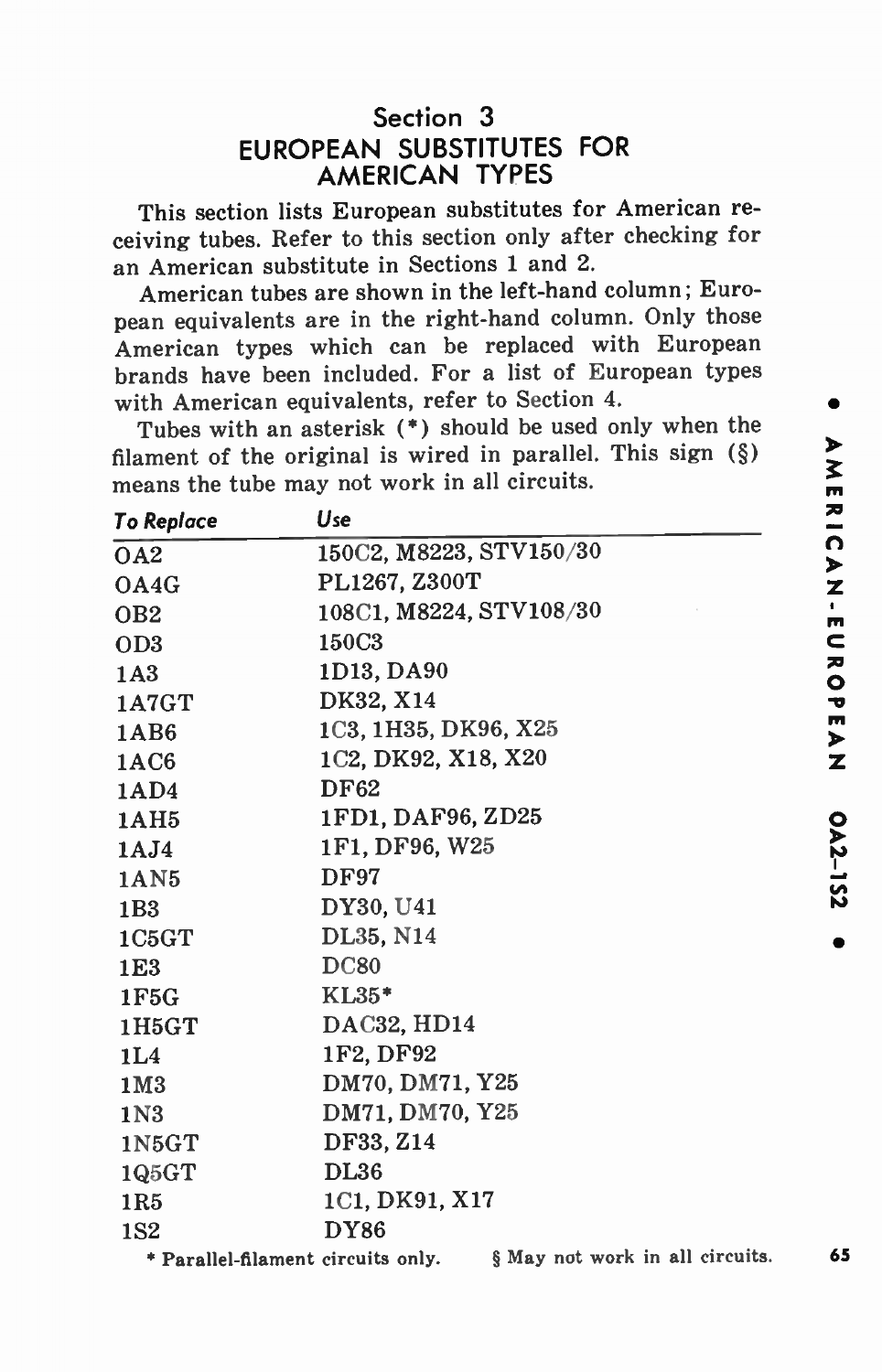## Section 3
## EUROPEAN SUBSTITUTES FOR AMERICAN TYPES

This section lists European substitutes for American receiving tubes. Refer to this section only after checking for an American substitute in Sections 1 and 2.

American tubes are shown in the left-hand column; European equivalents are in the right-hand column. Only those American types which can be replaced with European brands have been included. For a list of European types with American equivalents, refer to Section 4.

Tubes with an asterisk (*) should be used only when the filament of the original is wired in parallel. This sign (§) means the tube may not work in all circuits.

| *To Replace* | *Use* |
|---|---|
| OA2 | 150C2, M8223, STV150/30 |
| OA4G | PL1267, Z300T |
| OB2 | 108C1, M8224, STV108/30 |
| OD3 | 150C3 |
| 1A3 | 1D13, DA90 |
| 1A7GT | DK32, X14 |
| 1AB6 | 1C3, 1H35, DK96, X25 |
| 1AC6 | 1C2, DK92, X18, X20 |
| 1AD4 | DF62 |
| 1AH5 | 1FD1, DAF96, ZD25 |
| 1AJ4 | 1F1, DF96, W25 |
| 1AN5 | DF97 |
| 1B3 | DY30, U41 |
| 1C5GT | DL35, N14 |
| 1E3 | DC80 |
| 1F5G | KL35* |
| 1H5GT | DAC32, HD14 |
| 1L4 | 1F2, DF92 |
| 1M3 | DM70, DM71, Y25 |
| 1N3 | DM71, DM70, Y25 |
| 1N5GT | DF33, Z14 |
| 1Q5GT | DL36 |
| 1R5 | 1C1, DK91, X17 |
| 1S2 | DY86 |

* Parallel-filament circuits only. § May not work in all circuits.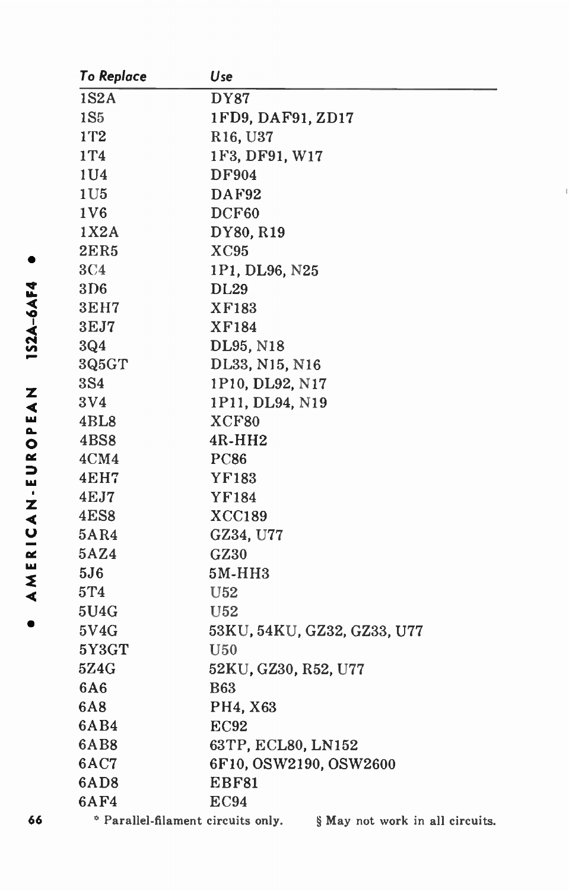| *To Replace* | *Use* |
|---|---|
| 1S2A | DY87 |
| 1S5 | 1FD9, DAF91, ZD17 |
| 1T2 | R16, U37 |
| 1T4 | 1F3, DF91, W17 |
| 1U4 | DF904 |
| 1U5 | DAF92 |
| 1V6 | DCF60 |
| 1X2A | DY80, R19 |
| 2ER5 | XC95 |
| 3C4 | 1P1, DL96, N25 |
| 3D6 | DL29 |
| 3EH7 | XF183 |
| 3EJ7 | XF184 |
| 3Q4 | DL95, N18 |
| 3Q5GT | DL33, N15, N16 |
| 3S4 | 1P10, DL92, N17 |
| 3V4 | 1P11, DL94, N19 |
| 4BL8 | XCF80 |
| 4BS8 | 4R-HH2 |
| 4CM4 | PC86 |
| 4EH7 | YF183 |
| 4EJ7 | YF184 |
| 4ES8 | XCC189 |
| 5AR4 | GZ34, U77 |
| 5AZ4 | GZ30 |
| 5J6 | 5M-HH3 |
| 5T4 | U52 |
| 5U4G | U52 |
| 5V4G | 53KU, 54KU, GZ32, GZ33, U77 |
| 5Y3GT | U50 |
| 5Z4G | 52KU, GZ30, R52, U77 |
| 6A6 | B63 |
| 6A8 | PH4, X63 |
| 6AB4 | EC92 |
| 6AB8 | 63TP, ECL80, LN152 |
| 6AC7 | 6F10, OSW2190, OSW2600 |
| 6AD8 | EBF81 |
| 6AF4 | EC94 |

\* Parallel-filament circuits only. § May not work in all circuits.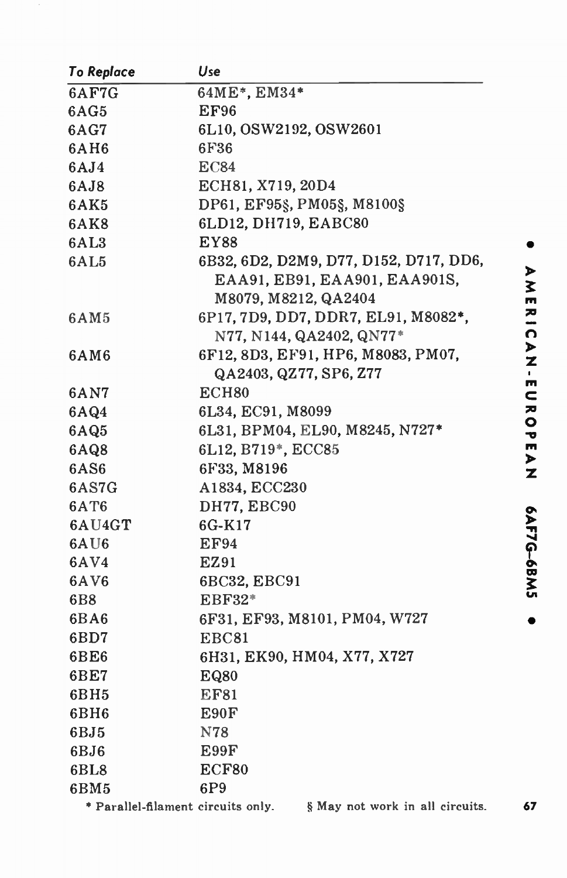| To Replace | Use |
|---|---|
| 6AF7G | 64ME*, EM34* |
| 6AG5 | EF96 |
| 6AG7 | 6L10, OSW2192, OSW2601 |
| 6AH6 | 6F36 |
| 6AJ4 | EC84 |
| 6AJ8 | ECH81, X719, 20D4 |
| 6AK5 | DP61, EF95§, PM05§, M8100§ |
| 6AK8 | 6LD12, DH719, EABC80 |
| 6AL3 | EY88 |
| 6AL5 | 6B32, 6D2, D2M9, D77, D152, D717, DD6, EAA91, EB91, EAA901, EAA901S, M8079, M8212, QA2404 |
| 6AM5 | 6P17, 7D9, DD7, DDR7, EL91, M8082*, N77, N144, QA2402, QN77* |
| 6AM6 | 6F12, 8D3, EF91, HP6, M8083, PM07, QA2403, QZ77, SP6, Z77 |
| 6AN7 | ECH80 |
| 6AQ4 | 6L34, EC91, M8099 |
| 6AQ5 | 6L31, BPM04, EL90, M8245, N727* |
| 6AQ8 | 6L12, B719*, ECC85 |
| 6AS6 | 6F33, M8196 |
| 6AS7G | A1834, ECC230 |
| 6AT6 | DH77, EBC90 |
| 6AU4GT | 6G-K17 |
| 6AU6 | EF94 |
| 6AV4 | EZ91 |
| 6AV6 | 6BC32, EBC91 |
| 6B8 | EBF32* |
| 6BA6 | 6F31, EF93, M8101, PM04, W727 |
| 6BD7 | EBC81 |
| 6BE6 | 6H31, EK90, HM04, X77, X727 |
| 6BE7 | EQ80 |
| 6BH5 | EF81 |
| 6BH6 | E90F |
| 6BJ5 | N78 |
| 6BJ6 | E99F |
| 6BL8 | ECF80 |
| 6BM5 | 6P9 |

\* Parallel-filament circuits only. § May not work in all circuits.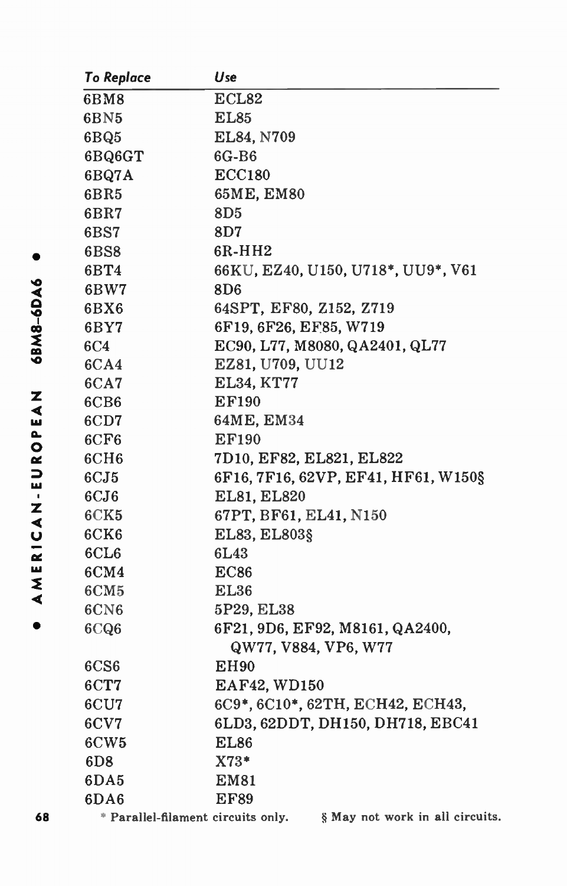| *To Replace* | *Use* |
| --- | --- |
| 6BM8 | ECL82 |
| 6BN5 | EL85 |
| 6BQ5 | EL84, N709 |
| 6BQ6GT | 6G-B6 |
| 6BQ7A | ECC180 |
| 6BR5 | 65ME, EM80 |
| 6BR7 | 8D5 |
| 6BS7 | 8D7 |
| 6BS8 | 6R-HH2 |
| 6BT4 | 66KU, EZ40, U150, U718*, UU9*, V61 |
| 6BW7 | 8D6 |
| 6BX6 | 64SPT, EF80, Z152, Z719 |
| 6BY7 | 6F19, 6F26, EF85, W719 |
| 6C4 | EC90, L77, M8080, QA2401, QL77 |
| 6CA4 | EZ81, U709, UU12 |
| 6CA7 | EL34, KT77 |
| 6CB6 | EF190 |
| 6CD7 | 64ME, EM34 |
| 6CF6 | EF190 |
| 6CH6 | 7D10, EF82, EL821, EL822 |
| 6CJ5 | 6F16, 7F16, 62VP, EF41, HF61, W150§ |
| 6CJ6 | EL81, EL820 |
| 6CK5 | 67PT, BF61, EL41, N150 |
| 6CK6 | EL83, EL803§ |
| 6CL6 | 6L43 |
| 6CM4 | EC86 |
| 6CM5 | EL36 |
| 6CN6 | 5P29, EL38 |
| 6CQ6 | 6F21, 9D6, EF92, M8161, QA2400, QW77, V884, VP6, W77 |
| 6CS6 | EH90 |
| 6CT7 | EAF42, WD150 |
| 6CU7 | 6C9*, 6C10*, 62TH, ECH42, ECH43, |
| 6CV7 | 6LD3, 62DDT, DH150, DH718, EBC41 |
| 6CW5 | EL86 |
| 6D8 | X73* |
| 6DA5 | EM81 |
| 6DA6 | EF89 |

\* Parallel-filament circuits only. § May not work in all circuits.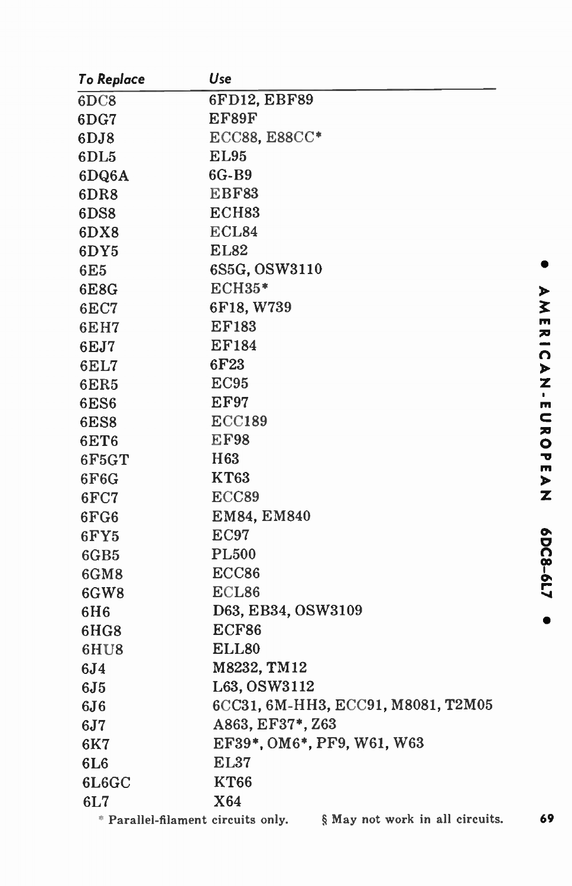| To Replace | Use |
|---|---|
| 6DC8 | 6FD12, EBF89 |
| 6DG7 | EF89F |
| 6DJ8 | ECC88, E88CC* |
| 6DL5 | EL95 |
| 6DQ6A | 6G-B9 |
| 6DR8 | EBF83 |
| 6DS8 | ECH83 |
| 6DX8 | ECL84 |
| 6DY5 | EL82 |
| 6E5 | 6S5G, OSW3110 |
| 6E8G | ECH35* |
| 6EC7 | 6F18, W739 |
| 6EH7 | EF183 |
| 6EJ7 | EF184 |
| 6EL7 | 6F23 |
| 6ER5 | EC95 |
| 6ES6 | EF97 |
| 6ES8 | ECC189 |
| 6ET6 | EF98 |
| 6F5GT | H63 |
| 6F6G | KT63 |
| 6FC7 | ECC89 |
| 6FG6 | EM84, EM840 |
| 6FY5 | EC97 |
| 6GB5 | PL500 |
| 6GM8 | ECC86 |
| 6GW8 | ECL86 |
| 6H6 | D63, EB34, OSW3109 |
| 6HG8 | ECF86 |
| 6HU8 | ELL80 |
| 6J4 | M8232, TM12 |
| 6J5 | L63, OSW3112 |
| 6J6 | 6CC31, 6M-HH3, ECC91, M8081, T2M05 |
| 6J7 | A863, EF37*, Z63 |
| 6K7 | EF39*, OM6*, PF9, W61, W63 |
| 6L6 | EL37 |
| 6L6GC | KT66 |
| 6L7 | X64 |

* Parallel-filament circuits only. § May not work in all circuits.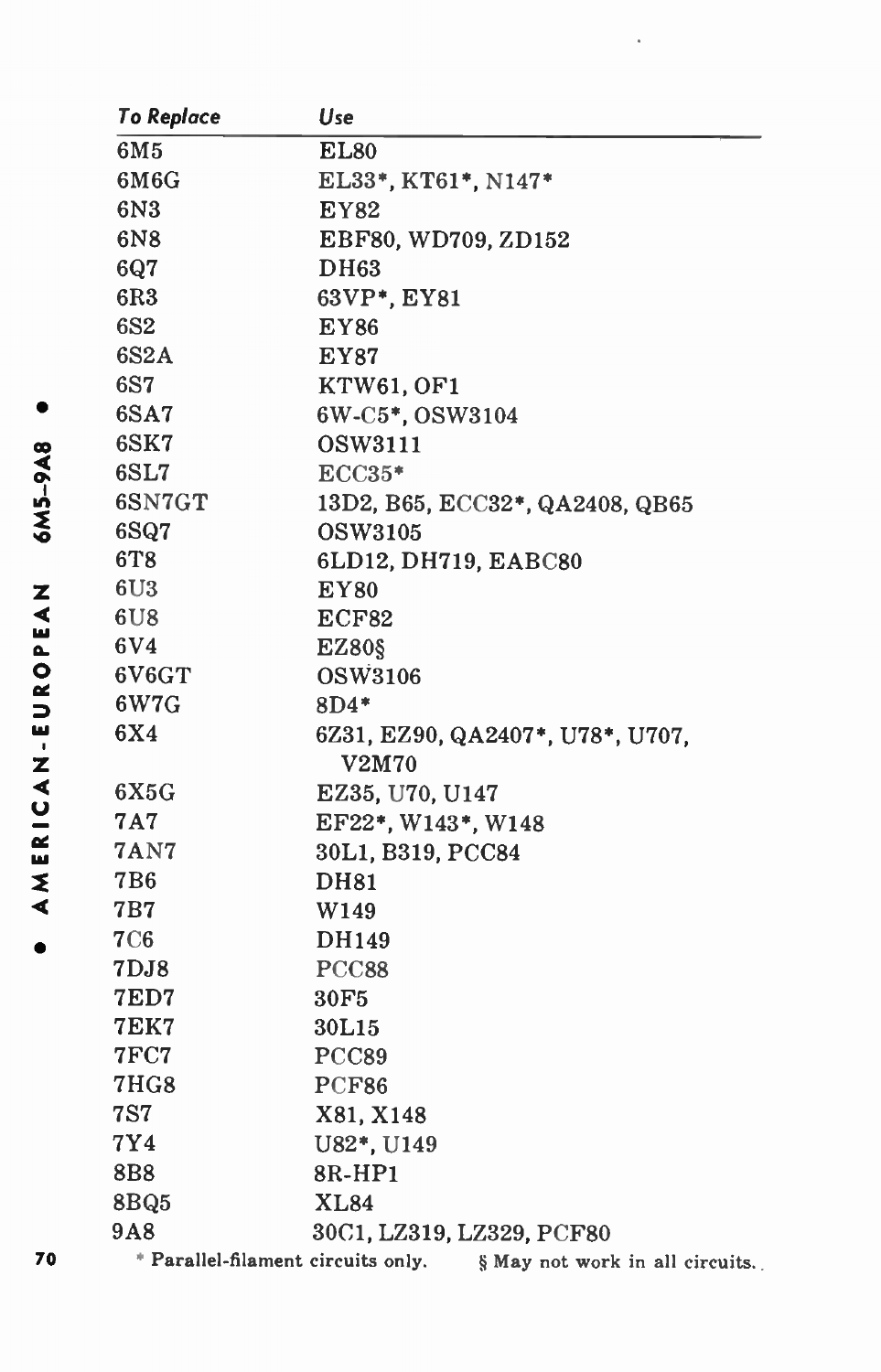| To Replace | Use |
|---|---|
| 6M5 | EL80 |
| 6M6G | EL33*, KT61*, N147* |
| 6N3 | EY82 |
| 6N8 | EBF80, WD709, ZD152 |
| 6Q7 | DH63 |
| 6R3 | 63VP*, EY81 |
| 6S2 | EY86 |
| 6S2A | EY87 |
| 6S7 | KTW61, OF1 |
| 6SA7 | 6W-C5*, OSW3104 |
| 6SK7 | OSW3111 |
| 6SL7 | ECC35* |
| 6SN7GT | 13D2, B65, ECC32*, QA2408, QB65 |
| 6SQ7 | OSW3105 |
| 6T8 | 6LD12, DH719, EABC80 |
| 6U3 | EY80 |
| 6U8 | ECF82 |
| 6V4 | EZ80§ |
| 6V6GT | OSW3106 |
| 6W7G | 8D4* |
| 6X4 | 6Z31, EZ90, QA2407*, U78*, U707, V2M70 |
| 6X5G | EZ35, U70, U147 |
| 7A7 | EF22*, W143*, W148 |
| 7AN7 | 30L1, B319, PCC84 |
| 7B6 | DH81 |
| 7B7 | W149 |
| 7C6 | DH149 |
| 7DJ8 | PCC88 |
| 7ED7 | 30F5 |
| 7EK7 | 30L15 |
| 7FC7 | PCC89 |
| 7HG8 | PCF86 |
| 7S7 | X81, X148 |
| 7Y4 | U82*, U149 |
| 8B8 | 8R-HP1 |
| 8BQ5 | XL84 |
| 9A8 | 30C1, LZ319, LZ329, PCF80 |

* Parallel-filament circuits only. § May not work in all circuits.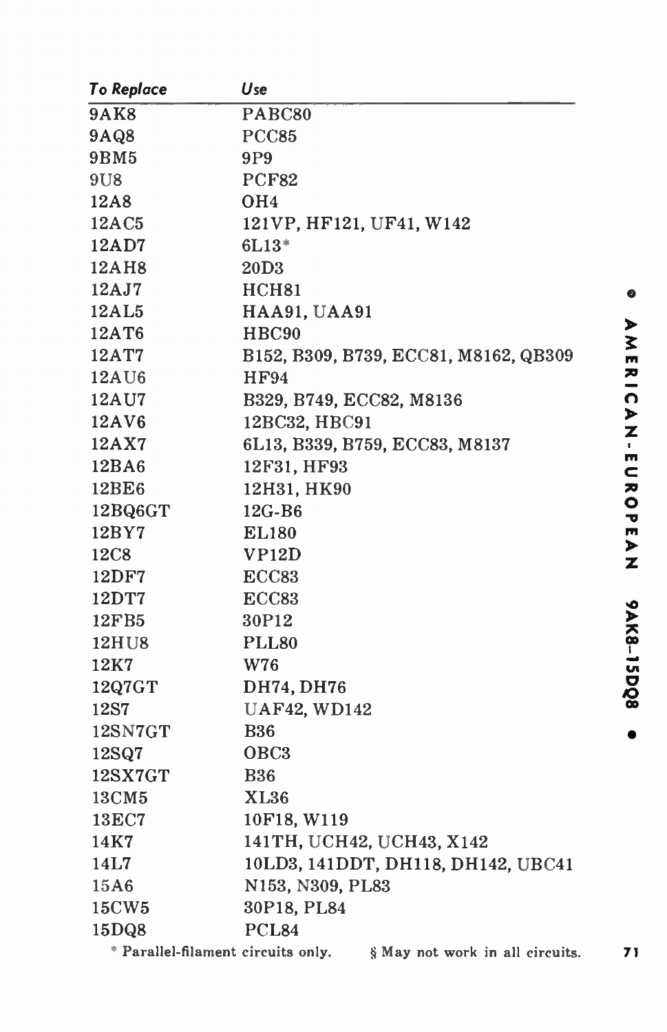| To Replace | Use |
|---|---|
| 9AK8 | PABC80 |
| 9AQ8 | PCC85 |
| 9BM5 | 9P9 |
| 9U8 | PCF82 |
| 12A8 | OH4 |
| 12AC5 | 121VP, HF121, UF41, W142 |
| 12AD7 | 6L13* |
| 12AH8 | 20D3 |
| 12AJ7 | HCH81 |
| 12AL5 | HAA91, UAA91 |
| 12AT6 | HBC90 |
| 12AT7 | B152, B309, B739, ECC81, M8162, QB309 |
| 12AU6 | HF94 |
| 12AU7 | B329, B749, ECC82, M8136 |
| 12AV6 | 12BC32, HBC91 |
| 12AX7 | 6L13, B339, B759, ECC83, M8137 |
| 12BA6 | 12F31, HF93 |
| 12BE6 | 12H31, HK90 |
| 12BQ6GT | 12G-B6 |
| 12BY7 | EL180 |
| 12C8 | VP12D |
| 12DF7 | ECC83 |
| 12DT7 | ECC83 |
| 12FB5 | 30P12 |
| 12HU8 | PLL80 |
| 12K7 | W76 |
| 12Q7GT | DH74, DH76 |
| 12S7 | UAF42, WD142 |
| 12SN7GT | B36 |
| 12SQ7 | OBC3 |
| 12SX7GT | B36 |
| 13CM5 | XL36 |
| 13EC7 | 10F18, W119 |
| 14K7 | 141TH, UCH42, UCH43, X142 |
| 14L7 | 10LD3, 141DDT, DH118, DH142, UBC41 |
| 15A6 | N153, N309, PL83 |
| 15CW5 | 30P18, PL84 |
| 15DQ8 | PCL84 |

* Parallel-filament circuits only. § May not work in all circuits.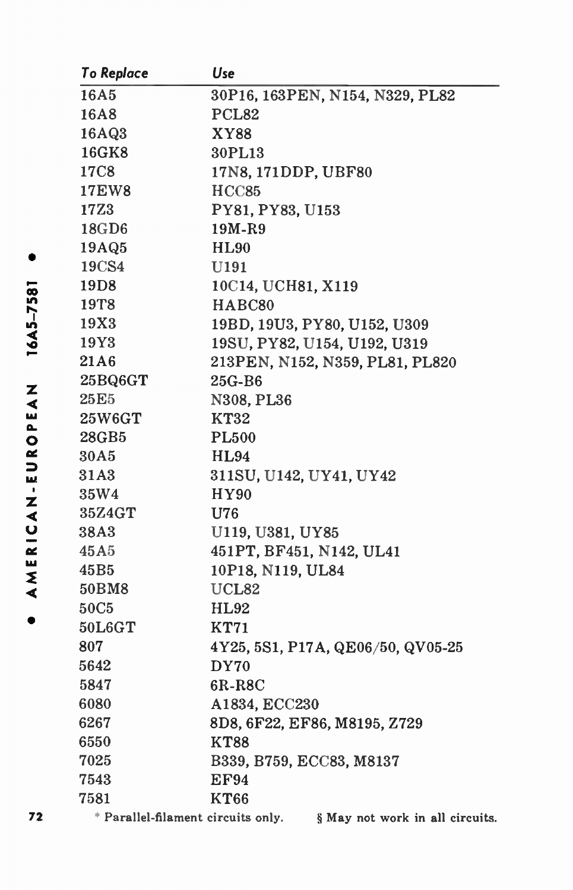| To Replace | Use |
|---|---|
| 16A5 | 30P16, 163PEN, N154, N329, PL82 |
| 16A8 | PCL82 |
| 16AQ3 | XY88 |
| 16GK8 | 30PL13 |
| 17C8 | 17N8, 171DDP, UBF80 |
| 17EW8 | HCC85 |
| 17Z3 | PY81, PY83, U153 |
| 18GD6 | 19M-R9 |
| 19AQ5 | HL90 |
| 19CS4 | U191 |
| 19D8 | 10C14, UCH81, X119 |
| 19T8 | HABC80 |
| 19X3 | 19BD, 19U3, PY80, U152, U309 |
| 19Y3 | 19SU, PY82, U154, U192, U319 |
| 21A6 | 213PEN, N152, N359, PL81, PL820 |
| 25BQ6GT | 25G-B6 |
| 25E5 | N308, PL36 |
| 25W6GT | KT32 |
| 28GB5 | PL500 |
| 30A5 | HL94 |
| 31A3 | 311SU, U142, UY41, UY42 |
| 35W4 | HY90 |
| 35Z4GT | U76 |
| 38A3 | U119, U381, UY85 |
| 45A5 | 451PT, BF451, N142, UL41 |
| 45B5 | 10P18, N119, UL84 |
| 50BM8 | UCL82 |
| 50C5 | HL92 |
| 50L6GT | KT71 |
| 807 | 4Y25, 5S1, P17A, QE06/50, QV05-25 |
| 5642 | DY70 |
| 5847 | 6R-R8C |
| 6080 | A1834, ECC230 |
| 6267 | 8D8, 6F22, EF86, M8195, Z729 |
| 6550 | KT88 |
| 7025 | B339, B759, ECC83, M8137 |
| 7543 | EF94 |
| 7581 | KT66 |

\* Parallel-filament circuits only. § May not work in all circuits.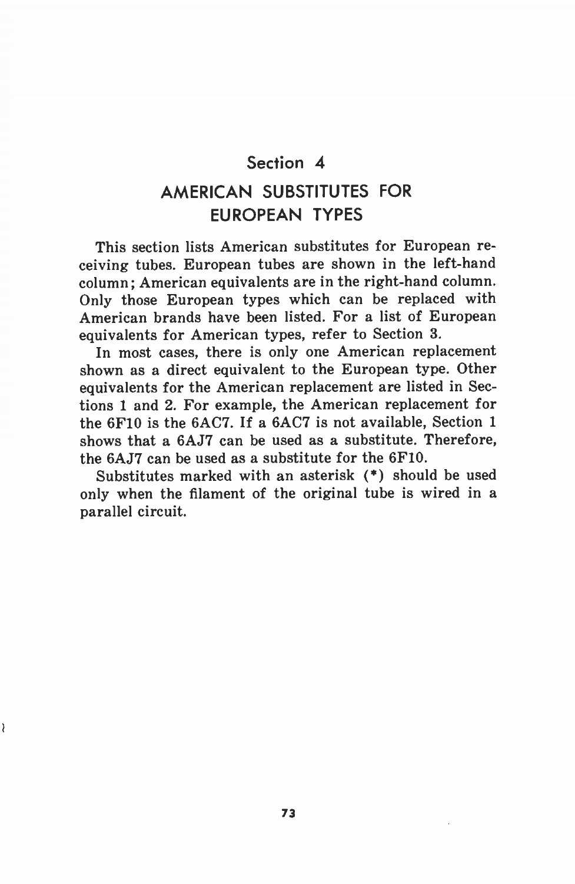## Section 4

# AMERICAN SUBSTITUTES FOR EUROPEAN TYPES

This section lists American substitutes for European receiving tubes. European tubes are shown in the left-hand column; American equivalents are in the right-hand column. Only those European types which can be replaced with American brands have been listed. For a list of European equivalents for American types, refer to Section 3.

In most cases, there is only one American replacement shown as a direct equivalent to the European type. Other equivalents for the American replacement are listed in Sections 1 and 2. For example, the American replacement for the 6F10 is the 6AC7. If a 6AC7 is not available, Section 1 shows that a 6AJ7 can be used as a substitute. Therefore, the 6AJ7 can be used as a substitute for the 6F10.

Substitutes marked with an asterisk (*) should be used only when the filament of the original tube is wired in a parallel circuit.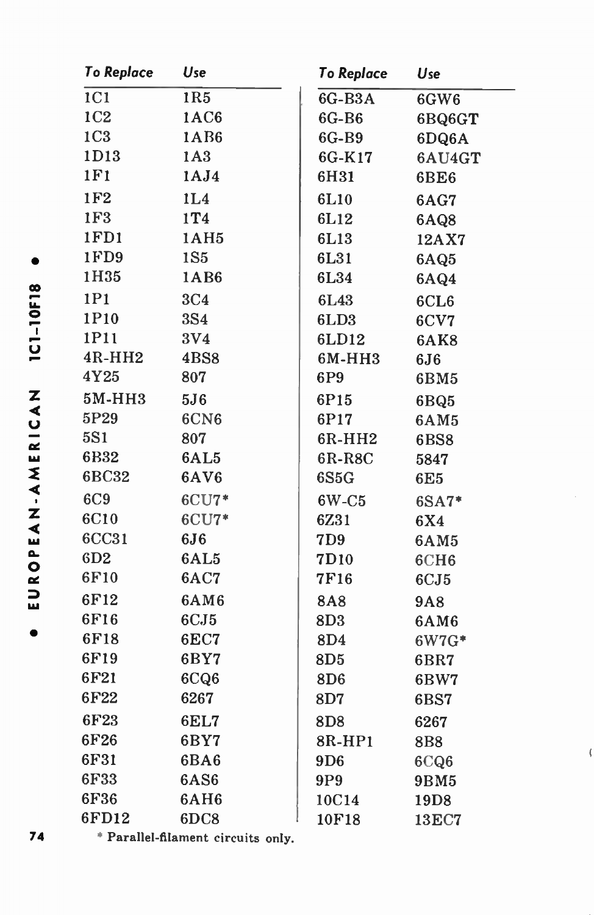| To Replace | Use | To Replace | Use |
| --- | --- | --- | --- |
| 1C1 | 1R5 | 6G-B3A | 6GW6 |
| 1C2 | 1AC6 | 6G-B6 | 6BQ6GT |
| 1C3 | 1AB6 | 6G-B9 | 6DQ6A |
| 1D13 | 1A3 | 6G-K17 | 6AU4GT |
| 1F1 | 1AJ4 | 6H31 | 6BE6 |
| 1F2 | 1L4 | 6L10 | 6AG7 |
| 1F3 | 1T4 | 6L12 | 6AQ8 |
| 1FD1 | 1AH5 | 6L13 | 12AX7 |
| 1FD9 | 1S5 | 6L31 | 6AQ5 |
| 1H35 | 1AB6 | 6L34 | 6AQ4 |
| 1P1 | 3C4 | 6L43 | 6CL6 |
| 1P10 | 3S4 | 6LD3 | 6CV7 |
| 1P11 | 3V4 | 6LD12 | 6AK8 |
| 4R-HH2 | 4BS8 | 6M-HH3 | 6J6 |
| 4Y25 | 807 | 6P9 | 6BM5 |
| 5M-HH3 | 5J6 | 6P15 | 6BQ5 |
| 5P29 | 6CN6 | 6P17 | 6AM5 |
| 5S1 | 807 | 6R-HH2 | 6BS8 |
| 6B32 | 6AL5 | 6R-R8C | 5847 |
| 6BC32 | 6AV6 | 6S5G | 6E5 |
| 6C9 | 6CU7* | 6W-C5 | 6SA7* |
| 6C10 | 6CU7* | 6Z31 | 6X4 |
| 6CC31 | 6J6 | 7D9 | 6AM5 |
| 6D2 | 6AL5 | 7D10 | 6CH6 |
| 6F10 | 6AC7 | 7F16 | 6CJ5 |
| 6F12 | 6AM6 | 8A8 | 9A8 |
| 6F16 | 6CJ5 | 8D3 | 6AM6 |
| 6F18 | 6EC7 | 8D4 | 6W7G* |
| 6F19 | 6BY7 | 8D5 | 6BR7 |
| 6F21 | 6CQ6 | 8D6 | 6BW7 |
| 6F22 | 6267 | 8D7 | 6BS7 |
| 6F23 | 6EL7 | 8D8 | 6267 |
| 6F26 | 6BY7 | 8R-HP1 | 8B8 |
| 6F31 | 6BA6 | 9D6 | 6CQ6 |
| 6F33 | 6AS6 | 9P9 | 9BM5 |
| 6F36 | 6AH6 | 10C14 | 19D8 |
| 6FD12 | 6DC8 | 10F18 | 13EC7 |

* Parallel-filament circuits only.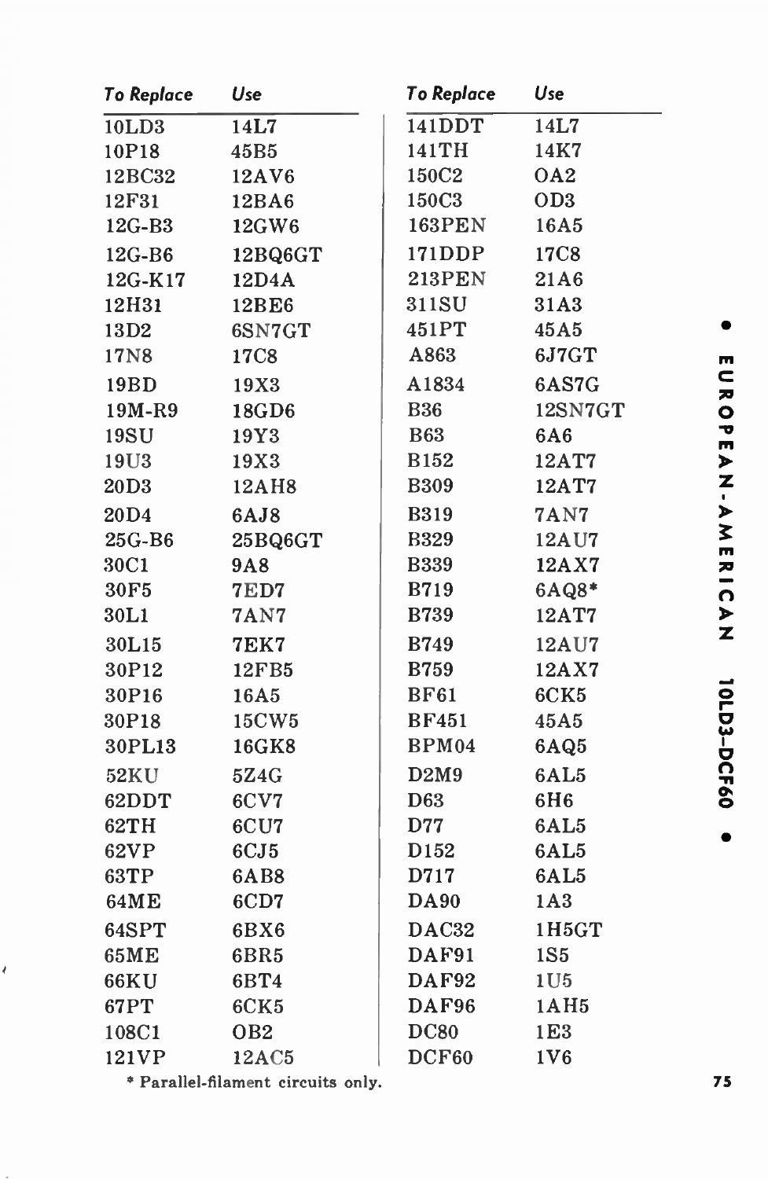| To Replace | Use | To Replace | Use |
|---|---|---|---|
| 10LD3 | 14L7 | 141DDT | 14L7 |
| 10P18 | 45B5 | 141TH | 14K7 |
| 12BC32 | 12AV6 | 150C2 | OA2 |
| 12F31 | 12BA6 | 150C3 | OD3 |
| 12G-B3 | 12GW6 | 163PEN | 16A5 |
| 12G-B6 | 12BQ6GT | 171DDP | 17C8 |
| 12G-K17 | 12D4A | 213PEN | 21A6 |
| 12H31 | 12BE6 | 311SU | 31A3 |
| 13D2 | 6SN7GT | 451PT | 45A5 |
| 17N8 | 17C8 | A863 | 6J7GT |
| 19BD | 19X3 | A1834 | 6AS7G |
| 19M-R9 | 18GD6 | B36 | 12SN7GT |
| 19SU | 19Y3 | B63 | 6A6 |
| 19U3 | 19X3 | B152 | 12AT7 |
| 20D3 | 12AH8 | B309 | 12AT7 |
| 20D4 | 6AJ8 | B319 | 7AN7 |
| 25G-B6 | 25BQ6GT | B329 | 12AU7 |
| 30C1 | 9A8 | B339 | 12AX7 |
| 30F5 | 7ED7 | B719 | 6AQ8* |
| 30L1 | 7AN7 | B739 | 12AT7 |
| 30L15 | 7EK7 | B749 | 12AU7 |
| 30P12 | 12FB5 | B759 | 12AX7 |
| 30P16 | 16A5 | BF61 | 6CK5 |
| 30P18 | 15CW5 | BF451 | 45A5 |
| 30PL13 | 16GK8 | BPM04 | 6AQ5 |
| 52KU | 5Z4G | D2M9 | 6AL5 |
| 62DDT | 6CV7 | D63 | 6H6 |
| 62TH | 6CU7 | D77 | 6AL5 |
| 62VP | 6CJ5 | D152 | 6AL5 |
| 63TP | 6AB8 | D717 | 6AL5 |
| 64ME | 6CD7 | DA90 | 1A3 |
| 64SPT | 6BX6 | DAC32 | 1H5GT |
| 65ME | 6BR5 | DAF91 | 1S5 |
| 66KU | 6BT4 | DAF92 | 1U5 |
| 67PT | 6CK5 | DAF96 | 1AH5 |
| 108C1 | OB2 | DC80 | 1E3 |
| 121VP | 12AC5 | DCF60 | 1V6 |

* Parallel-filament circuits only.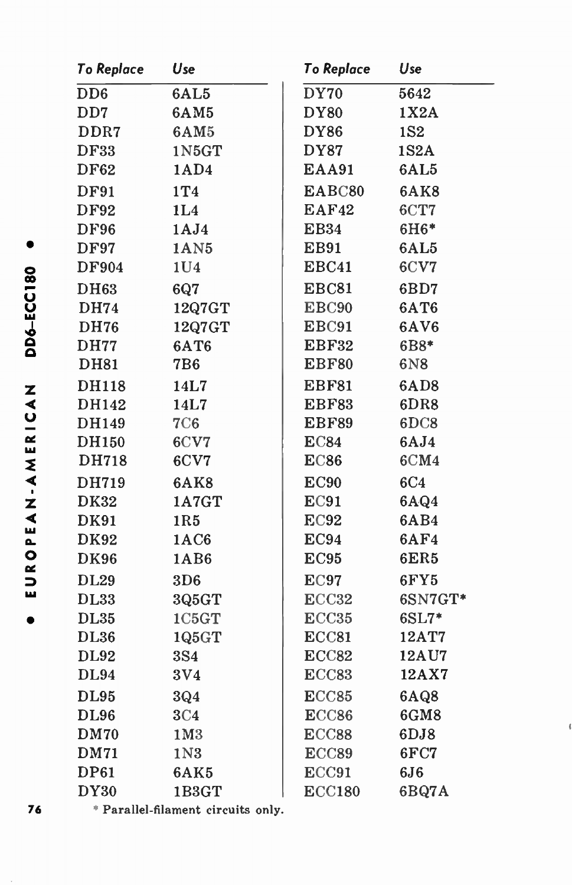| To Replace | Use | To Replace | Use |
|---|---|---|---|
| DD6 | 6AL5 | DY70 | 5642 |
| DD7 | 6AM5 | DY80 | 1X2A |
| DDR7 | 6AM5 | DY86 | 1S2 |
| DF33 | 1N5GT | DY87 | 1S2A |
| DF62 | 1AD4 | EAA91 | 6AL5 |
| DF91 | 1T4 | EABC80 | 6AK8 |
| DF92 | 1L4 | EAF42 | 6CT7 |
| DF96 | 1AJ4 | EB34 | 6H6* |
| DF97 | 1AN5 | EB91 | 6AL5 |
| DF904 | 1U4 | EBC41 | 6CV7 |
| DH63 | 6Q7 | EBC81 | 6BD7 |
| DH74 | 12Q7GT | EBC90 | 6AT6 |
| DH76 | 12Q7GT | EBC91 | 6AV6 |
| DH77 | 6AT6 | EBF32 | 6B8* |
| DH81 | 7B6 | EBF80 | 6N8 |
| DH118 | 14L7 | EBF81 | 6AD8 |
| DH142 | 14L7 | EBF83 | 6DR8 |
| DH149 | 7C6 | EBF89 | 6DC8 |
| DH150 | 6CV7 | EC84 | 6AJ4 |
| DH718 | 6CV7 | EC86 | 6CM4 |
| DH719 | 6AK8 | EC90 | 6C4 |
| DK32 | 1A7GT | EC91 | 6AQ4 |
| DK91 | 1R5 | EC92 | 6AB4 |
| DK92 | 1AC6 | EC94 | 6AF4 |
| DK96 | 1AB6 | EC95 | 6ER5 |
| DL29 | 3D6 | EC97 | 6FY5 |
| DL33 | 3Q5GT | ECC32 | 6SN7GT* |
| DL35 | 1C5GT | ECC35 | 6SL7* |
| DL36 | 1Q5GT | ECC81 | 12AT7 |
| DL92 | 3S4 | ECC82 | 12AU7 |
| DL94 | 3V4 | ECC83 | 12AX7 |
| DL95 | 3Q4 | ECC85 | 6AQ8 |
| DL96 | 3C4 | ECC86 | 6GM8 |
| DM70 | 1M3 | ECC88 | 6DJ8 |
| DM71 | 1N3 | ECC89 | 6FC7 |
| DP61 | 6AK5 | ECC91 | 6J6 |
| DY30 | 1B3GT | ECC180 | 6BQ7A |

\* Parallel-filament circuits only.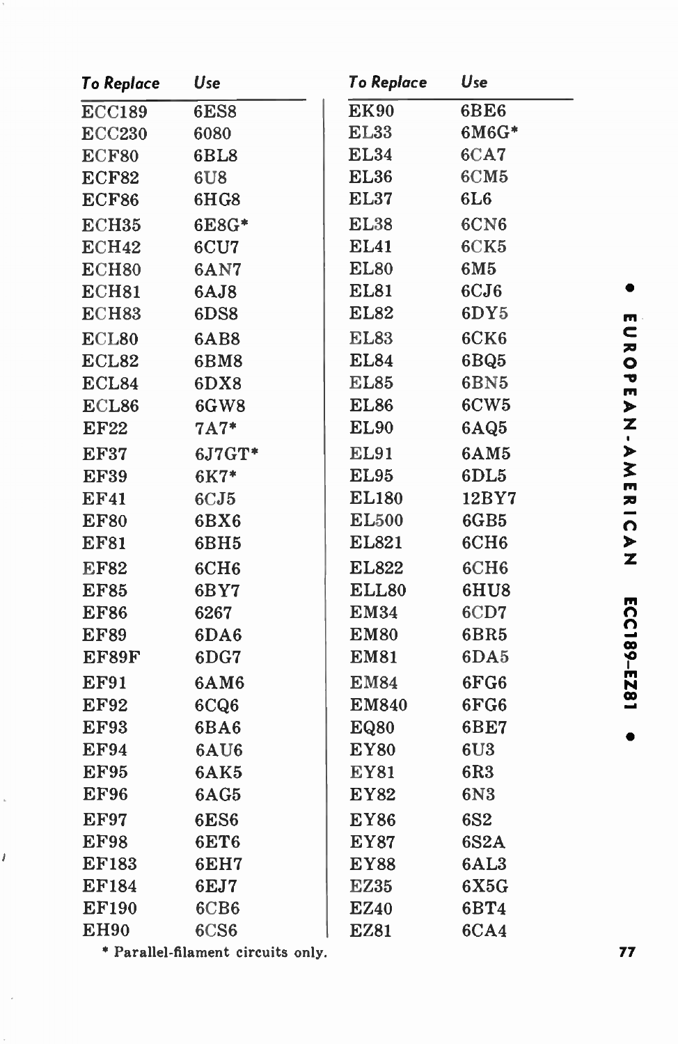| To Replace | Use | To Replace | Use |
|---|---|---|---|
| ECC189 | 6ES8 | EK90 | 6BE6 |
| ECC230 | 6080 | EL33 | 6M6G* |
| ECF80 | 6BL8 | EL34 | 6CA7 |
| ECF82 | 6U8 | EL36 | 6CM5 |
| ECF86 | 6HG8 | EL37 | 6L6 |
| ECH35 | 6E8G* | EL38 | 6CN6 |
| ECH42 | 6CU7 | EL41 | 6CK5 |
| ECH80 | 6AN7 | EL80 | 6M5 |
| ECH81 | 6AJ8 | EL81 | 6CJ6 |
| ECH83 | 6DS8 | EL82 | 6DY5 |
| ECL80 | 6AB8 | EL83 | 6CK6 |
| ECL82 | 6BM8 | EL84 | 6BQ5 |
| ECL84 | 6DX8 | EL85 | 6BN5 |
| ECL86 | 6GW8 | EL86 | 6CW5 |
| EF22 | 7A7* | EL90 | 6AQ5 |
| EF37 | 6J7GT* | EL91 | 6AM5 |
| EF39 | 6K7* | EL95 | 6DL5 |
| EF41 | 6CJ5 | EL180 | 12BY7 |
| EF80 | 6BX6 | EL500 | 6GB5 |
| EF81 | 6BH5 | EL821 | 6CH6 |
| EF82 | 6CH6 | EL822 | 6CH6 |
| EF85 | 6BY7 | ELL80 | 6HU8 |
| EF86 | 6267 | EM34 | 6CD7 |
| EF89 | 6DA6 | EM80 | 6BR5 |
| EF89F | 6DG7 | EM81 | 6DA5 |
| EF91 | 6AM6 | EM84 | 6FG6 |
| EF92 | 6CQ6 | EM840 | 6FG6 |
| EF93 | 6BA6 | EQ80 | 6BE7 |
| EF94 | 6AU6 | EY80 | 6U3 |
| EF95 | 6AK5 | EY81 | 6R3 |
| EF96 | 6AG5 | EY82 | 6N3 |
| EF97 | 6ES6 | EY86 | 6S2 |
| EF98 | 6ET6 | EY87 | 6S2A |
| EF183 | 6EH7 | EY88 | 6AL3 |
| EF184 | 6EJ7 | EZ35 | 6X5G |
| EF190 | 6CB6 | EZ40 | 6BT4 |
| EH90 | 6CS6 | EZ81 | 6CA4 |

\* Parallel-filament circuits only.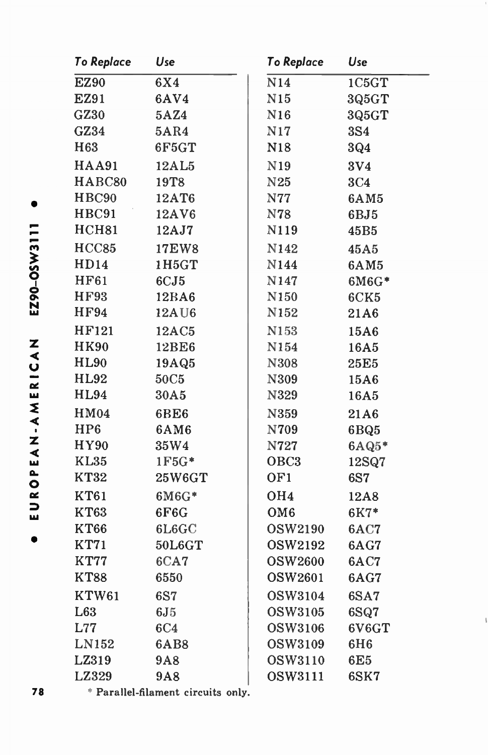| To Replace | Use | To Replace | Use |
|---|---|---|---|
| EZ90 | 6X4 | N14 | 1C5GT |
| EZ91 | 6AV4 | N15 | 3Q5GT |
| GZ30 | 5AZ4 | N16 | 3Q5GT |
| GZ34 | 5AR4 | N17 | 3S4 |
| H63 | 6F5GT | N18 | 3Q4 |
| HAA91 | 12AL5 | N19 | 3V4 |
| HABC80 | 19T8 | N25 | 3C4 |
| HBC90 | 12AT6 | N77 | 6AM5 |
| HBC91 | 12AV6 | N78 | 6BJ5 |
| HCH81 | 12AJ7 | N119 | 45B5 |
| HCC85 | 17EW8 | N142 | 45A5 |
| HD14 | 1H5GT | N144 | 6AM5 |
| HF61 | 6CJ5 | N147 | 6M6G* |
| HF93 | 12BA6 | N150 | 6CK5 |
| HF94 | 12AU6 | N152 | 21A6 |
| HF121 | 12AC5 | N153 | 15A6 |
| HK90 | 12BE6 | N154 | 16A5 |
| HL90 | 19AQ5 | N308 | 25E5 |
| HL92 | 50C5 | N309 | 15A6 |
| HL94 | 30A5 | N329 | 16A5 |
| HM04 | 6BE6 | N359 | 21A6 |
| HP6 | 6AM6 | N709 | 6BQ5 |
| HY90 | 35W4 | N727 | 6AQ5* |
| KL35 | 1F5G* | OBC3 | 12SQ7 |
| KT32 | 25W6GT | OF1 | 6S7 |
| KT61 | 6M6G* | OH4 | 12A8 |
| KT63 | 6F6G | OM6 | 6K7* |
| KT66 | 6L6GC | OSW2190 | 6AC7 |
| KT71 | 50L6GT | OSW2192 | 6AG7 |
| KT77 | 6CA7 | OSW2600 | 6AC7 |
| KT88 | 6550 | OSW2601 | 6AG7 |
| KTW61 | 6S7 | OSW3104 | 6SA7 |
| L63 | 6J5 | OSW3105 | 6SQ7 |
| L77 | 6C4 | OSW3106 | 6V6GT |
| LN152 | 6AB8 | OSW3109 | 6H6 |
| LZ319 | 9A8 | OSW3110 | 6E5 |
| LZ329 | 9A8 | OSW3111 | 6SK7 |

\* Parallel-filament circuits only.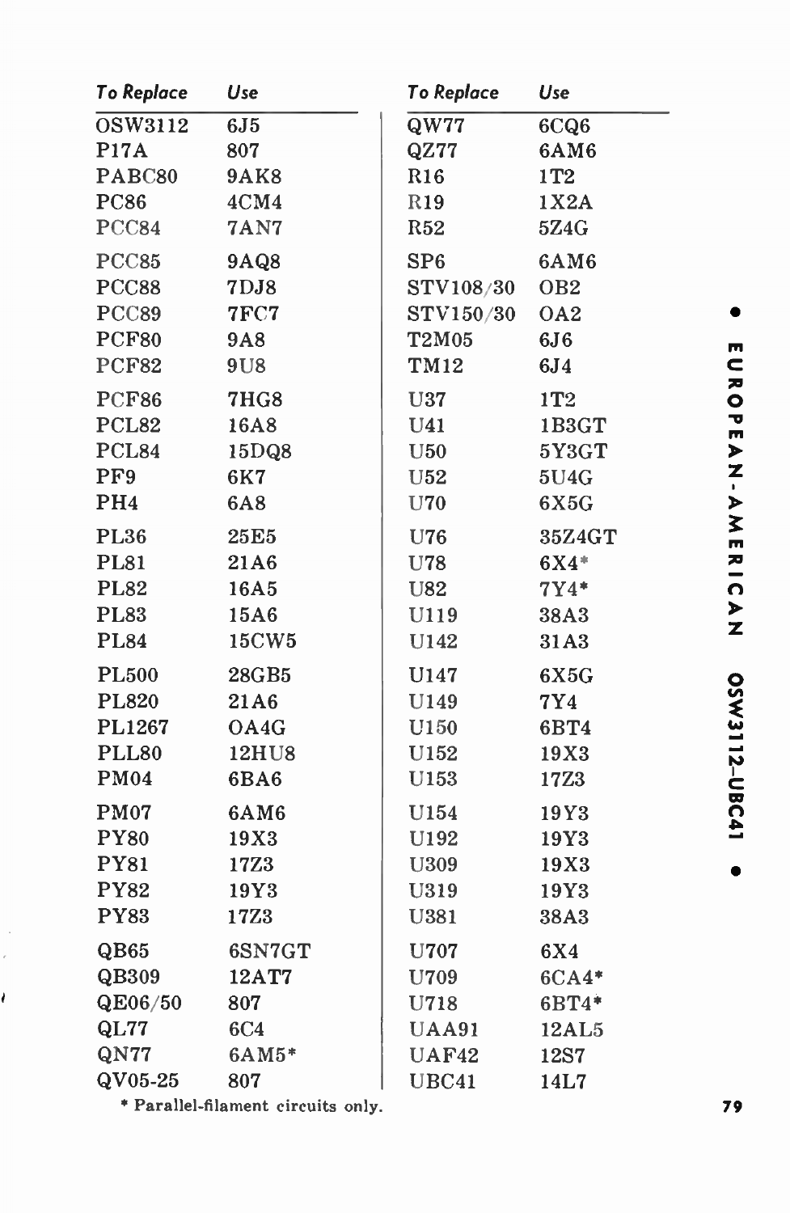| To Replace | Use | To Replace | Use |
|---|---|---|---|
| OSW3112 | 6J5 | QW77 | 6CQ6 |
| P17A | 807 | QZ77 | 6AM6 |
| PABC80 | 9AK8 | R16 | 1T2 |
| PC86 | 4CM4 | R19 | 1X2A |
| PCC84 | 7AN7 | R52 | 5Z4G |
| PCC85 | 9AQ8 | SP6 | 6AM6 |
| PCC88 | 7DJ8 | STV108/30 | OB2 |
| PCC89 | 7FC7 | STV150/30 | OA2 |
| PCF80 | 9A8 | T2M05 | 6J6 |
| PCF82 | 9U8 | TM12 | 6J4 |
| PCF86 | 7HG8 | U37 | 1T2 |
| PCL82 | 16A8 | U41 | 1B3GT |
| PCL84 | 15DQ8 | U50 | 5Y3GT |
| PF9 | 6K7 | U52 | 5U4G |
| PH4 | 6A8 | U70 | 6X5G |
| PL36 | 25E5 | U76 | 35Z4GT |
| PL81 | 21A6 | U78 | 6X4* |
| PL82 | 16A5 | U82 | 7Y4* |
| PL83 | 15A6 | U119 | 38A3 |
| PL84 | 15CW5 | U142 | 31A3 |
| PL500 | 28GB5 | U147 | 6X5G |
| PL820 | 21A6 | U149 | 7Y4 |
| PL1267 | OA4G | U150 | 6BT4 |
| PLL80 | 12HU8 | U152 | 19X3 |
| PM04 | 6BA6 | U153 | 17Z3 |
| PM07 | 6AM6 | U154 | 19Y3 |
| PY80 | 19X3 | U192 | 19Y3 |
| PY81 | 17Z3 | U309 | 19X3 |
| PY82 | 19Y3 | U319 | 19Y3 |
| PY83 | 17Z3 | U381 | 38A3 |
| QB65 | 6SN7GT | U707 | 6X4 |
| QB309 | 12AT7 | U709 | 6CA4* |
| QE06/50 | 807 | U718 | 6BT4* |
| QL77 | 6C4 | UAA91 | 12AL5 |
| QN77 | 6AM5* | UAF42 | 12S7 |
| QV05-25 | 807 | UBC41 | 14L7 |

* Parallel-filament circuits only.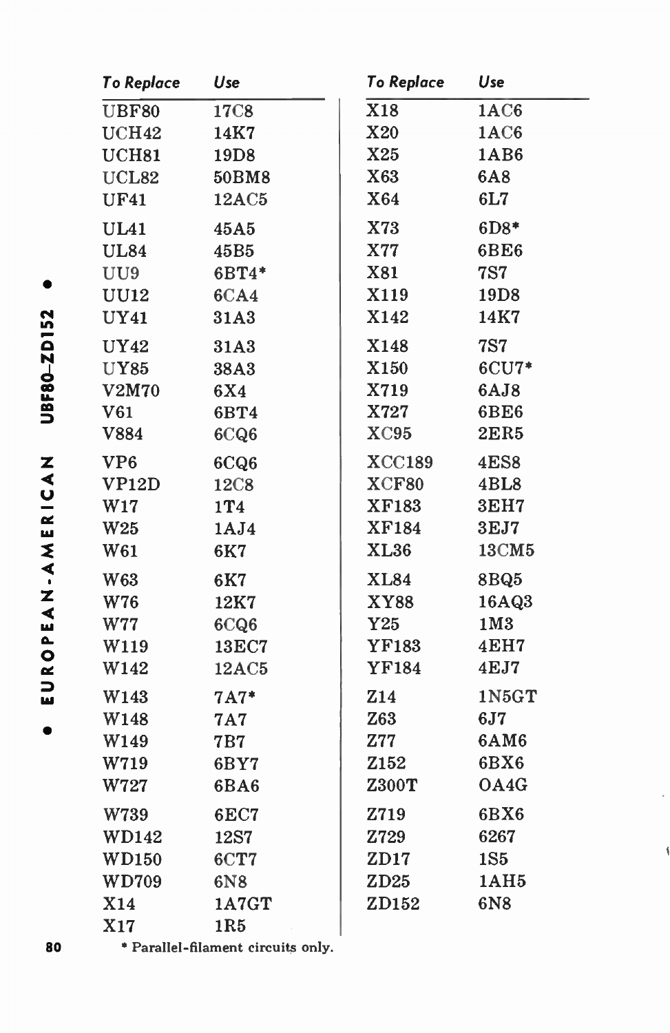| To Replace | Use |
|---|---|
| UBF80 | 17C8 |
| UCH42 | 14K7 |
| UCH81 | 19D8 |
| UCL82 | 50BM8 |
| UF41 | 12AC5 |
| UL41 | 45A5 |
| UL84 | 45B5 |
| UU9 | 6BT4* |
| UU12 | 6CA4 |
| UY41 | 31A3 |
| UY42 | 31A3 |
| UY85 | 38A3 |
| V2M70 | 6X4 |
| V61 | 6BT4 |
| V884 | 6CQ6 |
| VP6 | 6CQ6 |
| VP12D | 12C8 |
| W17 | 1T4 |
| W25 | 1AJ4 |
| W61 | 6K7 |
| W63 | 6K7 |
| W76 | 12K7 |
| W77 | 6CQ6 |
| W119 | 13EC7 |
| W142 | 12AC5 |
| W143 | 7A7* |
| W148 | 7A7 |
| W149 | 7B7 |
| W719 | 6BY7 |
| W727 | 6BA6 |
| W739 | 6EC7 |
| WD142 | 12S7 |
| WD150 | 6CT7 |
| WD709 | 6N8 |
| X14 | 1A7GT |
| X17 | 1R5 |
| X18 | 1AC6 |
| X20 | 1AC6 |
| X25 | 1AB6 |
| X63 | 6A8 |
| X64 | 6L7 |
| X73 | 6D8* |
| X77 | 6BE6 |
| X81 | 7S7 |
| X119 | 19D8 |
| X142 | 14K7 |
| X148 | 7S7 |
| X150 | 6CU7* |
| X719 | 6AJ8 |
| X727 | 6BE6 |
| XC95 | 2ER5 |
| XCC189 | 4ES8 |
| XCF80 | 4BL8 |
| XF183 | 3EH7 |
| XF184 | 3EJ7 |
| XL36 | 13CM5 |
| XL84 | 8BQ5 |
| XY88 | 16AQ3 |
| Y25 | 1M3 |
| YF183 | 4EH7 |
| YF184 | 4EJ7 |
| Z14 | 1N5GT |
| Z63 | 6J7 |
| Z77 | 6AM6 |
| Z152 | 6BX6 |
| Z300T | OA4G |
| Z719 | 6BX6 |
| Z729 | 6267 |
| ZD17 | 1S5 |
| ZD25 | 1AH5 |
| ZD152 | 6N8 |

* Parallel-filament circuits only.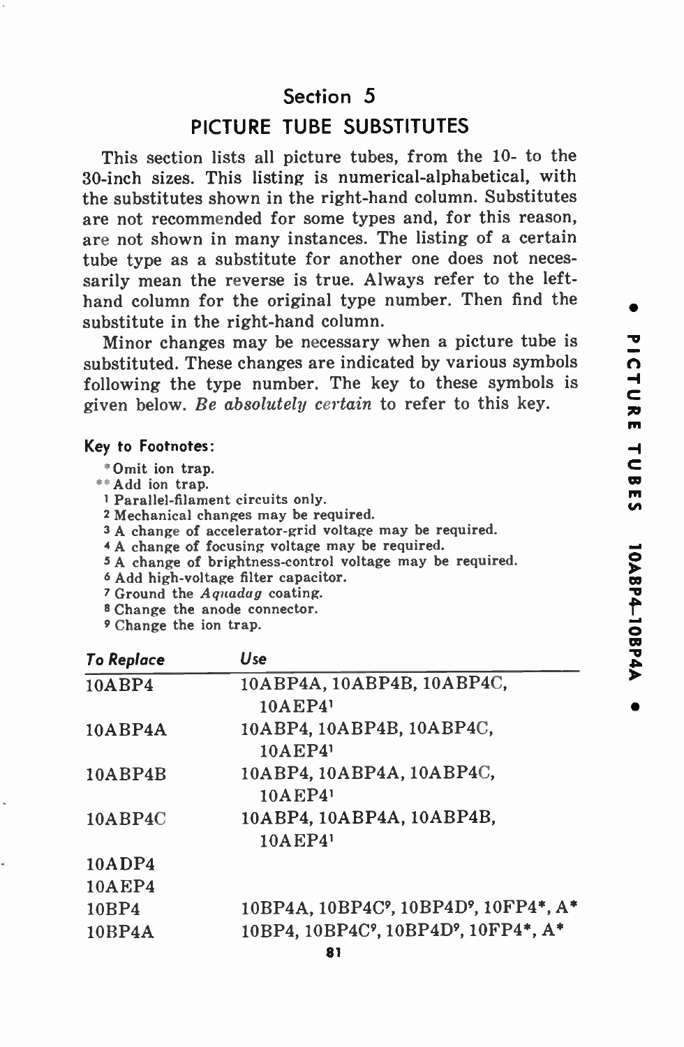## Section 5

# PICTURE TUBE SUBSTITUTES

This section lists all picture tubes, from the 10- to the 30-inch sizes. This listing is numerical-alphabetical, with the substitutes shown in the right-hand column. Substitutes are not recommended for some types and, for this reason, are not shown in many instances. The listing of a certain tube type as a substitute for another one does not necessarily mean the reverse is true. Always refer to the left-hand column for the original type number. Then find the substitute in the right-hand column.

Minor changes may be necessary when a picture tube is substituted. These changes are indicated by various symbols following the type number. The key to these symbols is given below. *Be absolutely certain* to refer to this key.

**Key to Footnotes:**

\* Omit ion trap.
\*\* Add ion trap.
[1] Parallel-filament circuits only.
[2] Mechanical changes may be required.
[3] A change of accelerator-grid voltage may be required.
[4] A change of focusing voltage may be required.
[5] A change of brightness-control voltage may be required.
[6] Add high-voltage filter capacitor.
[7] Ground the *Aquadag* coating.
[8] Change the anode connector.
[9] Change the ion trap.

| *To Replace* | *Use* |
|---|---|
| 10ABP4 | 10ABP4A, 10ABP4B, 10ABP4C, 10AEP4[1] |
| 10ABP4A | 10ABP4, 10ABP4B, 10ABP4C, 10AEP4[1] |
| 10ABP4B | 10ABP4, 10ABP4A, 10ABP4C, 10AEP4[1] |
| 10ABP4C | 10ABP4, 10ABP4A, 10ABP4B, 10AEP4[1] |
| 10ADP4 | |
| 10AEP4 | |
| 10BP4 | 10BP4A, 10BP4C[9], 10BP4D[9], 10FP4*, A* |
| 10BP4A | 10BP4, 10BP4C[9], 10BP4D[9], 10FP4*, A* |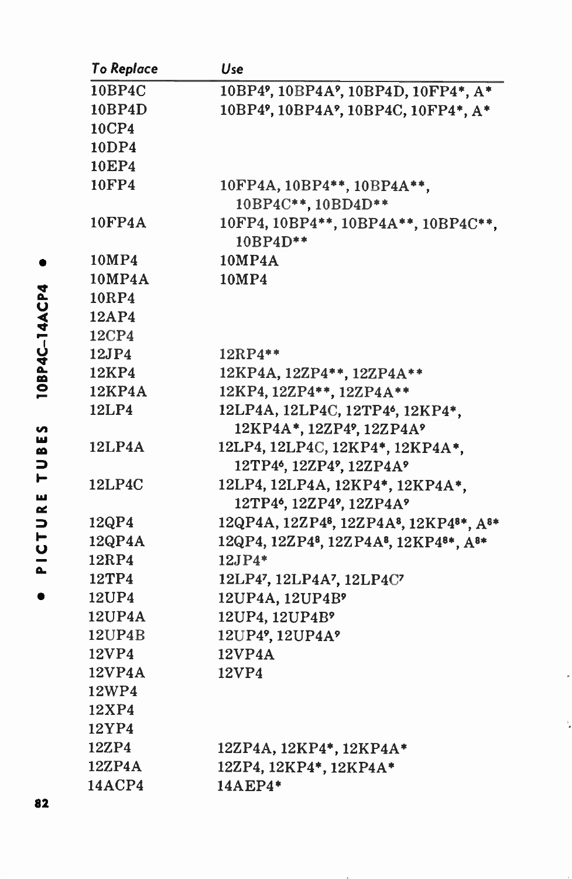| To Replace | Use |
|---|---|
| 10BP4C | 10BP4[9], 10BP4A[9], 10BP4D, 10FP4*, A* |
| 10BP4D | 10BP4[9], 10BP4A[9], 10BP4C, 10FP4*, A* |
| 10CP4 | |
| 10DP4 | |
| 10EP4 | |
| 10FP4 | 10FP4A, 10BP4**, 10BP4A**, 10BP4C**, 10BD4D** |
| 10FP4A | 10FP4, 10BP4**, 10BP4A**, 10BP4C**, 10BP4D** |
| 10MP4 | 10MP4A |
| 10MP4A | 10MP4 |
| 10RP4 | |
| 12AP4 | |
| 12CP4 | |
| 12JP4 | 12RP4** |
| 12KP4 | 12KP4A, 12ZP4**, 12ZP4A** |
| 12KP4A | 12KP4, 12ZP4**, 12ZP4A** |
| 12LP4 | 12LP4A, 12LP4C, 12TP4[6], 12KP4*, 12KP4A*, 12ZP4[9], 12ZP4A[9] |
| 12LP4A | 12LP4, 12LP4C, 12KP4*, 12KP4A*, 12TP4[6], 12ZP4[9], 12ZP4A[9] |
| 12LP4C | 12LP4, 12LP4A, 12KP4*, 12KP4A*, 12TP4[6], 12ZP4[9], 12ZP4A[9] |
| 12QP4 | 12QP4A, 12ZP4[8], 12ZP4A[8], 12KP4[8]*, A[8]* |
| 12QP4A | 12QP4, 12ZP4[8], 12ZP4A[8], 12KP4[8]*, A[8]* |
| 12RP4 | 12JP4* |
| 12TP4 | 12LP4[7], 12LP4A[7], 12LP4C[7] |
| 12UP4 | 12UP4A, 12UP4B[9] |
| 12UP4A | 12UP4, 12UP4B[9] |
| 12UP4B | 12UP4[9], 12UP4A[9] |
| 12VP4 | 12VP4A |
| 12VP4A | 12VP4 |
| 12WP4 | |
| 12XP4 | |
| 12YP4 | |
| 12ZP4 | 12ZP4A, 12KP4*, 12KP4A* |
| 12ZP4A | 12ZP4, 12KP4*, 12KP4A* |
| 14ACP4 | 14AEP4* |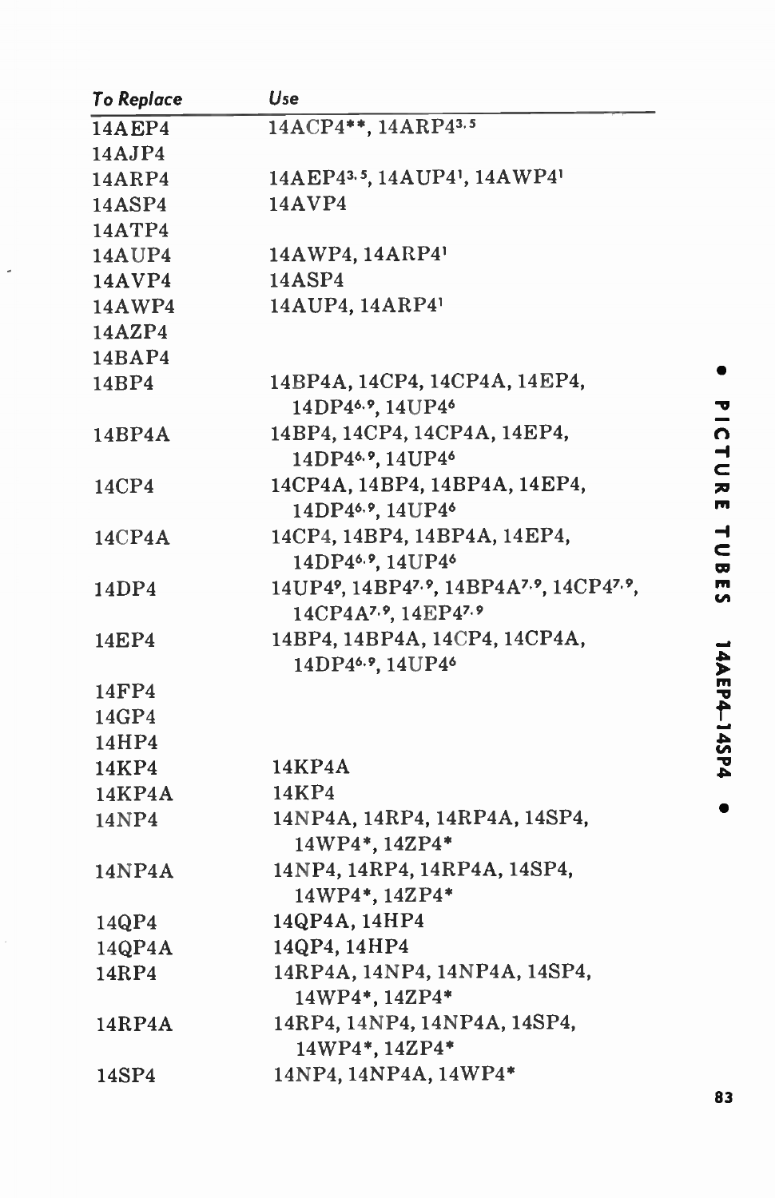| To Replace | Use |
|---|---|
| 14AEP4 | 14ACP4**, 14ARP4[3,5] |
| 14AJP4 | |
| 14ARP4 | 14AEP4[3,5], 14AUP4[1], 14AWP4[1] |
| 14ASP4 | 14AVP4 |
| 14ATP4 | |
| 14AUP4 | 14AWP4, 14ARP4[1] |
| 14AVP4 | 14ASP4 |
| 14AWP4 | 14AUP4, 14ARP4[1] |
| 14AZP4 | |
| 14BAP4 | |
| 14BP4 | 14BP4A, 14CP4, 14CP4A, 14EP4, 14DP4[6,9], 14UP4[6] |
| 14BP4A | 14BP4, 14CP4, 14CP4A, 14EP4, 14DP4[6,9], 14UP4[6] |
| 14CP4 | 14CP4A, 14BP4, 14BP4A, 14EP4, 14DP4[6,9], 14UP4[6] |
| 14CP4A | 14CP4, 14BP4, 14BP4A, 14EP4, 14DP4[6,9], 14UP4[6] |
| 14DP4 | 14UP4[9], 14BP4[7,9], 14BP4A[7,9], 14CP4[7,9], 14CP4A[7,9], 14EP4[7,9] |
| 14EP4 | 14BP4, 14BP4A, 14CP4, 14CP4A, 14DP4[6,9], 14UP4[6] |
| 14FP4 | |
| 14GP4 | |
| 14HP4 | |
| 14KP4 | 14KP4A |
| 14KP4A | 14KP4 |
| 14NP4 | 14NP4A, 14RP4, 14RP4A, 14SP4, 14WP4*, 14ZP4* |
| 14NP4A | 14NP4, 14RP4, 14RP4A, 14SP4, 14WP4*, 14ZP4* |
| 14QP4 | 14QP4A, 14HP4 |
| 14QP4A | 14QP4, 14HP4 |
| 14RP4 | 14RP4A, 14NP4, 14NP4A, 14SP4, 14WP4*, 14ZP4* |
| 14RP4A | 14RP4, 14NP4, 14NP4A, 14SP4, 14WP4*, 14ZP4* |
| 14SP4 | 14NP4, 14NP4A, 14WP4* |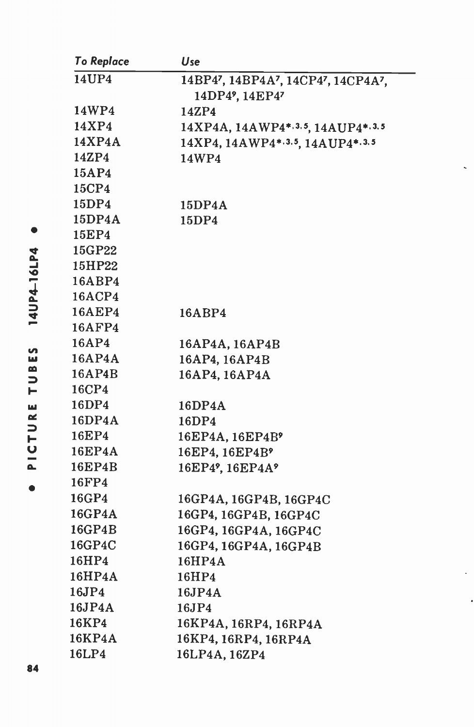| To Replace | Use |
|---|---|
| 14UP4 | 14BP4[7], 14BP4A[7], 14CP4[7], 14CP4A[7], 14DP4[9], 14EP4[7] |
| 14WP4 | 14ZP4 |
| 14XP4 | 14XP4A, 14AWP4*[,3,5], 14AUP4*[,3,5] |
| 14XP4A | 14XP4, 14AWP4*[,3,5], 14AUP4*[,3,5] |
| 14ZP4 | 14WP4 |
| 15AP4 | |
| 15CP4 | |
| 15DP4 | 15DP4A |
| 15DP4A | 15DP4 |
| 15EP4 | |
| 15GP22 | |
| 15HP22 | |
| 16ABP4 | |
| 16ACP4 | |
| 16AEP4 | 16ABP4 |
| 16AFP4 | |
| 16AP4 | 16AP4A, 16AP4B |
| 16AP4A | 16AP4, 16AP4B |
| 16AP4B | 16AP4, 16AP4A |
| 16CP4 | |
| 16DP4 | 16DP4A |
| 16DP4A | 16DP4 |
| 16EP4 | 16EP4A, 16EP4B[9] |
| 16EP4A | 16EP4, 16EP4B[9] |
| 16EP4B | 16EP4[9], 16EP4A[9] |
| 16FP4 | |
| 16GP4 | 16GP4A, 16GP4B, 16GP4C |
| 16GP4A | 16GP4, 16GP4B, 16GP4C |
| 16GP4B | 16GP4, 16GP4A, 16GP4C |
| 16GP4C | 16GP4, 16GP4A, 16GP4B |
| 16HP4 | 16HP4A |
| 16HP4A | 16HP4 |
| 16JP4 | 16JP4A |
| 16JP4A | 16JP4 |
| 16KP4 | 16KP4A, 16RP4, 16RP4A |
| 16KP4A | 16KP4, 16RP4, 16RP4A |
| 16LP4 | 16LP4A, 16ZP4 |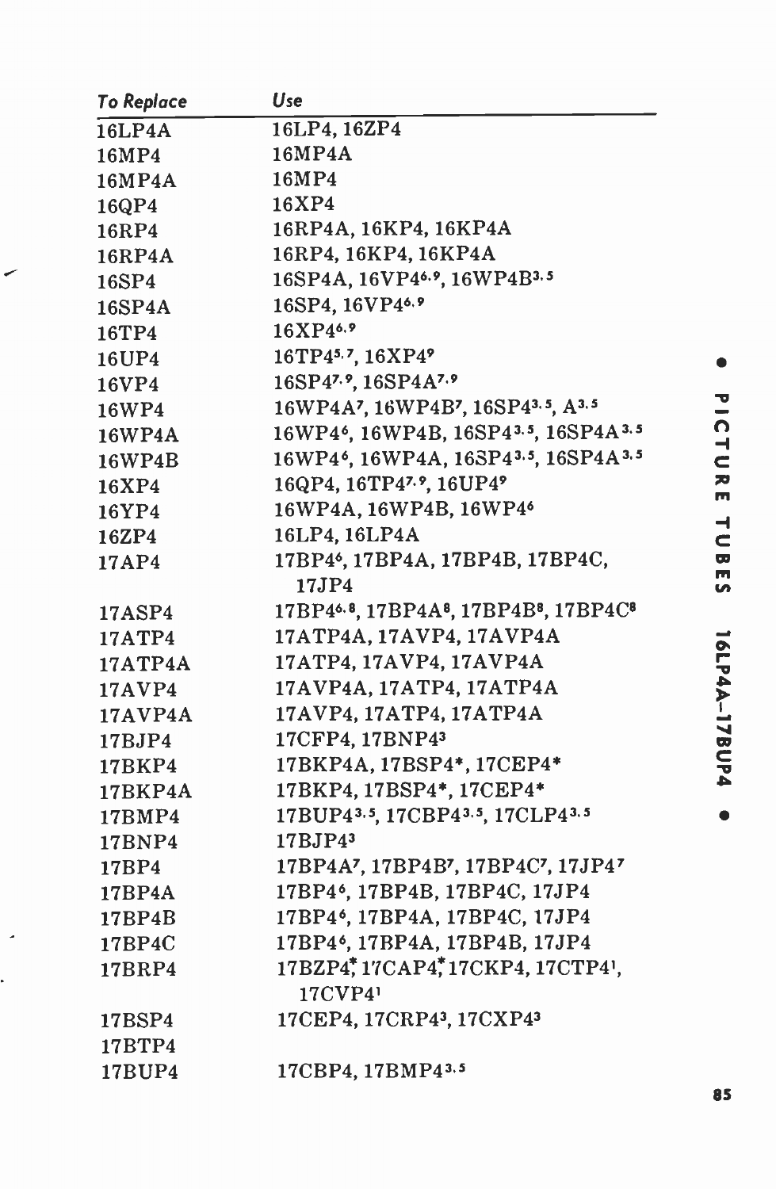| To Replace | Use |
|---|---|
| 16LP4A | 16LP4, 16ZP4 |
| 16MP4 | 16MP4A |
| 16MP4A | 16MP4 |
| 16QP4 | 16XP4 |
| 16RP4 | 16RP4A, 16KP4, 16KP4A |
| 16RP4A | 16RP4, 16KP4, 16KP4A |
| 16SP4 | 16SP4A, 16VP4[6,9], 16WP4B[3,5] |
| 16SP4A | 16SP4, 16VP4[6,9] |
| 16TP4 | 16XP4[6,9] |
| 16UP4 | 16TP4[5,7], 16XP4[9] |
| 16VP4 | 16SP4[7,9], 16SP4A[7,9] |
| 16WP4 | 16WP4A[7], 16WP4B[7], 16SP4[3,5], A[3,5] |
| 16WP4A | 16WP4[6], 16WP4B, 16SP4[3,5], 16SP4A[3,5] |
| 16WP4B | 16WP4[6], 16WP4A, 16SP4[3,5], 16SP4A[3,5] |
| 16XP4 | 16QP4, 16TP4[7,9], 16UP4[9] |
| 16YP4 | 16WP4A, 16WP4B, 16WP4[6] |
| 16ZP4 | 16LP4, 16LP4A |
| 17AP4 | 17BP4[6], 17BP4A, 17BP4B, 17BP4C, 17JP4 |
| 17ASP4 | 17BP4[6,8], 17BP4A[8], 17BP4B[8], 17BP4C[8] |
| 17ATP4 | 17ATP4A, 17AVP4, 17AVP4A |
| 17ATP4A | 17ATP4, 17AVP4, 17AVP4A |
| 17AVP4 | 17AVP4A, 17ATP4, 17ATP4A |
| 17AVP4A | 17AVP4, 17ATP4, 17ATP4A |
| 17BJP4 | 17CFP4, 17BNP4[3] |
| 17BKP4 | 17BKP4A, 17BSP4*, 17CEP4* |
| 17BKP4A | 17BKP4, 17BSP4*, 17CEP4* |
| 17BMP4 | 17BUP4[3,5], 17CBP4[3,5], 17CLP4[3,5] |
| 17BNP4 | 17BJP4[3] |
| 17BP4 | 17BP4A[7], 17BP4B[7], 17BP4C[7], 17JP4[7] |
| 17BP4A | 17BP4[6], 17BP4B, 17BP4C, 17JP4 |
| 17BP4B | 17BP4[6], 17BP4A, 17BP4C, 17JP4 |
| 17BP4C | 17BP4[6], 17BP4A, 17BP4B, 17JP4 |
| 17BRP4 | 17BZP4*, 17CAP4*, 17CKP4, 17CTP4[1], 17CVP4[1] |
| 17BSP4 | 17CEP4, 17CRP4[3], 17CXP4[3] |
| 17BTP4 | |
| 17BUP4 | 17CBP4, 17BMP4[3,5] |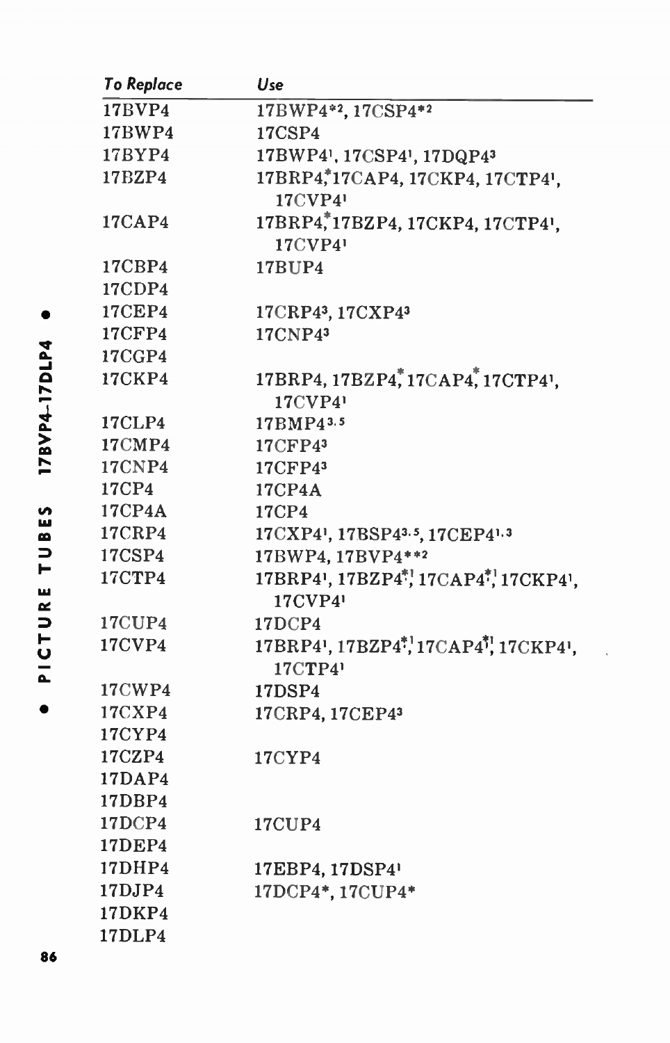| To Replace | Use |
|---|---|
| 17BVP4 | 17BWP4*[2], 17CSP4*[2] |
| 17BWP4 | 17CSP4 |
| 17BYP4 | 17BWP4[1], 17CSP4[1], 17DQP4[3] |
| 17BZP4 | 17BRP4,* 17CAP4, 17CKP4, 17CTP4[1], 17CVP4[1] |
| 17CAP4 | 17BRP4,* 17BZP4, 17CKP4, 17CTP4[1], 17CVP4[1] |
| 17CBP4 | 17BUP4 |
| 17CDP4 | |
| 17CEP4 | 17CRP4[3], 17CXP4[3] |
| 17CFP4 | 17CNP4[3] |
| 17CGP4 | |
| 17CKP4 | 17BRP4, 17BZP4,* 17CAP4,* 17CTP4[1], 17CVP4[1] |
| 17CLP4 | 17BMP4[3,5] |
| 17CMP4 | 17CFP4[3] |
| 17CNP4 | 17CFP4[3] |
| 17CP4 | 17CP4A |
| 17CP4A | 17CP4 |
| 17CRP4 | 17CXP4[1], 17BSP4[3,5], 17CEP4[1,3] |
| 17CSP4 | 17BWP4, 17BVP4**[2] |
| 17CTP4 | 17BRP4[1], 17BZP4*[1], 17CAP4*[1], 17CKP4[1], 17CVP4[1] |
| 17CUP4 | 17DCP4 |
| 17CVP4 | 17BRP4[1], 17BZP4*[1], 17CAP4*[1], 17CKP4[1], 17CTP4[1] |
| 17CWP4 | 17DSP4 |
| 17CXP4 | 17CRP4, 17CEP4[3] |
| 17CYP4 | |
| 17CZP4 | 17CYP4 |
| 17DAP4 | |
| 17DBP4 | |
| 17DCP4 | 17CUP4 |
| 17DEP4 | |
| 17DHP4 | 17EBP4, 17DSP4[1] |
| 17DJP4 | 17DCP4*, 17CUP4* |
| 17DKP4 | |
| 17DLP4 | |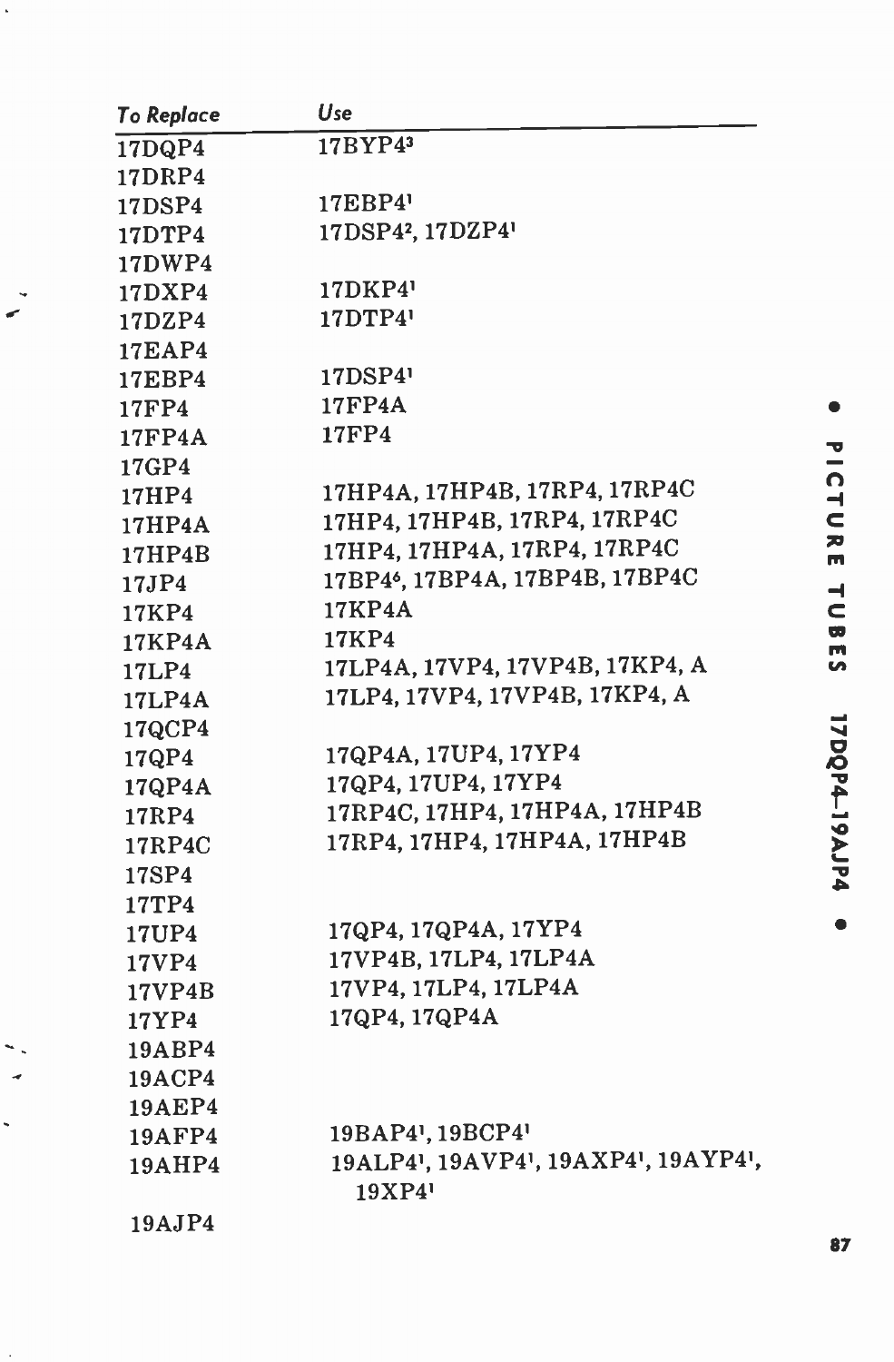| To Replace | Use |
|---|---|
| 17DQP4 | 17BYP4[3] |
| 17DRP4 | |
| 17DSP4 | 17EBP4[1] |
| 17DTP4 | 17DSP4[2], 17DZP4[1] |
| 17DWP4 | |
| 17DXP4 | 17DKP4[1] |
| 17DZP4 | 17DTP4[1] |
| 17EAP4 | |
| 17EBP4 | 17DSP4[1] |
| 17FP4 | 17FP4A |
| 17FP4A | 17FP4 |
| 17GP4 | |
| 17HP4 | 17HP4A, 17HP4B, 17RP4, 17RP4C |
| 17HP4A | 17HP4, 17HP4B, 17RP4, 17RP4C |
| 17HP4B | 17HP4, 17HP4A, 17RP4, 17RP4C |
| 17JP4 | 17BP4[6], 17BP4A, 17BP4B, 17BP4C |
| 17KP4 | 17KP4A |
| 17KP4A | 17KP4 |
| 17LP4 | 17LP4A, 17VP4, 17VP4B, 17KP4, A |
| 17LP4A | 17LP4, 17VP4, 17VP4B, 17KP4, A |
| 17QCP4 | |
| 17QP4 | 17QP4A, 17UP4, 17YP4 |
| 17QP4A | 17QP4, 17UP4, 17YP4 |
| 17RP4 | 17RP4C, 17HP4, 17HP4A, 17HP4B |
| 17RP4C | 17RP4, 17HP4, 17HP4A, 17HP4B |
| 17SP4 | |
| 17TP4 | |
| 17UP4 | 17QP4, 17QP4A, 17YP4 |
| 17VP4 | 17VP4B, 17LP4, 17LP4A |
| 17VP4B | 17VP4, 17LP4, 17LP4A |
| 17YP4 | 17QP4, 17QP4A |
| 19ABP4 | |
| 19ACP4 | |
| 19AEP4 | |
| 19AFP4 | 19BAP4[1], 19BCP4[1] |
| 19AHP4 | 19ALP4[1], 19AVP4[1], 19AXP4[1], 19AYP4[1], 19XP4[1] |
| 19AJP4 | |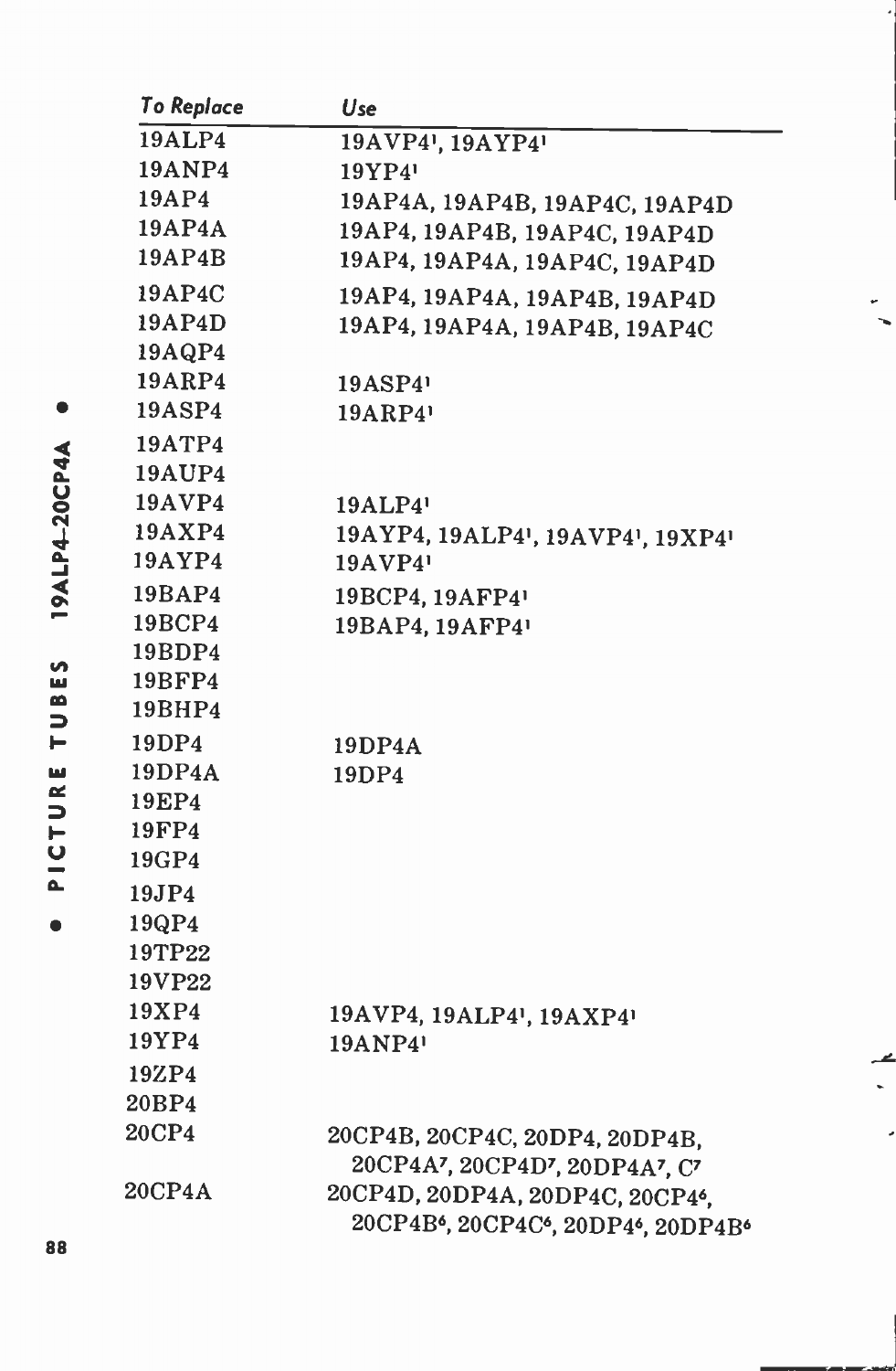| To Replace | Use |
|---|---|
| 19ALP4 | 19AVP4[1], 19AYP4[1] |
| 19ANP4 | 19YP4[1] |
| 19AP4 | 19AP4A, 19AP4B, 19AP4C, 19AP4D |
| 19AP4A | 19AP4, 19AP4B, 19AP4C, 19AP4D |
| 19AP4B | 19AP4, 19AP4A, 19AP4C, 19AP4D |
| 19AP4C | 19AP4, 19AP4A, 19AP4B, 19AP4D |
| 19AP4D | 19AP4, 19AP4A, 19AP4B, 19AP4C |
| 19AQP4 | |
| 19ARP4 | 19ASP4[1] |
| 19ASP4 | 19ARP4[1] |
| 19ATP4 | |
| 19AUP4 | |
| 19AVP4 | 19ALP4[1] |
| 19AXP4 | 19AYP4, 19ALP4[1], 19AVP4[1], 19XP4[1] |
| 19AYP4 | 19AVP4[1] |
| 19BAP4 | 19BCP4, 19AFP4[1] |
| 19BCP4 | 19BAP4, 19AFP4[1] |
| 19BDP4 | |
| 19BFP4 | |
| 19BHP4 | |
| 19DP4 | 19DP4A |
| 19DP4A | 19DP4 |
| 19EP4 | |
| 19FP4 | |
| 19GP4 | |
| 19JP4 | |
| 19QP4 | |
| 19TP22 | |
| 19VP22 | |
| 19XP4 | 19AVP4, 19ALP4[1], 19AXP4[1] |
| 19YP4 | 19ANP4[1] |
| 19ZP4 | |
| 20BP4 | |
| 20CP4 | 20CP4B, 20CP4C, 20DP4, 20DP4B, 20CP4A[7], 20CP4D[7], 20DP4A[7], C[7] |
| 20CP4A | 20CP4D, 20DP4A, 20DP4C, 20CP4[6], 20CP4B[6], 20CP4C[6], 20DP4[6], 20DP4B[6] |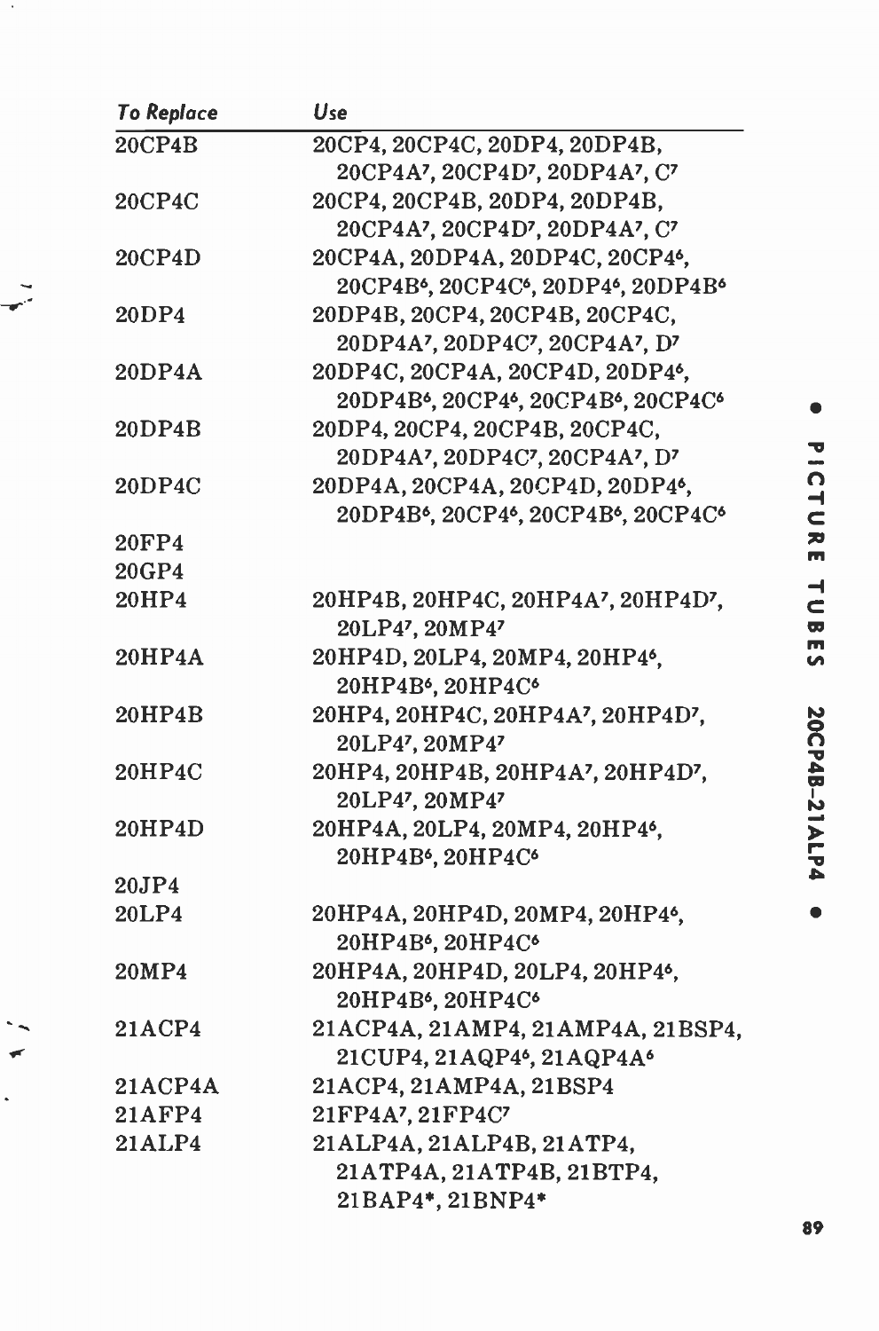| To Replace | Use |
|---|---|
| 20CP4B | 20CP4, 20CP4C, 20DP4, 20DP4B, 20CP4A[7], 20CP4D[7], 20DP4A[7], C[7] |
| 20CP4C | 20CP4, 20CP4B, 20DP4, 20DP4B, 20CP4A[7], 20CP4D[7], 20DP4A[7], C[7] |
| 20CP4D | 20CP4A, 20DP4A, 20DP4C, 20CP4[6], 20CP4B[6], 20CP4C[6], 20DP4[6], 20DP4B[6] |
| 20DP4 | 20DP4B, 20CP4, 20CP4B, 20CP4C, 20DP4A[7], 20DP4C[7], 20CP4A[7], D[7] |
| 20DP4A | 20DP4C, 20CP4A, 20CP4D, 20DP4[6], 20DP4B[6], 20CP4[6], 20CP4B[6], 20CP4C[6] |
| 20DP4B | 20DP4, 20CP4, 20CP4B, 20CP4C, 20DP4A[7], 20DP4C[7], 20CP4A[7], D[7] |
| 20DP4C | 20DP4A, 20CP4A, 20CP4D, 20DP4[6], 20DP4B[6], 20CP4[6], 20CP4B[6], 20CP4C[6] |
| 20FP4 | |
| 20GP4 | |
| 20HP4 | 20HP4B, 20HP4C, 20HP4A[7], 20HP4D[7], 20LP4[7], 20MP4[7] |
| 20HP4A | 20HP4D, 20LP4, 20MP4, 20HP4[6], 20HP4B[6], 20HP4C[6] |
| 20HP4B | 20HP4, 20HP4C, 20HP4A[7], 20HP4D[7], 20LP4[7], 20MP4[7] |
| 20HP4C | 20HP4, 20HP4B, 20HP4A[7], 20HP4D[7], 20LP4[7], 20MP4[7] |
| 20HP4D | 20HP4A, 20LP4, 20MP4, 20HP4[6], 20HP4B[6], 20HP4C[6] |
| 20JP4 | |
| 20LP4 | 20HP4A, 20HP4D, 20MP4, 20HP4[6], 20HP4B[6], 20HP4C[6] |
| 20MP4 | 20HP4A, 20HP4D, 20LP4, 20HP4[6], 20HP4B[6], 20HP4C[6] |
| 21ACP4 | 21ACP4A, 21AMP4, 21AMP4A, 21BSP4, 21CUP4, 21AQP4[6], 21AQP4A[6] |
| 21ACP4A | 21ACP4, 21AMP4A, 21BSP4 |
| 21AFP4 | 21FP4A[7], 21FP4C[7] |
| 21ALP4 | 21ALP4A, 21ALP4B, 21ATP4, 21ATP4A, 21ATP4B, 21BTP4, 21BAP4*, 21BNP4* |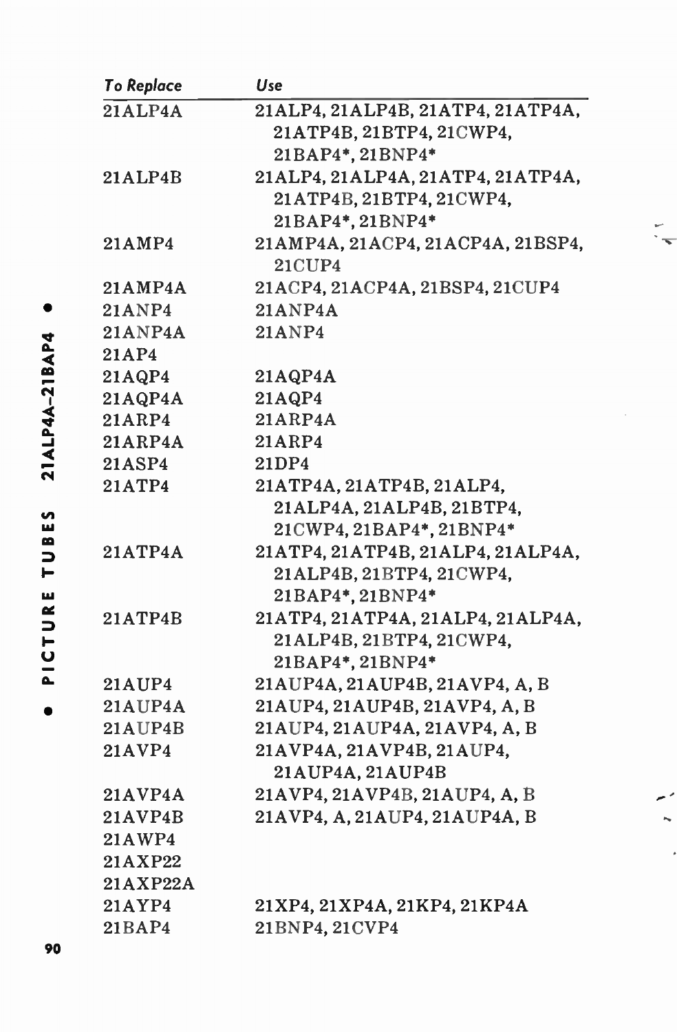| To Replace | Use |
|---|---|
| 21ALP4A | 21ALP4, 21ALP4B, 21ATP4, 21ATP4A, 21ATP4B, 21BTP4, 21CWP4, 21BAP4*, 21BNP4* |
| 21ALP4B | 21ALP4, 21ALP4A, 21ATP4, 21ATP4A, 21ATP4B, 21BTP4, 21CWP4, 21BAP4*, 21BNP4* |
| 21AMP4 | 21AMP4A, 21ACP4, 21ACP4A, 21BSP4, 21CUP4 |
| 21AMP4A | 21ACP4, 21ACP4A, 21BSP4, 21CUP4 |
| 21ANP4 | 21ANP4A |
| 21ANP4A | 21ANP4 |
| 21AP4 | |
| 21AQP4 | 21AQP4A |
| 21AQP4A | 21AQP4 |
| 21ARP4 | 21ARP4A |
| 21ARP4A | 21ARP4 |
| 21ASP4 | 21DP4 |
| 21ATP4 | 21ATP4A, 21ATP4B, 21ALP4, 21ALP4A, 21ALP4B, 21BTP4, 21CWP4, 21BAP4*, 21BNP4* |
| 21ATP4A | 21ATP4, 21ATP4B, 21ALP4, 21ALP4A, 21ALP4B, 21BTP4, 21CWP4, 21BAP4*, 21BNP4* |
| 21ATP4B | 21ATP4, 21ATP4A, 21ALP4, 21ALP4A, 21ALP4B, 21BTP4, 21CWP4, 21BAP4*, 21BNP4* |
| 21AUP4 | 21AUP4A, 21AUP4B, 21AVP4, A, B |
| 21AUP4A | 21AUP4, 21AUP4B, 21AVP4, A, B |
| 21AUP4B | 21AUP4, 21AUP4A, 21AVP4, A, B |
| 21AVP4 | 21AVP4A, 21AVP4B, 21AUP4, 21AUP4A, 21AUP4B |
| 21AVP4A | 21AVP4, 21AVP4B, 21AUP4, A, B |
| 21AVP4B | 21AVP4, A, 21AUP4, 21AUP4A, B |
| 21AWP4 | |
| 21AXP22 | |
| 21AXP22A | |
| 21AYP4 | 21XP4, 21XP4A, 21KP4, 21KP4A |
| 21BAP4 | 21BNP4, 21CVP4 |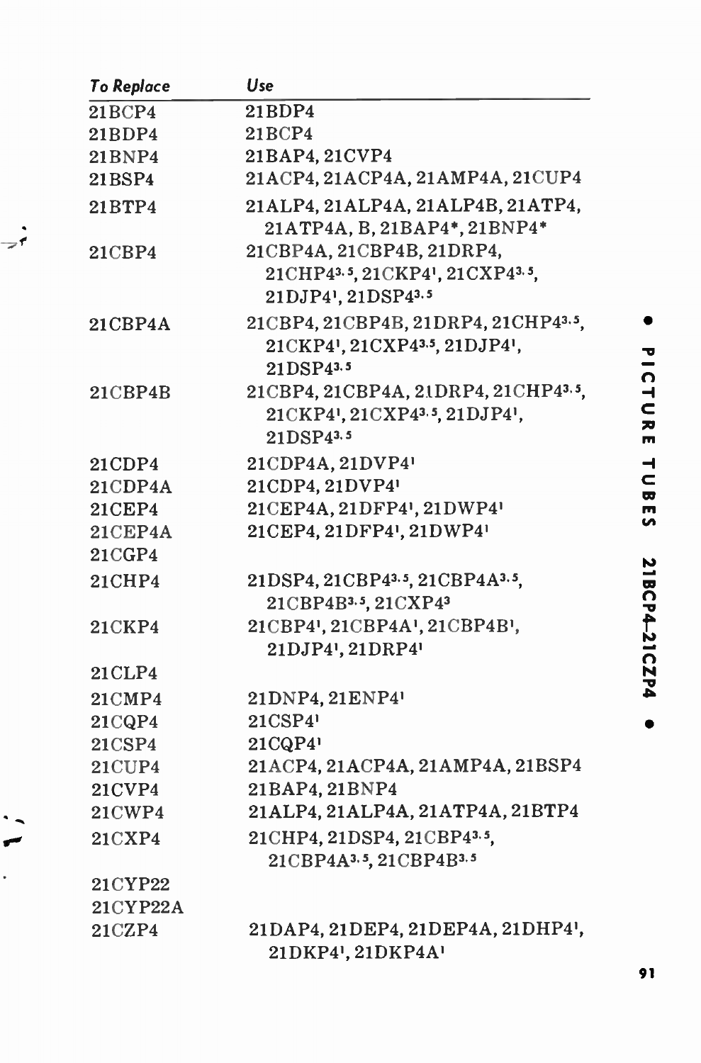| To Replace | Use |
| --- | --- |
| 21BCP4 | 21BDP4 |
| 21BDP4 | 21BCP4 |
| 21BNP4 | 21BAP4, 21CVP4 |
| 21BSP4 | 21ACP4, 21ACP4A, 21AMP4A, 21CUP4 |
| 21BTP4 | 21ALP4, 21ALP4A, 21ALP4B, 21ATP4, 21ATP4A, B, 21BAP4*, 21BNP4* |
| 21CBP4 | 21CBP4A, 21CBP4B, 21DRP4, 21CHP4[3,5], 21CKP4[1], 21CXP4[3,5], 21DJP4[1], 21DSP4[3,5] |
| 21CBP4A | 21CBP4, 21CBP4B, 21DRP4, 21CHP4[3,5], 21CKP4[1], 21CXP4[3,5], 21DJP4[1], 21DSP4[3,5] |
| 21CBP4B | 21CBP4, 21CBP4A, 21DRP4, 21CHP4[3,5], 21CKP4[1], 21CXP4[3,5], 21DJP4[1], 21DSP4[3,5] |
| 21CDP4 | 21CDP4A, 21DVP4[1] |
| 21CDP4A | 21CDP4, 21DVP4[1] |
| 21CEP4 | 21CEP4A, 21DFP4[1], 21DWP4[1] |
| 21CEP4A | 21CEP4, 21DFP4[1], 21DWP4[1] |
| 21CGP4 | |
| 21CHP4 | 21DSP4, 21CBP4[3,5], 21CBP4A[3,5], 21CBP4B[3,5], 21CXP4[3] |
| 21CKP4 | 21CBP4[1], 21CBP4A[1], 21CBP4B[1], 21DJP4[1], 21DRP4[1] |
| 21CLP4 | |
| 21CMP4 | 21DNP4, 21ENP4[1] |
| 21CQP4 | 21CSP4[1] |
| 21CSP4 | 21CQP4[1] |
| 21CUP4 | 21ACP4, 21ACP4A, 21AMP4A, 21BSP4 |
| 21CVP4 | 21BAP4, 21BNP4 |
| 21CWP4 | 21ALP4, 21ALP4A, 21ATP4A, 21BTP4 |
| 21CXP4 | 21CHP4, 21DSP4, 21CBP4[3,5], 21CBP4A[3,5], 21CBP4B[3,5] |
| 21CYP22 | |
| 21CYP22A | |
| 21CZP4 | 21DAP4, 21DEP4, 21DEP4A, 21DHP4[1], 21DKP4[1], 21DKP4A[1] |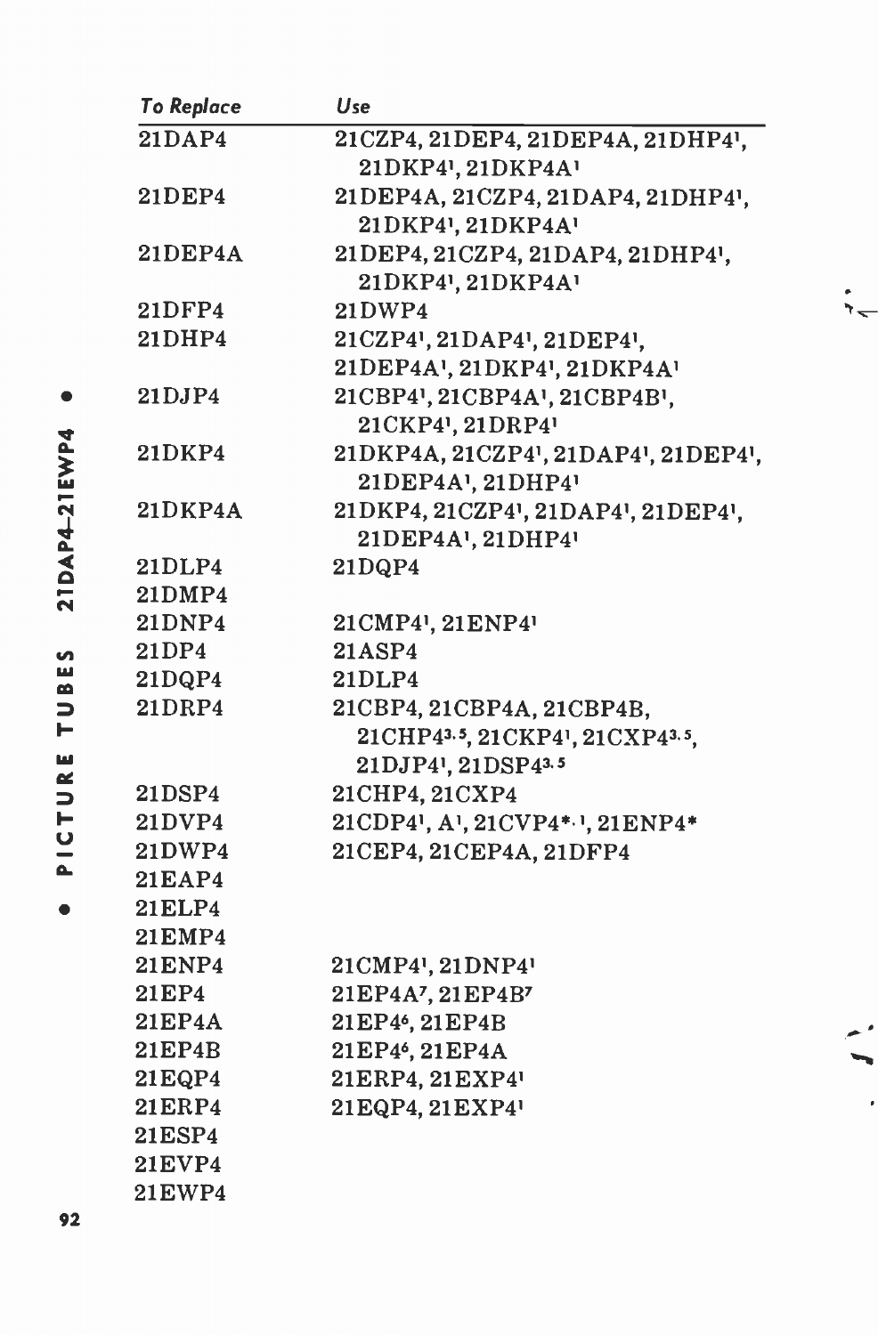| To Replace | Use |
|---|---|
| 21DAP4 | 21CZP4, 21DEP4, 21DEP4A, 21DHP4[1], 21DKP4[1], 21DKP4A[1] |
| 21DEP4 | 21DEP4A, 21CZP4, 21DAP4, 21DHP4[1], 21DKP4[1], 21DKP4A[1] |
| 21DEP4A | 21DEP4, 21CZP4, 21DAP4, 21DHP4[1], 21DKP4[1], 21DKP4A[1] |
| 21DFP4 | 21DWP4 |
| 21DHP4 | 21CZP4[1], 21DAP4[1], 21DEP4[1], 21DEP4A[1], 21DKP4[1], 21DKP4A[1] |
| 21DJP4 | 21CBP4[1], 21CBP4A[1], 21CBP4B[1], 21CKP4[1], 21DRP4[1] |
| 21DKP4 | 21DKP4A, 21CZP4[1], 21DAP4[1], 21DEP4[1], 21DEP4A[1], 21DHP4[1] |
| 21DKP4A | 21DKP4, 21CZP4[1], 21DAP4[1], 21DEP4[1], 21DEP4A[1], 21DHP4[1] |
| 21DLP4 | 21DQP4 |
| 21DMP4 | |
| 21DNP4 | 21CMP4[1], 21ENP4[1] |
| 21DP4 | 21ASP4 |
| 21DQP4 | 21DLP4 |
| 21DRP4 | 21CBP4, 21CBP4A, 21CBP4B, 21CHP4[3,5], 21CKP4[1], 21CXP4[3,5], 21DJP4[1], 21DSP4[3,5] |
| 21DSP4 | 21CHP4, 21CXP4 |
| 21DVP4 | 21CDP4[1], A[1], 21CVP4*[,1], 21ENP4* |
| 21DWP4 | 21CEP4, 21CEP4A, 21DFP4 |
| 21EAP4 | |
| 21ELP4 | |
| 21EMP4 | |
| 21ENP4 | 21CMP4[1], 21DNP4[1] |
| 21EP4 | 21EP4A[7], 21EP4B[7] |
| 21EP4A | 21EP4[6], 21EP4B |
| 21EP4B | 21EP4[6], 21EP4A |
| 21EQP4 | 21ERP4, 21EXP4[1] |
| 21ERP4 | 21EQP4, 21EXP4[1] |
| 21ESP4 | |
| 21EVP4 | |
| 21EWP4 | |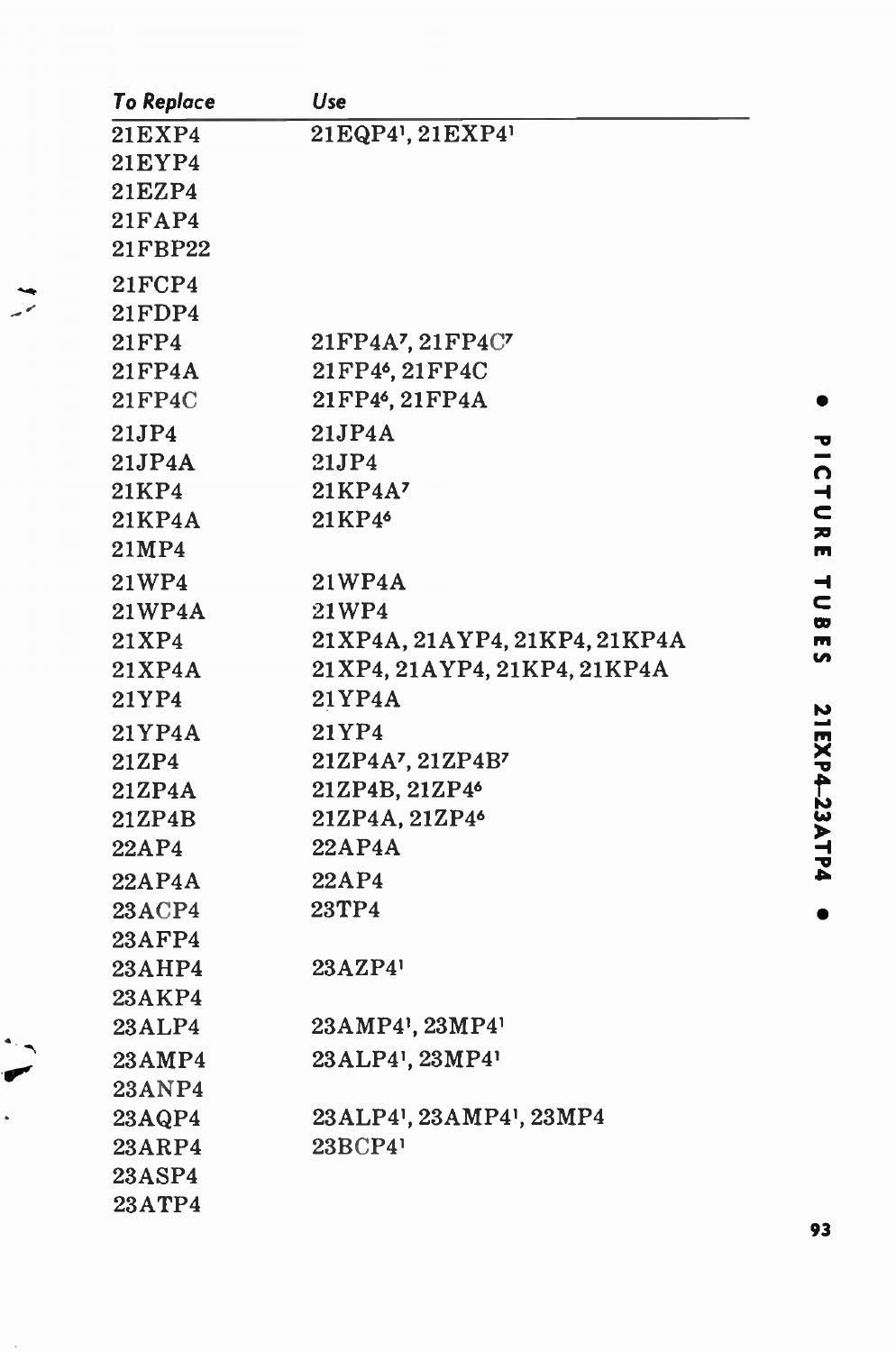| To Replace | Use |
|---|---|
| 21EXP4 | 21EQP4[1], 21EXP4[1] |
| 21EYP4 | |
| 21EZP4 | |
| 21FAP4 | |
| 21FBP22 | |
| 21FCP4 | |
| 21FDP4 | |
| 21FP4 | 21FP4A[7], 21FP4C[7] |
| 21FP4A | 21FP4[6], 21FP4C |
| 21FP4C | 21FP4[6], 21FP4A |
| 21JP4 | 21JP4A |
| 21JP4A | 21JP4 |
| 21KP4 | 21KP4A[7] |
| 21KP4A | 21KP4[6] |
| 21MP4 | |
| 21WP4 | 21WP4A |
| 21WP4A | 21WP4 |
| 21XP4 | 21XP4A, 21AYP4, 21KP4, 21KP4A |
| 21XP4A | 21XP4, 21AYP4, 21KP4, 21KP4A |
| 21YP4 | 21YP4A |
| 21YP4A | 21YP4 |
| 21ZP4 | 21ZP4A[7], 21ZP4B[7] |
| 21ZP4A | 21ZP4B, 21ZP4[6] |
| 21ZP4B | 21ZP4A, 21ZP4[6] |
| 22AP4 | 22AP4A |
| 22AP4A | 22AP4 |
| 23ACP4 | 23TP4 |
| 23AFP4 | |
| 23AHP4 | 23AZP4[1] |
| 23AKP4 | |
| 23ALP4 | 23AMP4[1], 23MP4[1] |
| 23AMP4 | 23ALP4[1], 23MP4[1] |
| 23ANP4 | |
| 23AQP4 | 23ALP4[1], 23AMP4[1], 23MP4 |
| 23ARP4 | 23BCP4[1] |
| 23ASP4 | |
| 23ATP4 | |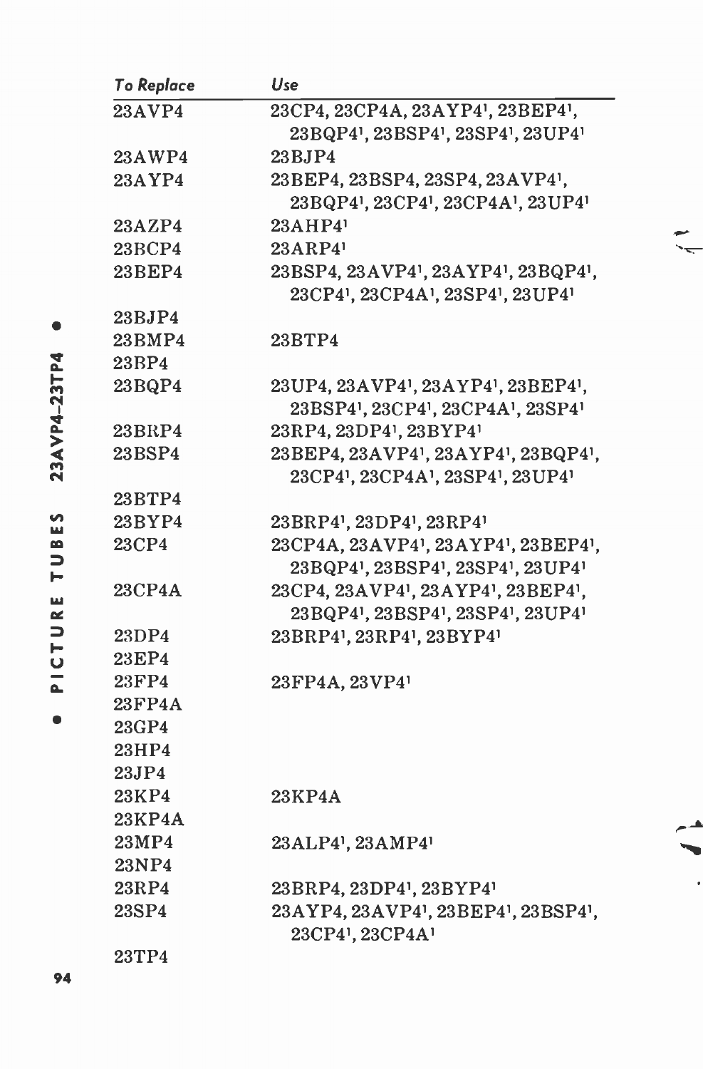| To Replace | Use |
|---|---|
| 23AVP4 | 23CP4, 23CP4A, 23AYP4[1], 23BEP4[1], 23BQP4[1], 23BSP4[1], 23SP4[1], 23UP4[1] |
| 23AWP4 | 23BJP4 |
| 23AYP4 | 23BEP4, 23BSP4, 23SP4, 23AVP4[1], 23BQP4[1], 23CP4[1], 23CP4A[1], 23UP4[1] |
| 23AZP4 | 23AHP4[1] |
| 23BCP4 | 23ARP4[1] |
| 23BEP4 | 23BSP4, 23AVP4[1], 23AYP4[1], 23BQP4[1], 23CP4[1], 23CP4A[1], 23SP4[1], 23UP4[1] |
| 23BJP4 | |
| 23BMP4 | 23BTP4 |
| 23BP4 | |
| 23BQP4 | 23UP4, 23AVP4[1], 23AYP4[1], 23BEP4[1], 23BSP4[1], 23CP4[1], 23CP4A[1], 23SP4[1] |
| 23BRP4 | 23RP4, 23DP4[1], 23BYP4[1] |
| 23BSP4 | 23BEP4, 23AVP4[1], 23AYP4[1], 23BQP4[1], 23CP4[1], 23CP4A[1], 23SP4[1], 23UP4[1] |
| 23BTP4 | |
| 23BYP4 | 23BRP4[1], 23DP4[1], 23RP4[1] |
| 23CP4 | 23CP4A, 23AVP4[1], 23AYP4[1], 23BEP4[1], 23BQP4[1], 23BSP4[1], 23SP4[1], 23UP4[1] |
| 23CP4A | 23CP4, 23AVP4[1], 23AYP4[1], 23BEP4[1], 23BQP4[1], 23BSP4[1], 23SP4[1], 23UP4[1] |
| 23DP4 | 23BRP4[1], 23RP4[1], 23BYP4[1] |
| 23EP4 | |
| 23FP4 | 23FP4A, 23VP4[1] |
| 23FP4A | |
| 23GP4 | |
| 23HP4 | |
| 23JP4 | |
| 23KP4 | 23KP4A |
| 23KP4A | |
| 23MP4 | 23ALP4[1], 23AMP4[1] |
| 23NP4 | |
| 23RP4 | 23BRP4, 23DP4[1], 23BYP4[1] |
| 23SP4 | 23AYP4, 23AVP4[1], 23BEP4[1], 23BSP4[1], 23CP4[1], 23CP4A[1] |
| 23TP4 | |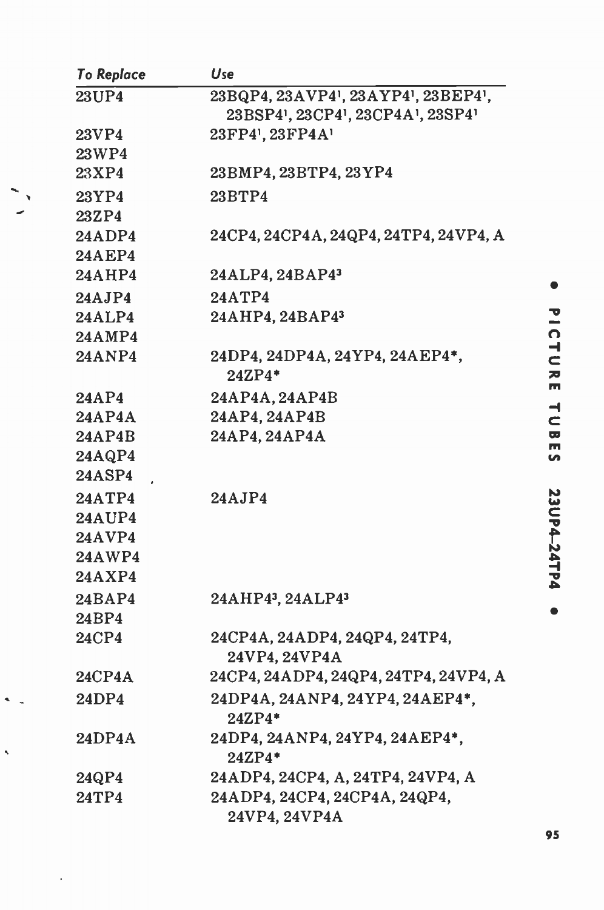| To Replace | Use |
|---|---|
| 23UP4 | 23BQP4, 23AVP4[1], 23AYP4[1], 23BEP4[1], 23BSP4[1], 23CP4[1], 23CP4A[1], 23SP4[1] |
| 23VP4 | 23FP4[1], 23FP4A[1] |
| 23WP4 | |
| 23XP4 | 23BMP4, 23BTP4, 23YP4 |
| 23YP4 | 23BTP4 |
| 23ZP4 | |
| 24ADP4 | 24CP4, 24CP4A, 24QP4, 24TP4, 24VP4, A |
| 24AEP4 | |
| 24AHP4 | 24ALP4, 24BAP4[3] |
| 24AJP4 | 24ATP4 |
| 24ALP4 | 24AHP4, 24BAP4[3] |
| 24AMP4 | |
| 24ANP4 | 24DP4, 24DP4A, 24YP4, 24AEP4*, 24ZP4* |
| 24AP4 | 24AP4A, 24AP4B |
| 24AP4A | 24AP4, 24AP4B |
| 24AP4B | 24AP4, 24AP4A |
| 24AQP4 | |
| 24ASP4 | |
| 24ATP4 | 24AJP4 |
| 24AUP4 | |
| 24AVP4 | |
| 24AWP4 | |
| 24AXP4 | |
| 24BAP4 | 24AHP4[3], 24ALP4[3] |
| 24BP4 | |
| 24CP4 | 24CP4A, 24ADP4, 24QP4, 24TP4, 24VP4, 24VP4A |
| 24CP4A | 24CP4, 24ADP4, 24QP4, 24TP4, 24VP4, A |
| 24DP4 | 24DP4A, 24ANP4, 24YP4, 24AEP4*, 24ZP4* |
| 24DP4A | 24DP4, 24ANP4, 24YP4, 24AEP4*, 24ZP4* |
| 24QP4 | 24ADP4, 24CP4, A, 24TP4, 24VP4, A |
| 24TP4 | 24ADP4, 24CP4, 24CP4A, 24QP4, 24VP4, 24VP4A |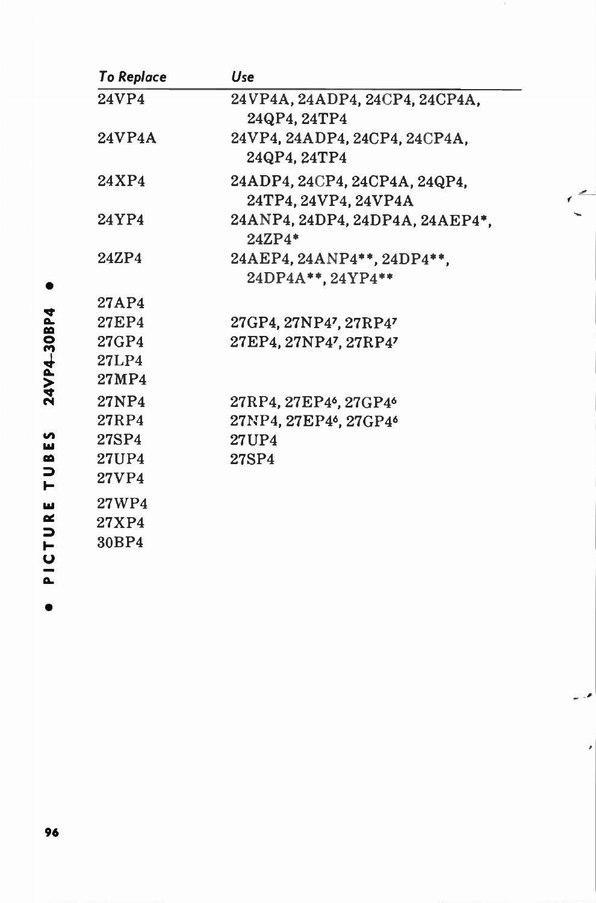| To Replace | Use |
|---|---|
| 24VP4 | 24VP4A, 24ADP4, 24CP4, 24CP4A, 24QP4, 24TP4 |
| 24VP4A | 24VP4, 24ADP4, 24CP4, 24CP4A, 24QP4, 24TP4 |
| 24XP4 | 24ADP4, 24CP4, 24CP4A, 24QP4, 24TP4, 24VP4, 24VP4A |
| 24YP4 | 24ANP4, 24DP4, 24DP4A, 24AEP4*, 24ZP4* |
| 24ZP4 | 24AEP4, 24ANP4**, 24DP4**, 24DP4A**, 24YP4** |
| 27AP4 | |
| 27EP4 | 27GP4, 27NP4[7], 27RP4[7] |
| 27GP4 | 27EP4, 27NP4[7], 27RP4[7] |
| 27LP4 | |
| 27MP4 | |
| 27NP4 | 27RP4, 27EP4[6], 27GP4[6] |
| 27RP4 | 27NP4, 27EP4[6], 27GP4[6] |
| 27SP4 | 27UP4 |
| 27UP4 | 27SP4 |
| 27VP4 | |
| 27WP4 | |
| 27XP4 | |
| 30BP4 | |